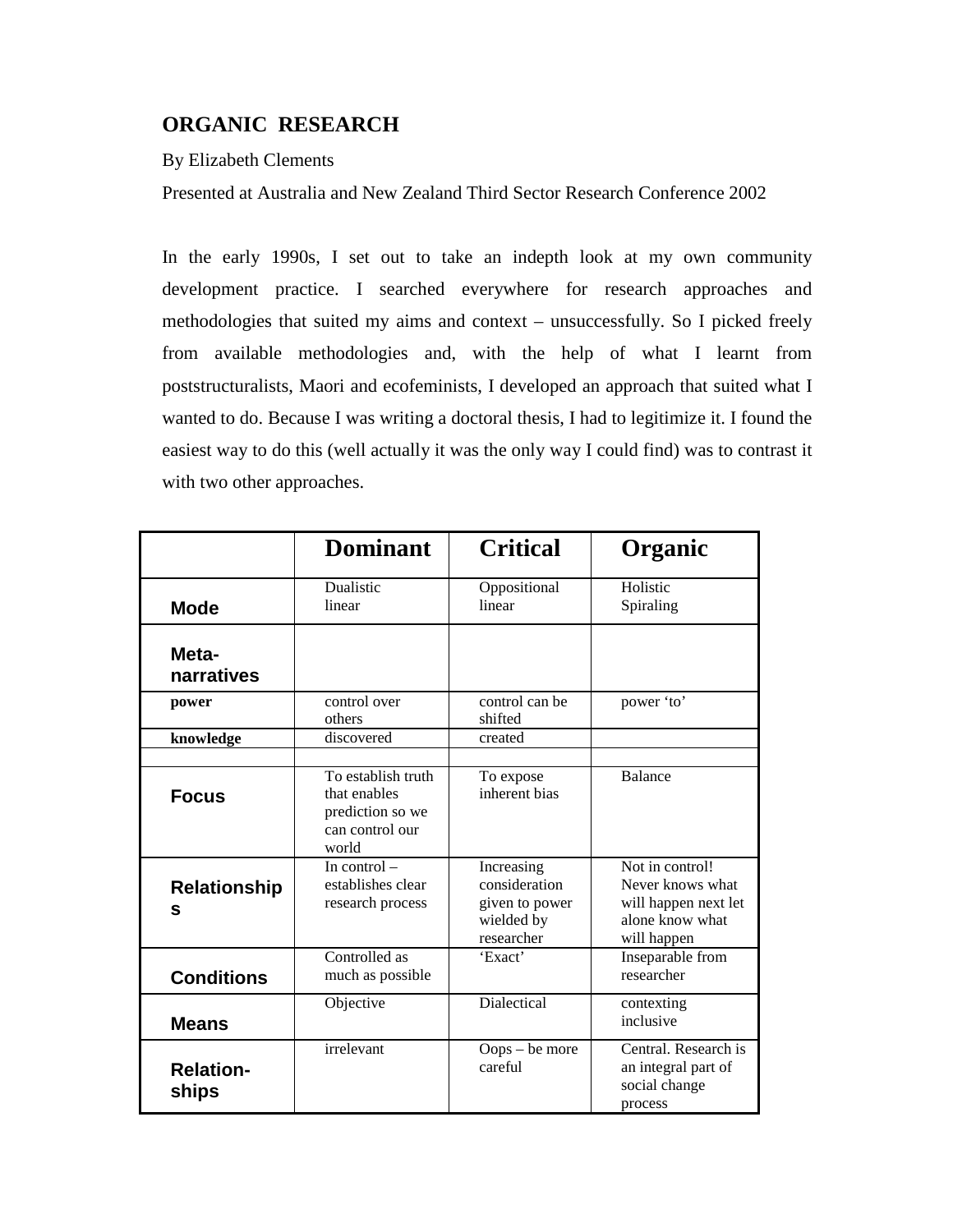# ORGANIC RESEARCH

By Elizabeth Clements

Presented at Australia and New Zealand Third Sector Research Conference 2002

In the early 1990s, I set out to take an indepth look at my own community development practice. I searched everywhere for research approaches and methodologies that suited my aims and context – unsuccessfully. So I picked freely from available methodologies and, with the help of what I learnt from poststructuralists, Maori and ecofeminists, I developed an approach that suited what I wanted to do. Because I was writing a doctoral thesis, I had to legitimize it. I found the easiest way to do this (well actually it was the only way I could find) was to contrast it with two other approaches.

| | Dominant | Critical | Organic |
|---|---|---|---|
| **Mode** | Dualistic linear | Oppositional linear | Holistic Spiraling |
| **Meta-narratives** | | | |
| **power** | control over others | control can be shifted | power 'to' |
| **knowledge** | discovered | created | |
| | | | |
| **Focus** | To establish truth that enables prediction so we can control our world | To expose inherent bias | Balance |
| **Relationships** | In control – establishes clear research process | Increasing consideration given to power wielded by researcher | Not in control! Never knows what will happen next let alone know what will happen |
| **Conditions** | Controlled as much as possible | 'Exact' | Inseparable from researcher |
| **Means** | Objective | Dialectical | contexting inclusive |
| **Relation-ships** | irrelevant | Oops – be more careful | Central. Research is an integral part of social change process |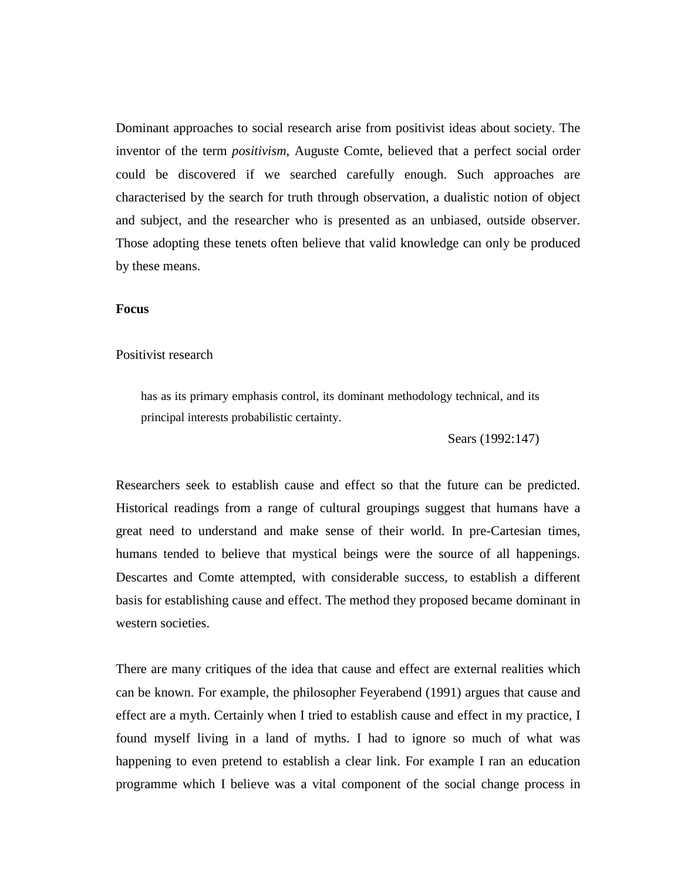Dominant approaches to social research arise from positivist ideas about society. The inventor of the term *positivism*, Auguste Comte, believed that a perfect social order could be discovered if we searched carefully enough. Such approaches are characterised by the search for truth through observation, a dualistic notion of object and subject, and the researcher who is presented as an unbiased, outside observer. Those adopting these tenets often believe that valid knowledge can only be produced by these means.

**Focus**

Positivist research

> has as its primary emphasis control, its dominant methodology technical, and its principal interests probabilistic certainty.
>
> Sears (1992:147)

Researchers seek to establish cause and effect so that the future can be predicted. Historical readings from a range of cultural groupings suggest that humans have a great need to understand and make sense of their world. In pre-Cartesian times, humans tended to believe that mystical beings were the source of all happenings. Descartes and Comte attempted, with considerable success, to establish a different basis for establishing cause and effect. The method they proposed became dominant in western societies.

There are many critiques of the idea that cause and effect are external realities which can be known. For example, the philosopher Feyerabend (1991) argues that cause and effect are a myth. Certainly when I tried to establish cause and effect in my practice, I found myself living in a land of myths. I had to ignore so much of what was happening to even pretend to establish a clear link. For example I ran an education programme which I believe was a vital component of the social change process in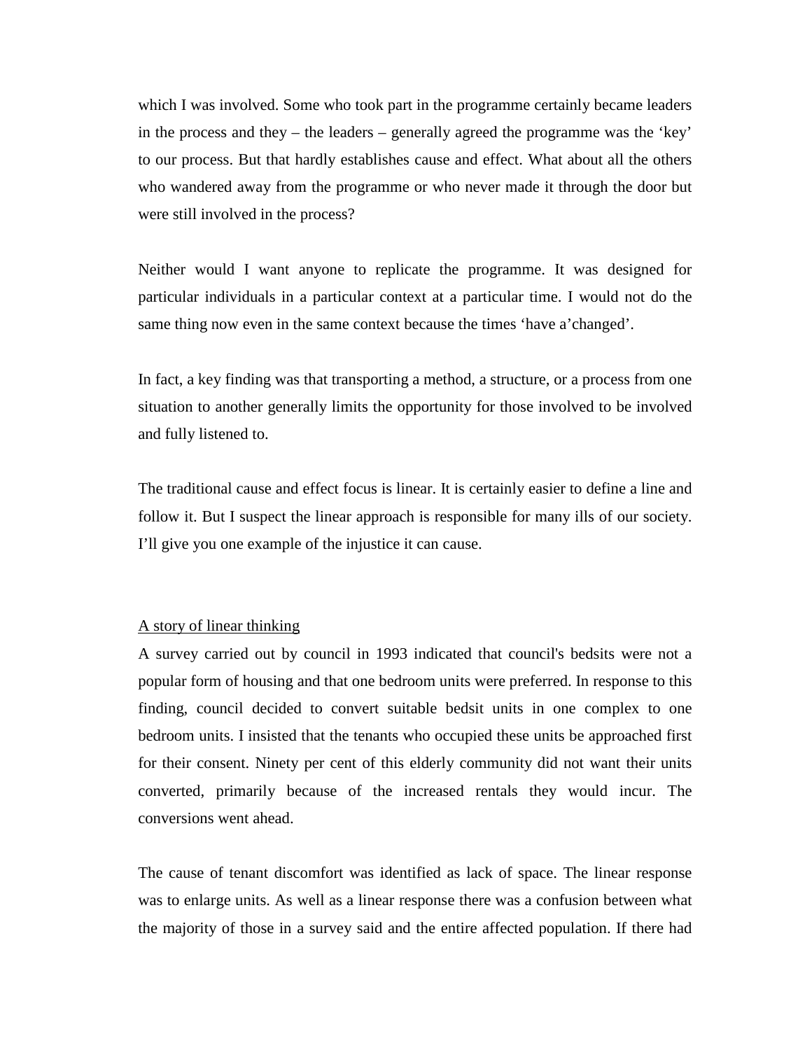which I was involved. Some who took part in the programme certainly became leaders in the process and they – the leaders – generally agreed the programme was the 'key' to our process. But that hardly establishes cause and effect. What about all the others who wandered away from the programme or who never made it through the door but were still involved in the process?

Neither would I want anyone to replicate the programme. It was designed for particular individuals in a particular context at a particular time. I would not do the same thing now even in the same context because the times 'have a'changed'.

In fact, a key finding was that transporting a method, a structure, or a process from one situation to another generally limits the opportunity for those involved to be involved and fully listened to.

The traditional cause and effect focus is linear. It is certainly easier to define a line and follow it. But I suspect the linear approach is responsible for many ills of our society. I'll give you one example of the injustice it can cause.

<u>A story of linear thinking</u>

A survey carried out by council in 1993 indicated that council's bedsits were not a popular form of housing and that one bedroom units were preferred. In response to this finding, council decided to convert suitable bedsit units in one complex to one bedroom units. I insisted that the tenants who occupied these units be approached first for their consent. Ninety per cent of this elderly community did not want their units converted, primarily because of the increased rentals they would incur. The conversions went ahead.

The cause of tenant discomfort was identified as lack of space. The linear response was to enlarge units. As well as a linear response there was a confusion between what the majority of those in a survey said and the entire affected population. If there had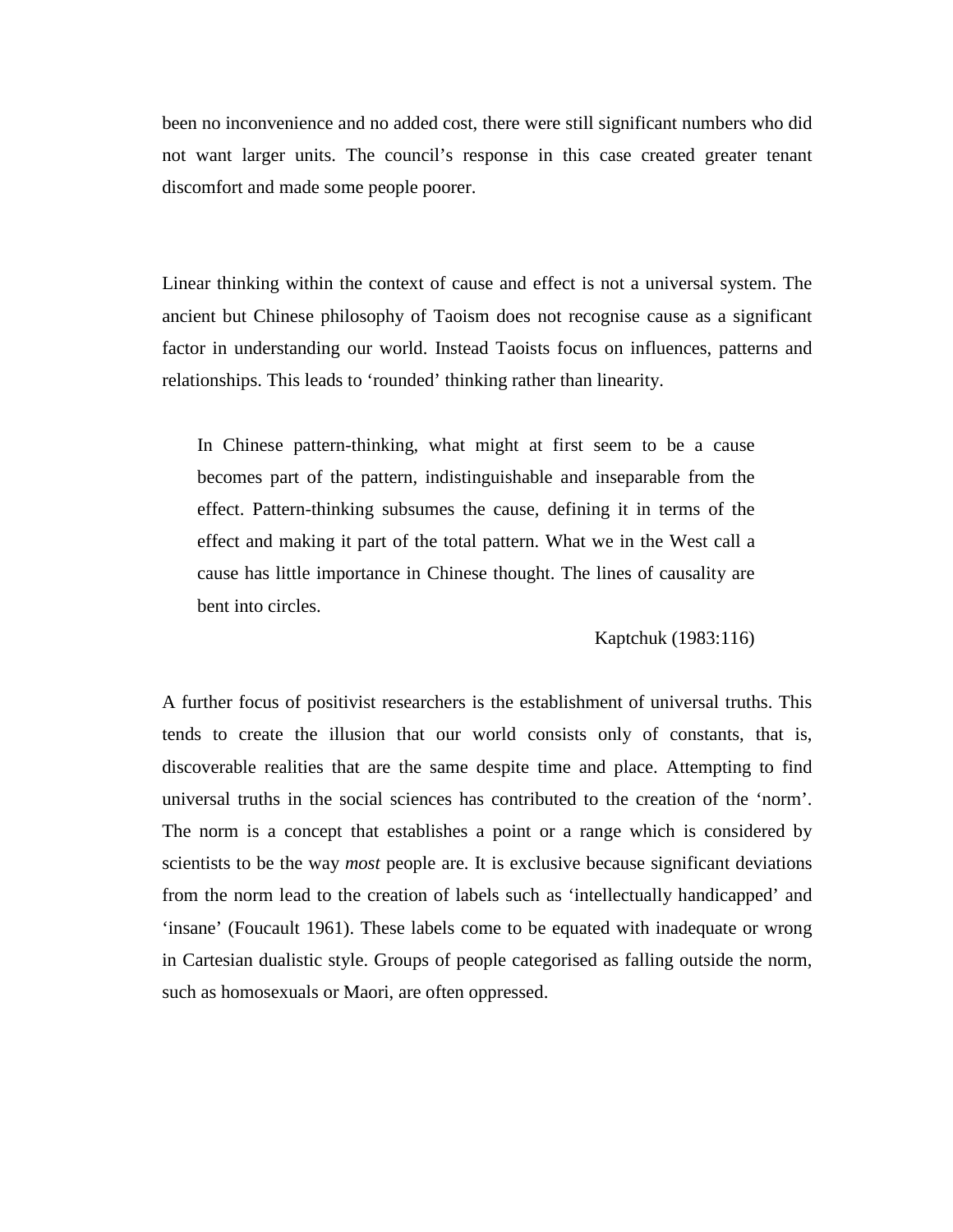been no inconvenience and no added cost, there were still significant numbers who did not want larger units. The council's response in this case created greater tenant discomfort and made some people poorer.

Linear thinking within the context of cause and effect is not a universal system. The ancient but Chinese philosophy of Taoism does not recognise cause as a significant factor in understanding our world. Instead Taoists focus on influences, patterns and relationships. This leads to 'rounded' thinking rather than linearity.

> In Chinese pattern-thinking, what might at first seem to be a cause becomes part of the pattern, indistinguishable and inseparable from the effect. Pattern-thinking subsumes the cause, defining it in terms of the effect and making it part of the total pattern. What we in the West call a cause has little importance in Chinese thought. The lines of causality are bent into circles.
>
> Kaptchuk (1983:116)

A further focus of positivist researchers is the establishment of universal truths. This tends to create the illusion that our world consists only of constants, that is, discoverable realities that are the same despite time and place. Attempting to find universal truths in the social sciences has contributed to the creation of the 'norm'. The norm is a concept that establishes a point or a range which is considered by scientists to be the way *most* people are. It is exclusive because significant deviations from the norm lead to the creation of labels such as 'intellectually handicapped' and 'insane' (Foucault 1961). These labels come to be equated with inadequate or wrong in Cartesian dualistic style. Groups of people categorised as falling outside the norm, such as homosexuals or Maori, are often oppressed.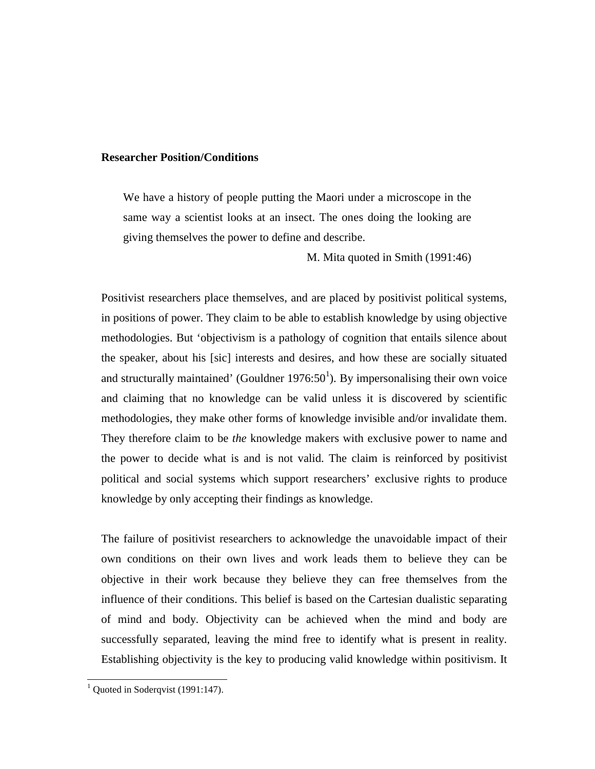**Researcher Position/Conditions**

> We have a history of people putting the Maori under a microscope in the same way a scientist looks at an insect. The ones doing the looking are giving themselves the power to define and describe.
>
> M. Mita quoted in Smith (1991:46)

Positivist researchers place themselves, and are placed by positivist political systems, in positions of power. They claim to be able to establish knowledge by using objective methodologies. But 'objectivism is a pathology of cognition that entails silence about the speaker, about his [sic] interests and desires, and how these are socially situated and structurally maintained' (Gouldner 1976:50[1]). By impersonalising their own voice and claiming that no knowledge can be valid unless it is discovered by scientific methodologies, they make other forms of knowledge invisible and/or invalidate them. They therefore claim to be *the* knowledge makers with exclusive power to name and the power to decide what is and is not valid. The claim is reinforced by positivist political and social systems which support researchers' exclusive rights to produce knowledge by only accepting their findings as knowledge.

The failure of positivist researchers to acknowledge the unavoidable impact of their own conditions on their own lives and work leads them to believe they can be objective in their work because they believe they can free themselves from the influence of their conditions. This belief is based on the Cartesian dualistic separating of mind and body. Objectivity can be achieved when the mind and body are successfully separated, leaving the mind free to identify what is present in reality. Establishing objectivity is the key to producing valid knowledge within positivism. It

[1] Quoted in Soderqvist (1991:147).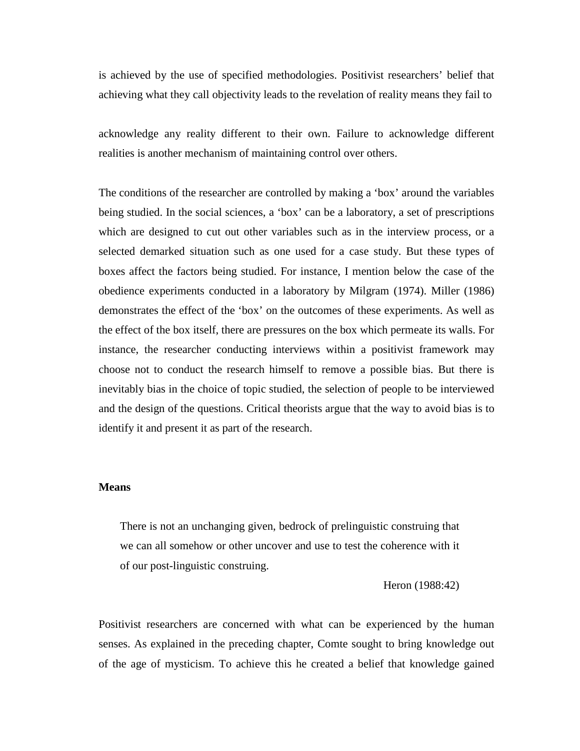is achieved by the use of specified methodologies. Positivist researchers' belief that achieving what they call objectivity leads to the revelation of reality means they fail to acknowledge any reality different to their own. Failure to acknowledge different realities is another mechanism of maintaining control over others.

The conditions of the researcher are controlled by making a 'box' around the variables being studied. In the social sciences, a 'box' can be a laboratory, a set of prescriptions which are designed to cut out other variables such as in the interview process, or a selected demarked situation such as one used for a case study. But these types of boxes affect the factors being studied. For instance, I mention below the case of the obedience experiments conducted in a laboratory by Milgram (1974). Miller (1986) demonstrates the effect of the 'box' on the outcomes of these experiments. As well as the effect of the box itself, there are pressures on the box which permeate its walls. For instance, the researcher conducting interviews within a positivist framework may choose not to conduct the research himself to remove a possible bias. But there is inevitably bias in the choice of topic studied, the selection of people to be interviewed and the design of the questions. Critical theorists argue that the way to avoid bias is to identify it and present it as part of the research.

**Means**

> There is not an unchanging given, bedrock of prelinguistic construing that we can all somehow or other uncover and use to test the coherence with it of our post-linguistic construing.
>
> Heron (1988:42)

Positivist researchers are concerned with what can be experienced by the human senses. As explained in the preceding chapter, Comte sought to bring knowledge out of the age of mysticism. To achieve this he created a belief that knowledge gained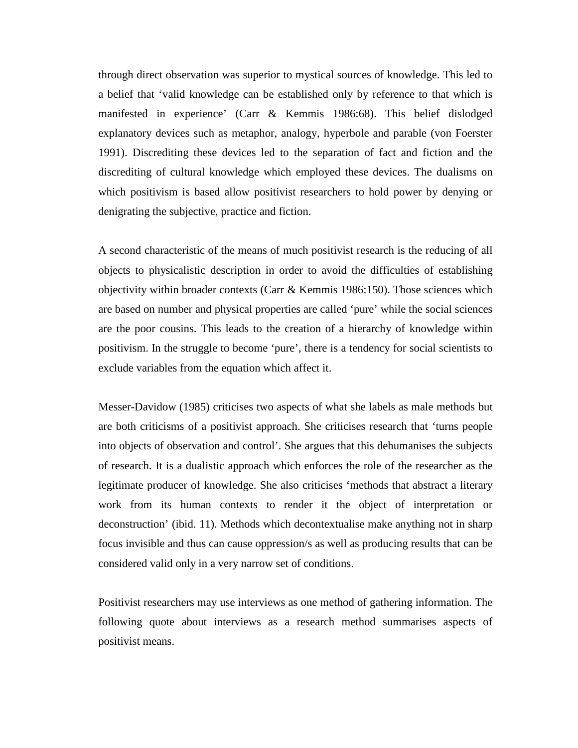through direct observation was superior to mystical sources of knowledge. This led to a belief that 'valid knowledge can be established only by reference to that which is manifested in experience' (Carr & Kemmis 1986:68). This belief dislodged explanatory devices such as metaphor, analogy, hyperbole and parable (von Foerster 1991). Discrediting these devices led to the separation of fact and fiction and the discrediting of cultural knowledge which employed these devices. The dualisms on which positivism is based allow positivist researchers to hold power by denying or denigrating the subjective, practice and fiction.

A second characteristic of the means of much positivist research is the reducing of all objects to physicalistic description in order to avoid the difficulties of establishing objectivity within broader contexts (Carr & Kemmis 1986:150). Those sciences which are based on number and physical properties are called 'pure' while the social sciences are the poor cousins. This leads to the creation of a hierarchy of knowledge within positivism. In the struggle to become 'pure', there is a tendency for social scientists to exclude variables from the equation which affect it.

Messer-Davidow (1985) criticises two aspects of what she labels as male methods but are both criticisms of a positivist approach. She criticises research that 'turns people into objects of observation and control'. She argues that this dehumanises the subjects of research. It is a dualistic approach which enforces the role of the researcher as the legitimate producer of knowledge. She also criticises 'methods that abstract a literary work from its human contexts to render it the object of interpretation or deconstruction' (ibid. 11). Methods which decontextualise make anything not in sharp focus invisible and thus can cause oppression/s as well as producing results that can be considered valid only in a very narrow set of conditions.

Positivist researchers may use interviews as one method of gathering information. The following quote about interviews as a research method summarises aspects of positivist means.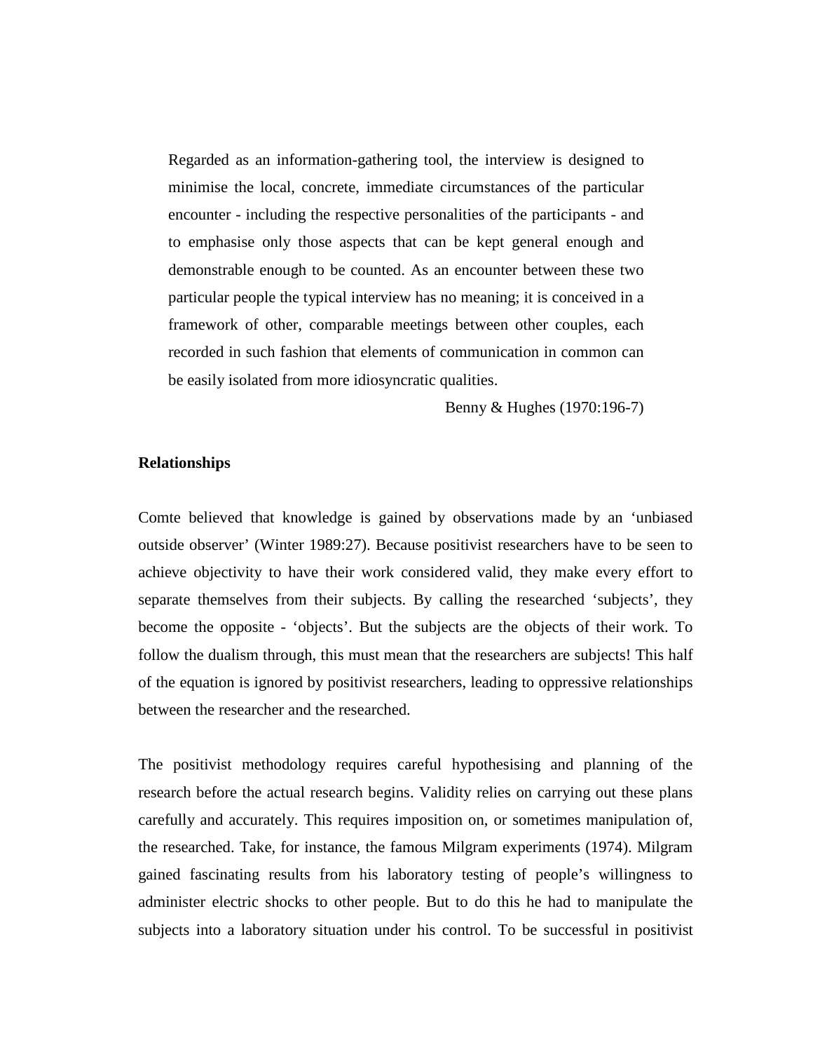> Regarded as an information-gathering tool, the interview is designed to minimise the local, concrete, immediate circumstances of the particular encounter - including the respective personalities of the participants - and to emphasise only those aspects that can be kept general enough and demonstrable enough to be counted. As an encounter between these two particular people the typical interview has no meaning; it is conceived in a framework of other, comparable meetings between other couples, each recorded in such fashion that elements of communication in common can be easily isolated from more idiosyncratic qualities.
>
> Benny & Hughes (1970:196-7)

**Relationships**

Comte believed that knowledge is gained by observations made by an 'unbiased outside observer' (Winter 1989:27). Because positivist researchers have to be seen to achieve objectivity to have their work considered valid, they make every effort to separate themselves from their subjects. By calling the researched 'subjects', they become the opposite - 'objects'. But the subjects are the objects of their work. To follow the dualism through, this must mean that the researchers are subjects! This half of the equation is ignored by positivist researchers, leading to oppressive relationships between the researcher and the researched.

The positivist methodology requires careful hypothesising and planning of the research before the actual research begins. Validity relies on carrying out these plans carefully and accurately. This requires imposition on, or sometimes manipulation of, the researched. Take, for instance, the famous Milgram experiments (1974). Milgram gained fascinating results from his laboratory testing of people's willingness to administer electric shocks to other people. But to do this he had to manipulate the subjects into a laboratory situation under his control. To be successful in positivist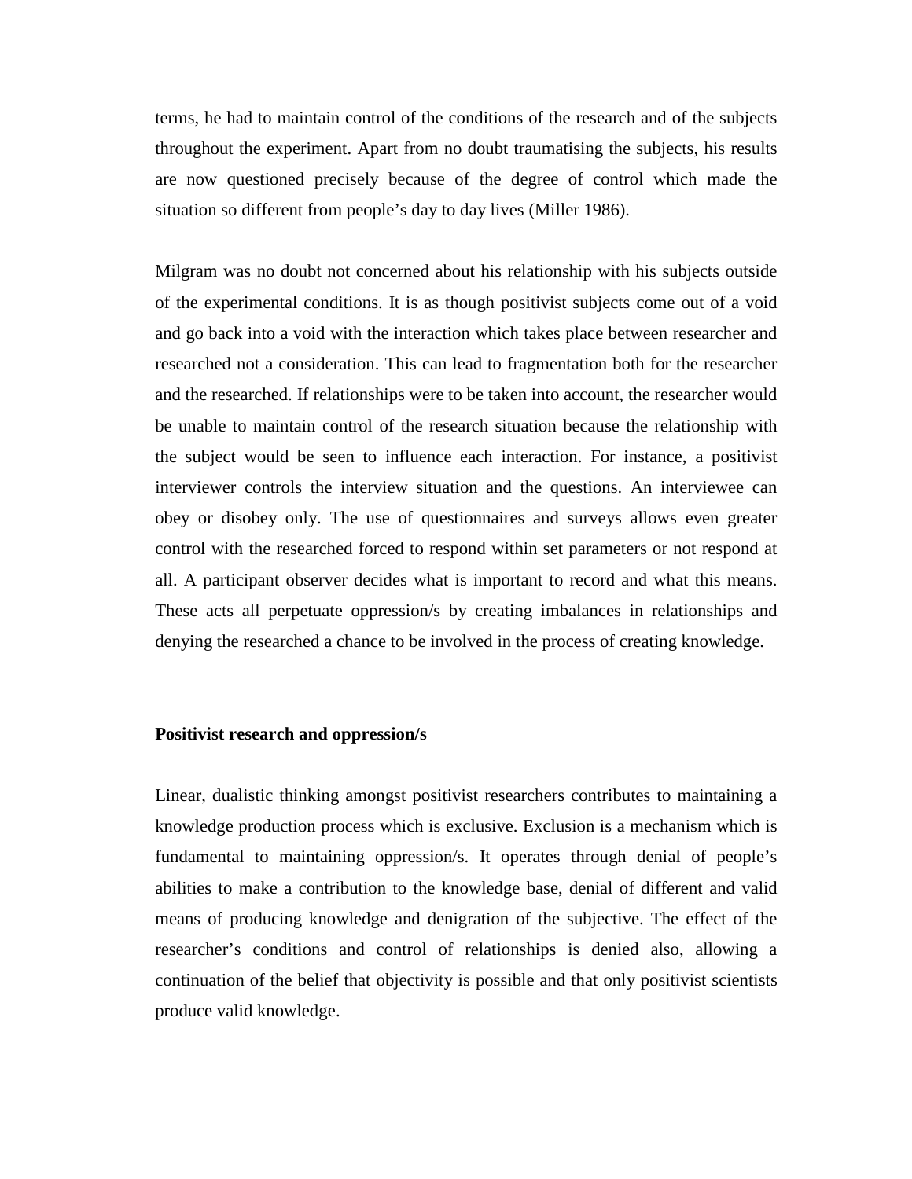terms, he had to maintain control of the conditions of the research and of the subjects throughout the experiment. Apart from no doubt traumatising the subjects, his results are now questioned precisely because of the degree of control which made the situation so different from people's day to day lives (Miller 1986).

Milgram was no doubt not concerned about his relationship with his subjects outside of the experimental conditions. It is as though positivist subjects come out of a void and go back into a void with the interaction which takes place between researcher and researched not a consideration. This can lead to fragmentation both for the researcher and the researched. If relationships were to be taken into account, the researcher would be unable to maintain control of the research situation because the relationship with the subject would be seen to influence each interaction. For instance, a positivist interviewer controls the interview situation and the questions. An interviewee can obey or disobey only. The use of questionnaires and surveys allows even greater control with the researched forced to respond within set parameters or not respond at all. A participant observer decides what is important to record and what this means. These acts all perpetuate oppression/s by creating imbalances in relationships and denying the researched a chance to be involved in the process of creating knowledge.

**Positivist research and oppression/s**

Linear, dualistic thinking amongst positivist researchers contributes to maintaining a knowledge production process which is exclusive. Exclusion is a mechanism which is fundamental to maintaining oppression/s. It operates through denial of people's abilities to make a contribution to the knowledge base, denial of different and valid means of producing knowledge and denigration of the subjective. The effect of the researcher's conditions and control of relationships is denied also, allowing a continuation of the belief that objectivity is possible and that only positivist scientists produce valid knowledge.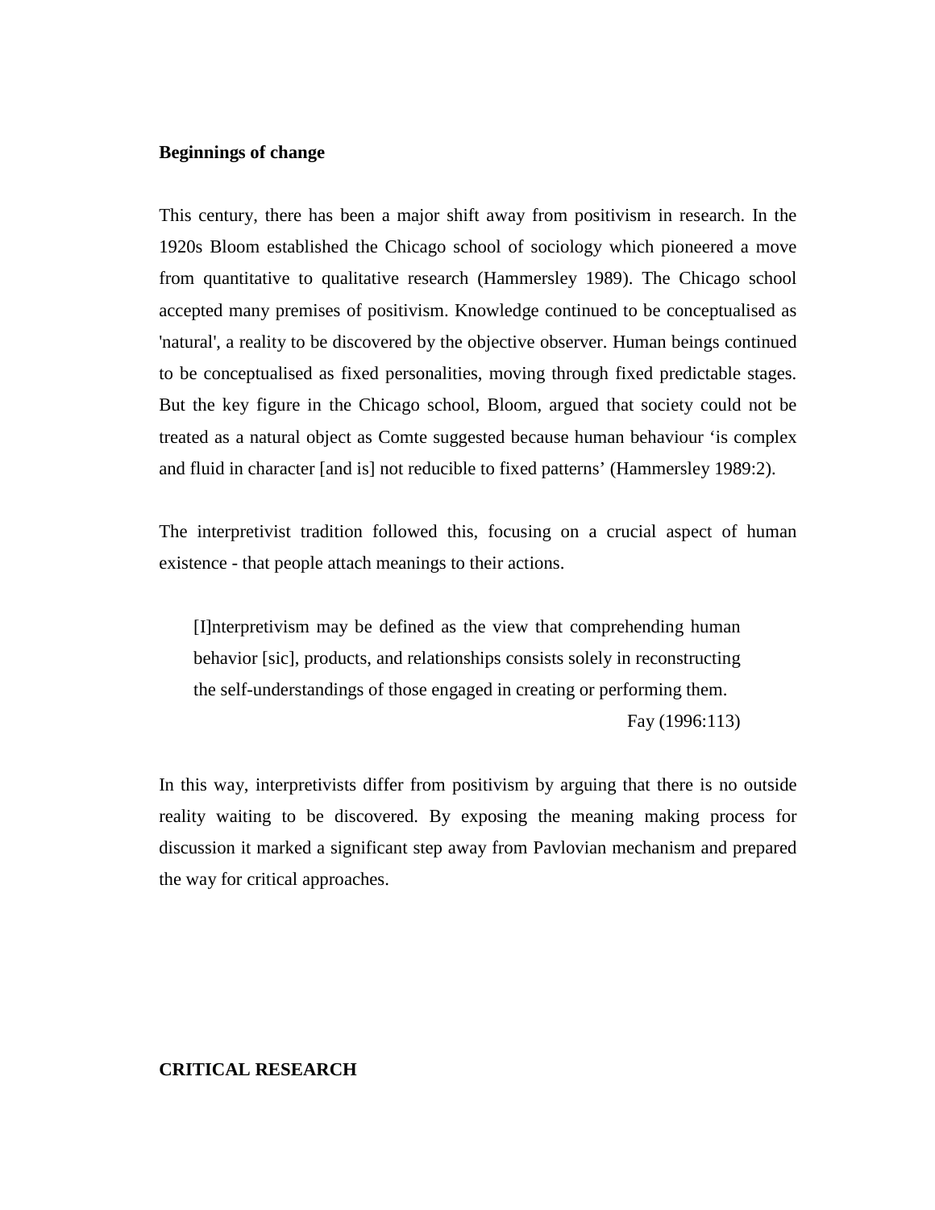**Beginnings of change**

This century, there has been a major shift away from positivism in research. In the 1920s Bloom established the Chicago school of sociology which pioneered a move from quantitative to qualitative research (Hammersley 1989). The Chicago school accepted many premises of positivism. Knowledge continued to be conceptualised as 'natural', a reality to be discovered by the objective observer. Human beings continued to be conceptualised as fixed personalities, moving through fixed predictable stages. But the key figure in the Chicago school, Bloom, argued that society could not be treated as a natural object as Comte suggested because human behaviour 'is complex and fluid in character [and is] not reducible to fixed patterns' (Hammersley 1989:2).

The interpretivist tradition followed this, focusing on a crucial aspect of human existence - that people attach meanings to their actions.

> [I]nterpretivism may be defined as the view that comprehending human behavior [sic], products, and relationships consists solely in reconstructing the self-understandings of those engaged in creating or performing them.
>
> Fay (1996:113)

In this way, interpretivists differ from positivism by arguing that there is no outside reality waiting to be discovered. By exposing the meaning making process for discussion it marked a significant step away from Pavlovian mechanism and prepared the way for critical approaches.

**CRITICAL RESEARCH**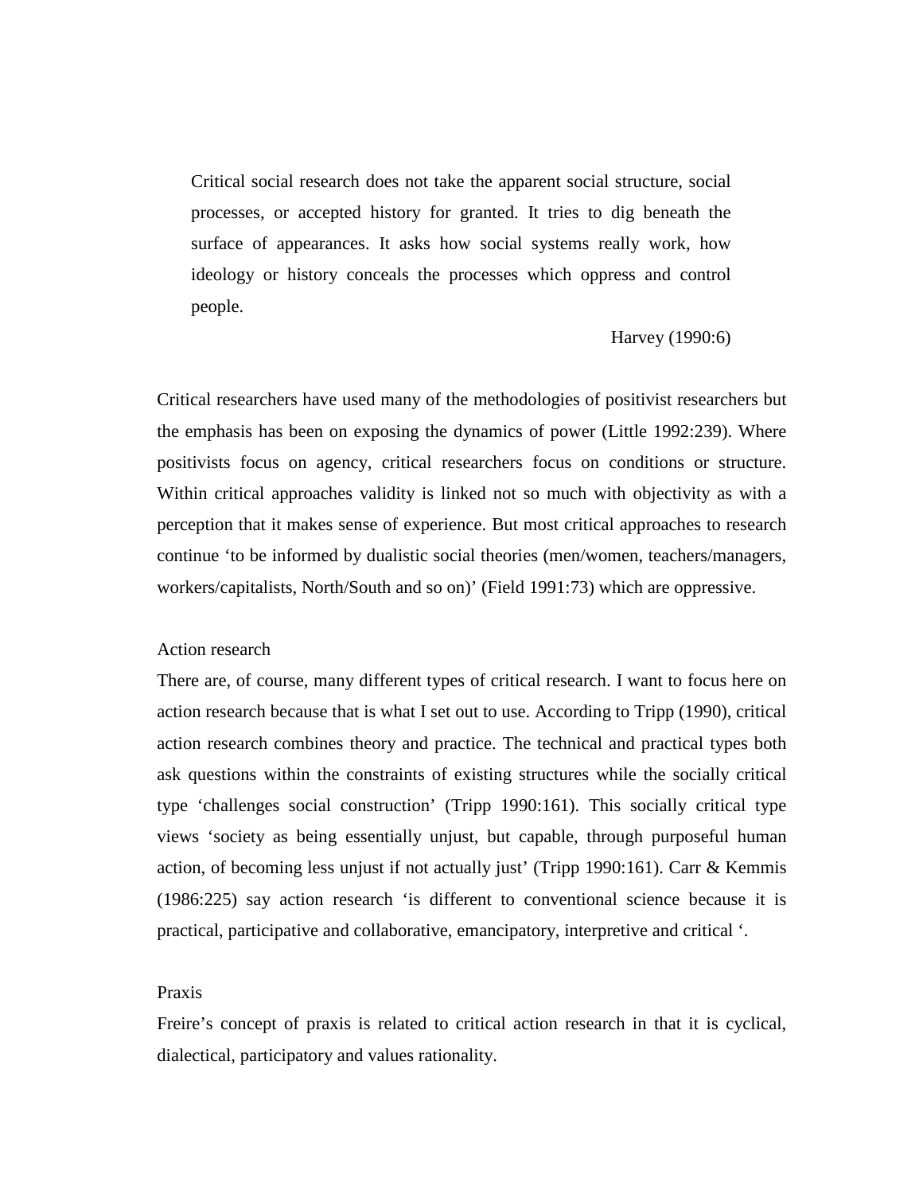> Critical social research does not take the apparent social structure, social processes, or accepted history for granted. It tries to dig beneath the surface of appearances. It asks how social systems really work, how ideology or history conceals the processes which oppress and control people.
>
> Harvey (1990:6)

Critical researchers have used many of the methodologies of positivist researchers but the emphasis has been on exposing the dynamics of power (Little 1992:239). Where positivists focus on agency, critical researchers focus on conditions or structure. Within critical approaches validity is linked not so much with objectivity as with a perception that it makes sense of experience. But most critical approaches to research continue 'to be informed by dualistic social theories (men/women, teachers/managers, workers/capitalists, North/South and so on)' (Field 1991:73) which are oppressive.

### Action research

There are, of course, many different types of critical research. I want to focus here on action research because that is what I set out to use. According to Tripp (1990), critical action research combines theory and practice. The technical and practical types both ask questions within the constraints of existing structures while the socially critical type 'challenges social construction' (Tripp 1990:161). This socially critical type views 'society as being essentially unjust, but capable, through purposeful human action, of becoming less unjust if not actually just' (Tripp 1990:161). Carr & Kemmis (1986:225) say action research 'is different to conventional science because it is practical, participative and collaborative, emancipatory, interpretive and critical '.

### Praxis

Freire's concept of praxis is related to critical action research in that it is cyclical, dialectical, participatory and values rationality.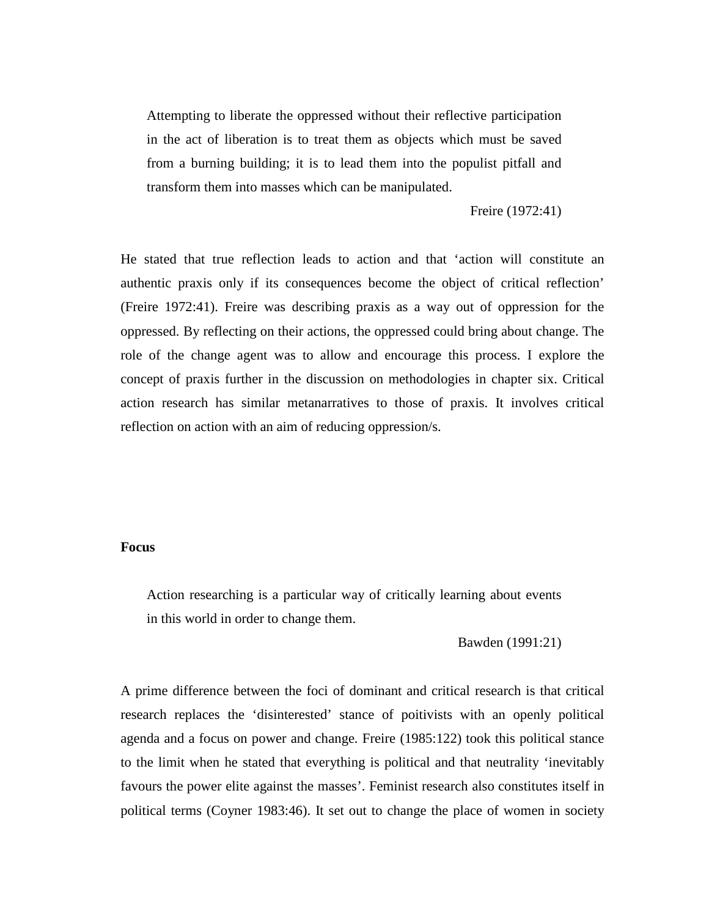> Attempting to liberate the oppressed without their reflective participation in the act of liberation is to treat them as objects which must be saved from a burning building; it is to lead them into the populist pitfall and transform them into masses which can be manipulated.
>
> Freire (1972:41)

He stated that true reflection leads to action and that ‘action will constitute an authentic praxis only if its consequences become the object of critical reflection’ (Freire 1972:41). Freire was describing praxis as a way out of oppression for the oppressed. By reflecting on their actions, the oppressed could bring about change. The role of the change agent was to allow and encourage this process. I explore the concept of praxis further in the discussion on methodologies in chapter six. Critical action research has similar metanarratives to those of praxis. It involves critical reflection on action with an aim of reducing oppression/s.

**Focus**

> Action researching is a particular way of critically learning about events in this world in order to change them.
>
> Bawden (1991:21)

A prime difference between the foci of dominant and critical research is that critical research replaces the ‘disinterested’ stance of poitivists with an openly political agenda and a focus on power and change. Freire (1985:122) took this political stance to the limit when he stated that everything is political and that neutrality ‘inevitably favours the power elite against the masses’. Feminist research also constitutes itself in political terms (Coyner 1983:46). It set out to change the place of women in society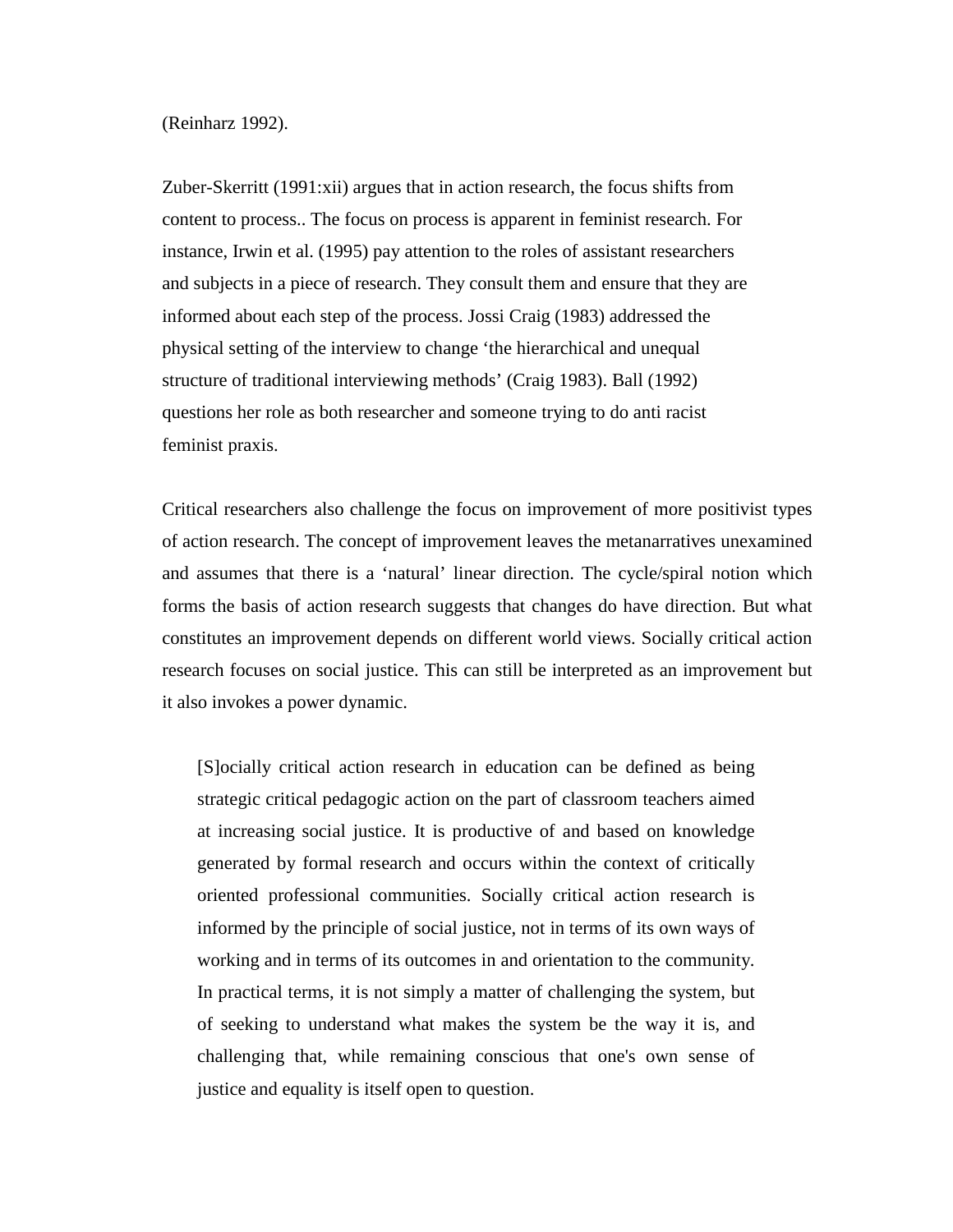(Reinharz 1992).

Zuber-Skerritt (1991:xii) argues that in action research, the focus shifts from content to process.. The focus on process is apparent in feminist research. For instance, Irwin et al. (1995) pay attention to the roles of assistant researchers and subjects in a piece of research. They consult them and ensure that they are informed about each step of the process. Jossi Craig (1983) addressed the physical setting of the interview to change 'the hierarchical and unequal structure of traditional interviewing methods' (Craig 1983). Ball (1992) questions her role as both researcher and someone trying to do anti racist feminist praxis.

Critical researchers also challenge the focus on improvement of more positivist types of action research. The concept of improvement leaves the metanarratives unexamined and assumes that there is a 'natural' linear direction. The cycle/spiral notion which forms the basis of action research suggests that changes do have direction. But what constitutes an improvement depends on different world views. Socially critical action research focuses on social justice. This can still be interpreted as an improvement but it also invokes a power dynamic.

> [S]ocially critical action research in education can be defined as being strategic critical pedagogic action on the part of classroom teachers aimed at increasing social justice. It is productive of and based on knowledge generated by formal research and occurs within the context of critically oriented professional communities. Socially critical action research is informed by the principle of social justice, not in terms of its own ways of working and in terms of its outcomes in and orientation to the community. In practical terms, it is not simply a matter of challenging the system, but of seeking to understand what makes the system be the way it is, and challenging that, while remaining conscious that one's own sense of justice and equality is itself open to question.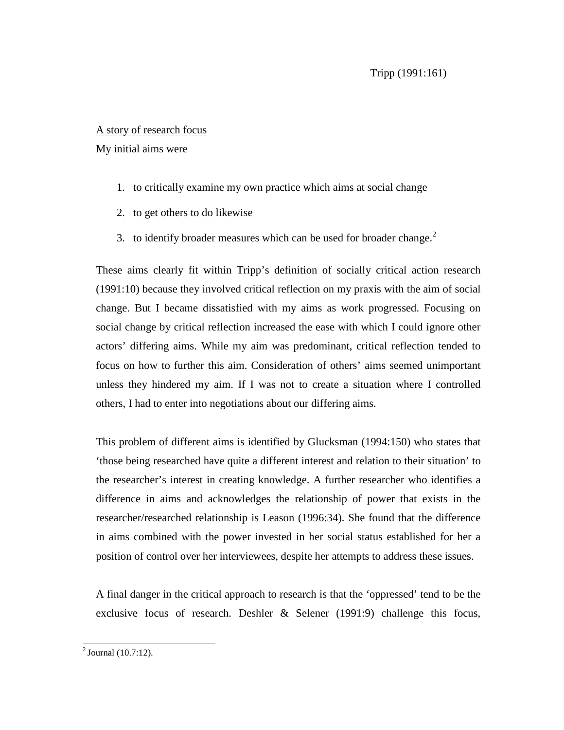Tripp (1991:161)

A story of research focus

My initial aims were

1. to critically examine my own practice which aims at social change
2. to get others to do likewise
3. to identify broader measures which can be used for broader change.[2]

These aims clearly fit within Tripp's definition of socially critical action research (1991:10) because they involved critical reflection on my praxis with the aim of social change. But I became dissatisfied with my aims as work progressed. Focusing on social change by critical reflection increased the ease with which I could ignore other actors' differing aims. While my aim was predominant, critical reflection tended to focus on how to further this aim. Consideration of others' aims seemed unimportant unless they hindered my aim. If I was not to create a situation where I controlled others, I had to enter into negotiations about our differing aims.

This problem of different aims is identified by Glucksman (1994:150) who states that 'those being researched have quite a different interest and relation to their situation' to the researcher's interest in creating knowledge. A further researcher who identifies a difference in aims and acknowledges the relationship of power that exists in the researcher/researched relationship is Leason (1996:34). She found that the difference in aims combined with the power invested in her social status established for her a position of control over her interviewees, despite her attempts to address these issues.

A final danger in the critical approach to research is that the 'oppressed' tend to be the exclusive focus of research. Deshler & Selener (1991:9) challenge this focus,

[2] Journal (10.7:12).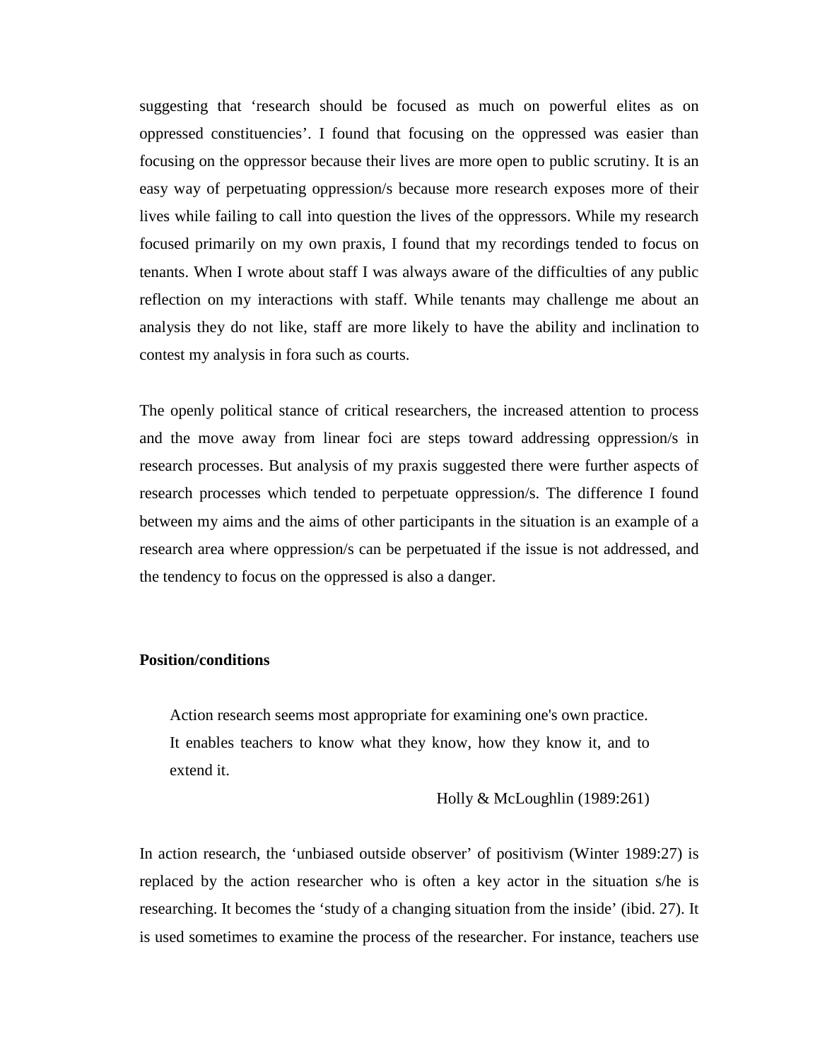suggesting that 'research should be focused as much on powerful elites as on oppressed constituencies'. I found that focusing on the oppressed was easier than focusing on the oppressor because their lives are more open to public scrutiny. It is an easy way of perpetuating oppression/s because more research exposes more of their lives while failing to call into question the lives of the oppressors. While my research focused primarily on my own praxis, I found that my recordings tended to focus on tenants. When I wrote about staff I was always aware of the difficulties of any public reflection on my interactions with staff. While tenants may challenge me about an analysis they do not like, staff are more likely to have the ability and inclination to contest my analysis in fora such as courts.

The openly political stance of critical researchers, the increased attention to process and the move away from linear foci are steps toward addressing oppression/s in research processes. But analysis of my praxis suggested there were further aspects of research processes which tended to perpetuate oppression/s. The difference I found between my aims and the aims of other participants in the situation is an example of a research area where oppression/s can be perpetuated if the issue is not addressed, and the tendency to focus on the oppressed is also a danger.

**Position/conditions**

> Action research seems most appropriate for examining one's own practice. It enables teachers to know what they know, how they know it, and to extend it.
>
> Holly & McLoughlin (1989:261)

In action research, the 'unbiased outside observer' of positivism (Winter 1989:27) is replaced by the action researcher who is often a key actor in the situation s/he is researching. It becomes the 'study of a changing situation from the inside' (ibid. 27). It is used sometimes to examine the process of the researcher. For instance, teachers use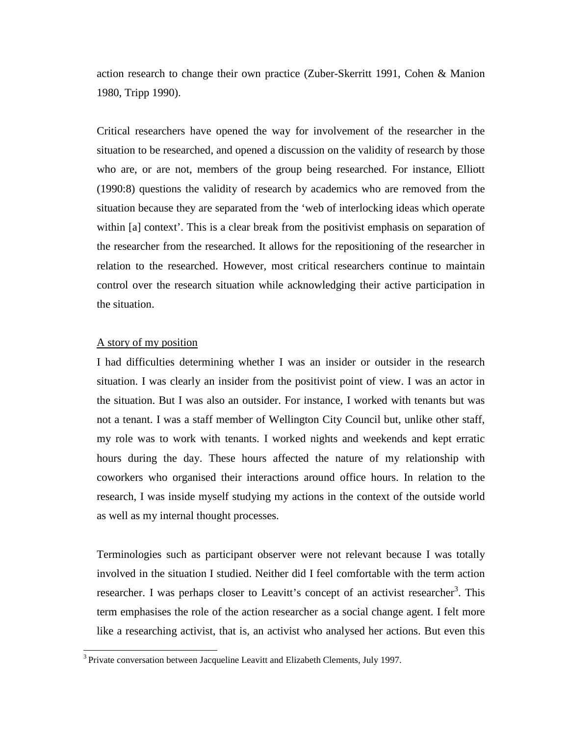action research to change their own practice (Zuber-Skerritt 1991, Cohen & Manion 1980, Tripp 1990).

Critical researchers have opened the way for involvement of the researcher in the situation to be researched, and opened a discussion on the validity of research by those who are, or are not, members of the group being researched. For instance, Elliott (1990:8) questions the validity of research by academics who are removed from the situation because they are separated from the 'web of interlocking ideas which operate within [a] context'. This is a clear break from the positivist emphasis on separation of the researcher from the researched. It allows for the repositioning of the researcher in relation to the researched. However, most critical researchers continue to maintain control over the research situation while acknowledging their active participation in the situation.

A story of my position

I had difficulties determining whether I was an insider or outsider in the research situation. I was clearly an insider from the positivist point of view. I was an actor in the situation. But I was also an outsider. For instance, I worked with tenants but was not a tenant. I was a staff member of Wellington City Council but, unlike other staff, my role was to work with tenants. I worked nights and weekends and kept erratic hours during the day. These hours affected the nature of my relationship with coworkers who organised their interactions around office hours. In relation to the research, I was inside myself studying my actions in the context of the outside world as well as my internal thought processes.

Terminologies such as participant observer were not relevant because I was totally involved in the situation I studied. Neither did I feel comfortable with the term action researcher. I was perhaps closer to Leavitt's concept of an activist researcher[3]. This term emphasises the role of the action researcher as a social change agent. I felt more like a researching activist, that is, an activist who analysed her actions. But even this

[3] Private conversation between Jacqueline Leavitt and Elizabeth Clements, July 1997.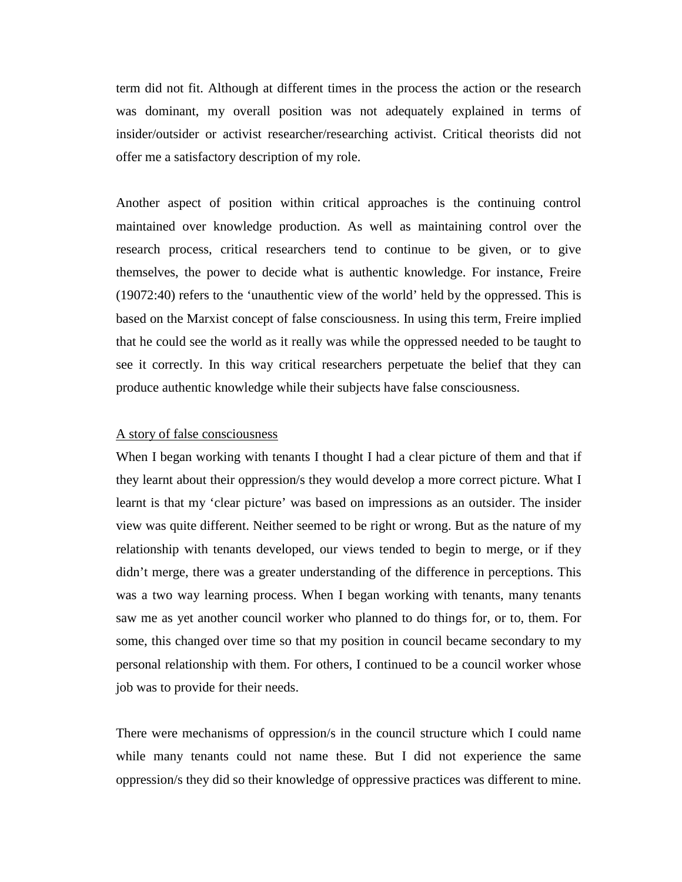term did not fit. Although at different times in the process the action or the research was dominant, my overall position was not adequately explained in terms of insider/outsider or activist researcher/researching activist. Critical theorists did not offer me a satisfactory description of my role.

Another aspect of position within critical approaches is the continuing control maintained over knowledge production. As well as maintaining control over the research process, critical researchers tend to continue to be given, or to give themselves, the power to decide what is authentic knowledge. For instance, Freire (19072:40) refers to the 'unauthentic view of the world' held by the oppressed. This is based on the Marxist concept of false consciousness. In using this term, Freire implied that he could see the world as it really was while the oppressed needed to be taught to see it correctly. In this way critical researchers perpetuate the belief that they can produce authentic knowledge while their subjects have false consciousness.

<u>A story of false consciousness</u>

When I began working with tenants I thought I had a clear picture of them and that if they learnt about their oppression/s they would develop a more correct picture. What I learnt is that my 'clear picture' was based on impressions as an outsider. The insider view was quite different. Neither seemed to be right or wrong. But as the nature of my relationship with tenants developed, our views tended to begin to merge, or if they didn't merge, there was a greater understanding of the difference in perceptions. This was a two way learning process. When I began working with tenants, many tenants saw me as yet another council worker who planned to do things for, or to, them. For some, this changed over time so that my position in council became secondary to my personal relationship with them. For others, I continued to be a council worker whose job was to provide for their needs.

There were mechanisms of oppression/s in the council structure which I could name while many tenants could not name these. But I did not experience the same oppression/s they did so their knowledge of oppressive practices was different to mine.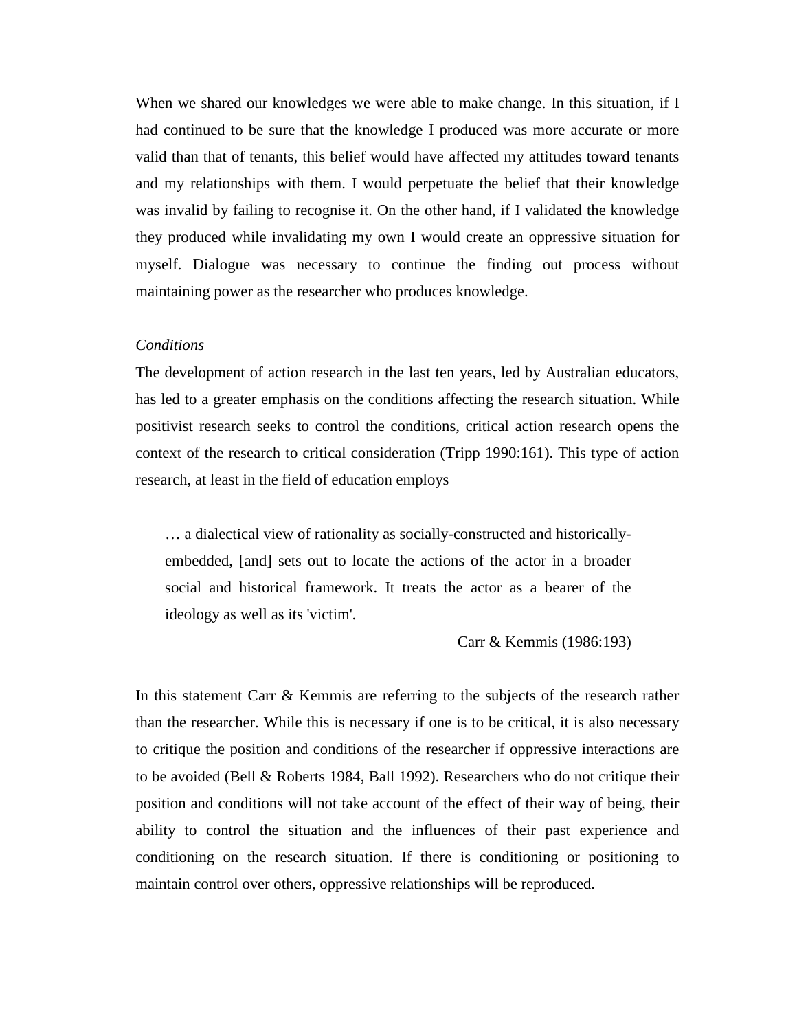When we shared our knowledges we were able to make change. In this situation, if I had continued to be sure that the knowledge I produced was more accurate or more valid than that of tenants, this belief would have affected my attitudes toward tenants and my relationships with them. I would perpetuate the belief that their knowledge was invalid by failing to recognise it. On the other hand, if I validated the knowledge they produced while invalidating my own I would create an oppressive situation for myself. Dialogue was necessary to continue the finding out process without maintaining power as the researcher who produces knowledge.

*Conditions*

The development of action research in the last ten years, led by Australian educators, has led to a greater emphasis on the conditions affecting the research situation. While positivist research seeks to control the conditions, critical action research opens the context of the research to critical consideration (Tripp 1990:161). This type of action research, at least in the field of education employs

> … a dialectical view of rationality as socially-constructed and historically-embedded, [and] sets out to locate the actions of the actor in a broader social and historical framework. It treats the actor as a bearer of the ideology as well as its 'victim'.
>
> Carr & Kemmis (1986:193)

In this statement Carr & Kemmis are referring to the subjects of the research rather than the researcher. While this is necessary if one is to be critical, it is also necessary to critique the position and conditions of the researcher if oppressive interactions are to be avoided (Bell & Roberts 1984, Ball 1992). Researchers who do not critique their position and conditions will not take account of the effect of their way of being, their ability to control the situation and the influences of their past experience and conditioning on the research situation. If there is conditioning or positioning to maintain control over others, oppressive relationships will be reproduced.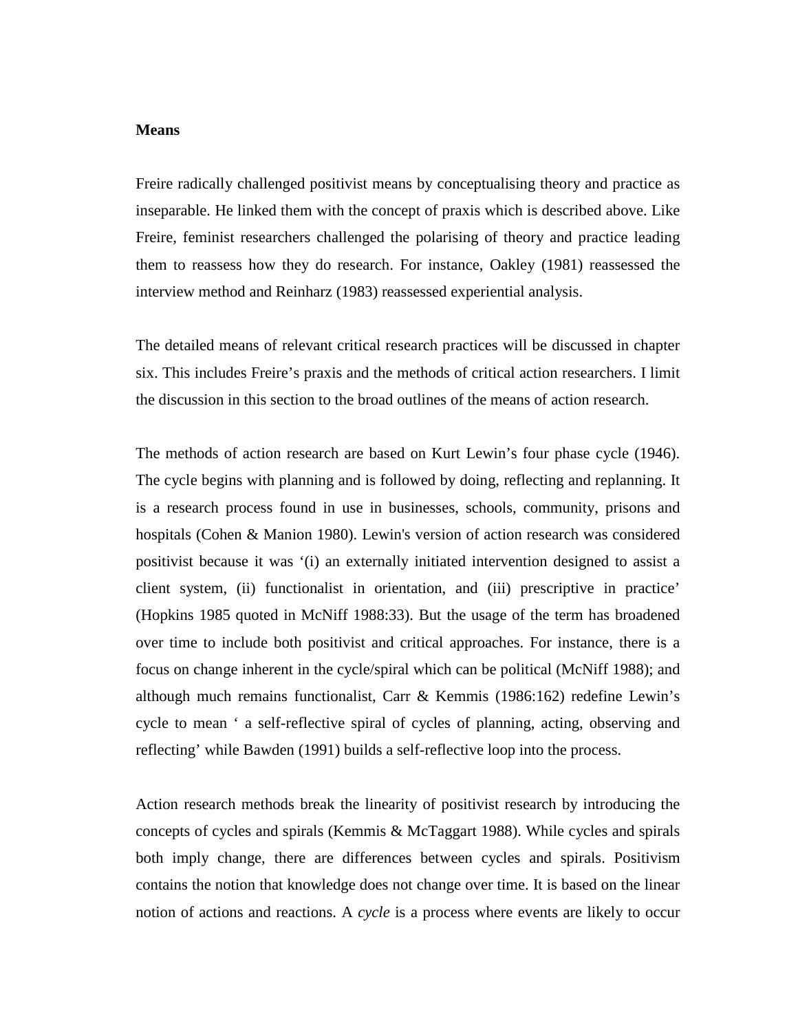**Means**

Freire radically challenged positivist means by conceptualising theory and practice as inseparable. He linked them with the concept of praxis which is described above. Like Freire, feminist researchers challenged the polarising of theory and practice leading them to reassess how they do research. For instance, Oakley (1981) reassessed the interview method and Reinharz (1983) reassessed experiential analysis.

The detailed means of relevant critical research practices will be discussed in chapter six. This includes Freire's praxis and the methods of critical action researchers. I limit the discussion in this section to the broad outlines of the means of action research.

The methods of action research are based on Kurt Lewin's four phase cycle (1946). The cycle begins with planning and is followed by doing, reflecting and replanning. It is a research process found in use in businesses, schools, community, prisons and hospitals (Cohen & Manion 1980). Lewin's version of action research was considered positivist because it was '(i) an externally initiated intervention designed to assist a client system, (ii) functionalist in orientation, and (iii) prescriptive in practice' (Hopkins 1985 quoted in McNiff 1988:33). But the usage of the term has broadened over time to include both positivist and critical approaches. For instance, there is a focus on change inherent in the cycle/spiral which can be political (McNiff 1988); and although much remains functionalist, Carr & Kemmis (1986:162) redefine Lewin's cycle to mean ' a self-reflective spiral of cycles of planning, acting, observing and reflecting' while Bawden (1991) builds a self-reflective loop into the process.

Action research methods break the linearity of positivist research by introducing the concepts of cycles and spirals (Kemmis & McTaggart 1988). While cycles and spirals both imply change, there are differences between cycles and spirals. Positivism contains the notion that knowledge does not change over time. It is based on the linear notion of actions and reactions. A *cycle* is a process where events are likely to occur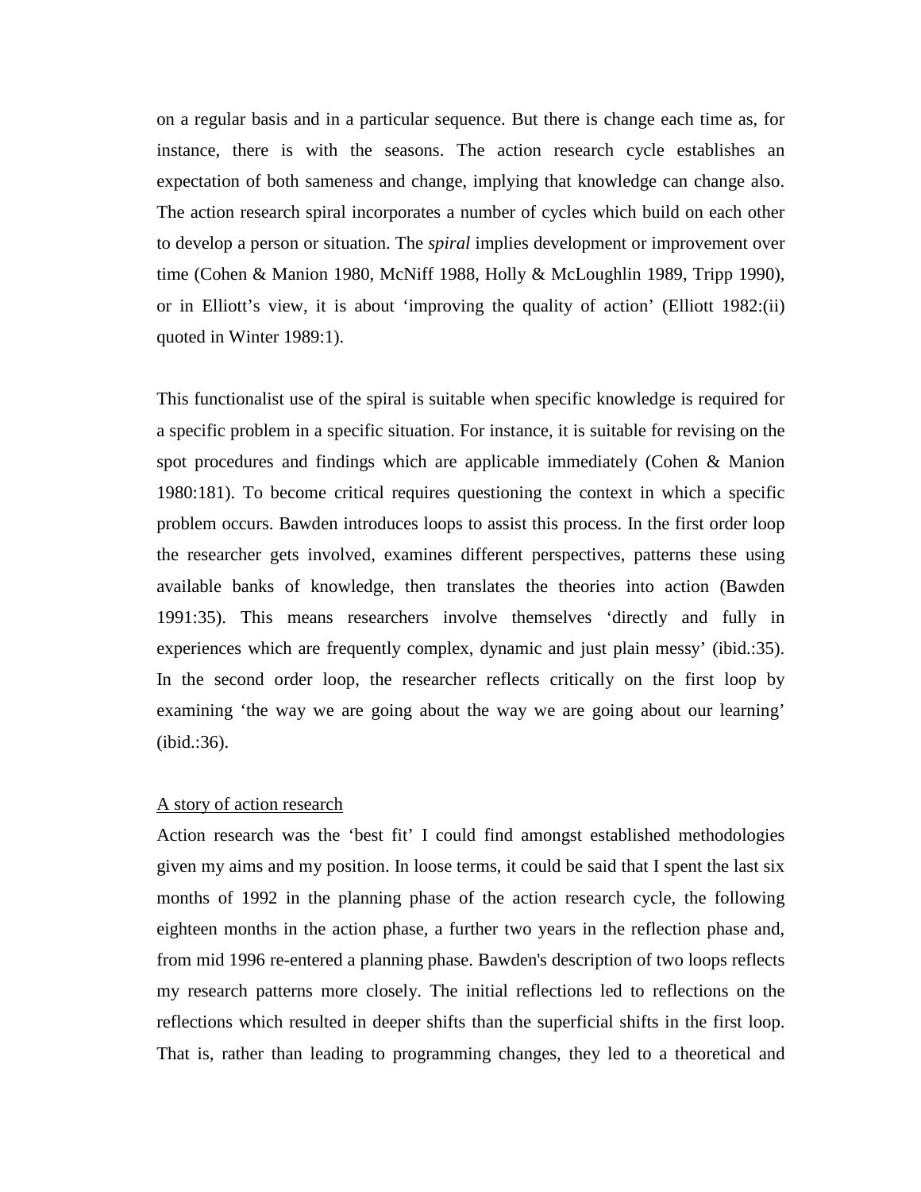on a regular basis and in a particular sequence. But there is change each time as, for instance, there is with the seasons. The action research cycle establishes an expectation of both sameness and change, implying that knowledge can change also. The action research spiral incorporates a number of cycles which build on each other to develop a person or situation. The *spiral* implies development or improvement over time (Cohen & Manion 1980, McNiff 1988, Holly & McLoughlin 1989, Tripp 1990), or in Elliott's view, it is about 'improving the quality of action' (Elliott 1982:(ii) quoted in Winter 1989:1).

This functionalist use of the spiral is suitable when specific knowledge is required for a specific problem in a specific situation. For instance, it is suitable for revising on the spot procedures and findings which are applicable immediately (Cohen & Manion 1980:181). To become critical requires questioning the context in which a specific problem occurs. Bawden introduces loops to assist this process. In the first order loop the researcher gets involved, examines different perspectives, patterns these using available banks of knowledge, then translates the theories into action (Bawden 1991:35). This means researchers involve themselves 'directly and fully in experiences which are frequently complex, dynamic and just plain messy' (ibid.:35). In the second order loop, the researcher reflects critically on the first loop by examining 'the way we are going about the way we are going about our learning' (ibid.:36).

<u>A story of action research</u>

Action research was the 'best fit' I could find amongst established methodologies given my aims and my position. In loose terms, it could be said that I spent the last six months of 1992 in the planning phase of the action research cycle, the following eighteen months in the action phase, a further two years in the reflection phase and, from mid 1996 re-entered a planning phase. Bawden's description of two loops reflects my research patterns more closely. The initial reflections led to reflections on the reflections which resulted in deeper shifts than the superficial shifts in the first loop. That is, rather than leading to programming changes, they led to a theoretical and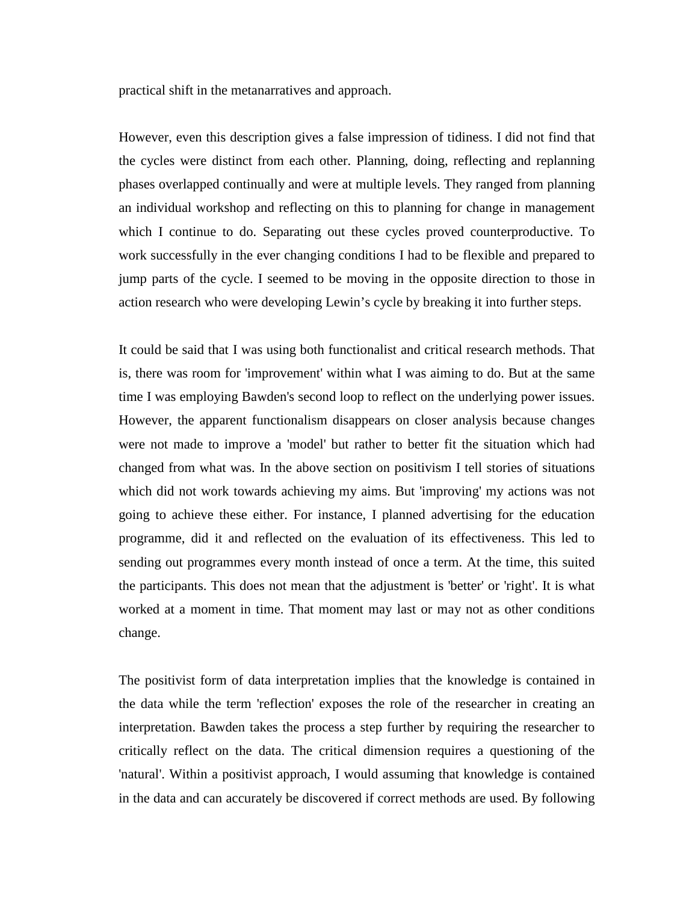practical shift in the metanarratives and approach.

However, even this description gives a false impression of tidiness. I did not find that the cycles were distinct from each other. Planning, doing, reflecting and replanning phases overlapped continually and were at multiple levels. They ranged from planning an individual workshop and reflecting on this to planning for change in management which I continue to do. Separating out these cycles proved counterproductive. To work successfully in the ever changing conditions I had to be flexible and prepared to jump parts of the cycle. I seemed to be moving in the opposite direction to those in action research who were developing Lewin's cycle by breaking it into further steps.

It could be said that I was using both functionalist and critical research methods. That is, there was room for 'improvement' within what I was aiming to do. But at the same time I was employing Bawden's second loop to reflect on the underlying power issues. However, the apparent functionalism disappears on closer analysis because changes were not made to improve a 'model' but rather to better fit the situation which had changed from what was. In the above section on positivism I tell stories of situations which did not work towards achieving my aims. But 'improving' my actions was not going to achieve these either. For instance, I planned advertising for the education programme, did it and reflected on the evaluation of its effectiveness. This led to sending out programmes every month instead of once a term. At the time, this suited the participants. This does not mean that the adjustment is 'better' or 'right'. It is what worked at a moment in time. That moment may last or may not as other conditions change.

The positivist form of data interpretation implies that the knowledge is contained in the data while the term 'reflection' exposes the role of the researcher in creating an interpretation. Bawden takes the process a step further by requiring the researcher to critically reflect on the data. The critical dimension requires a questioning of the 'natural'. Within a positivist approach, I would assuming that knowledge is contained in the data and can accurately be discovered if correct methods are used. By following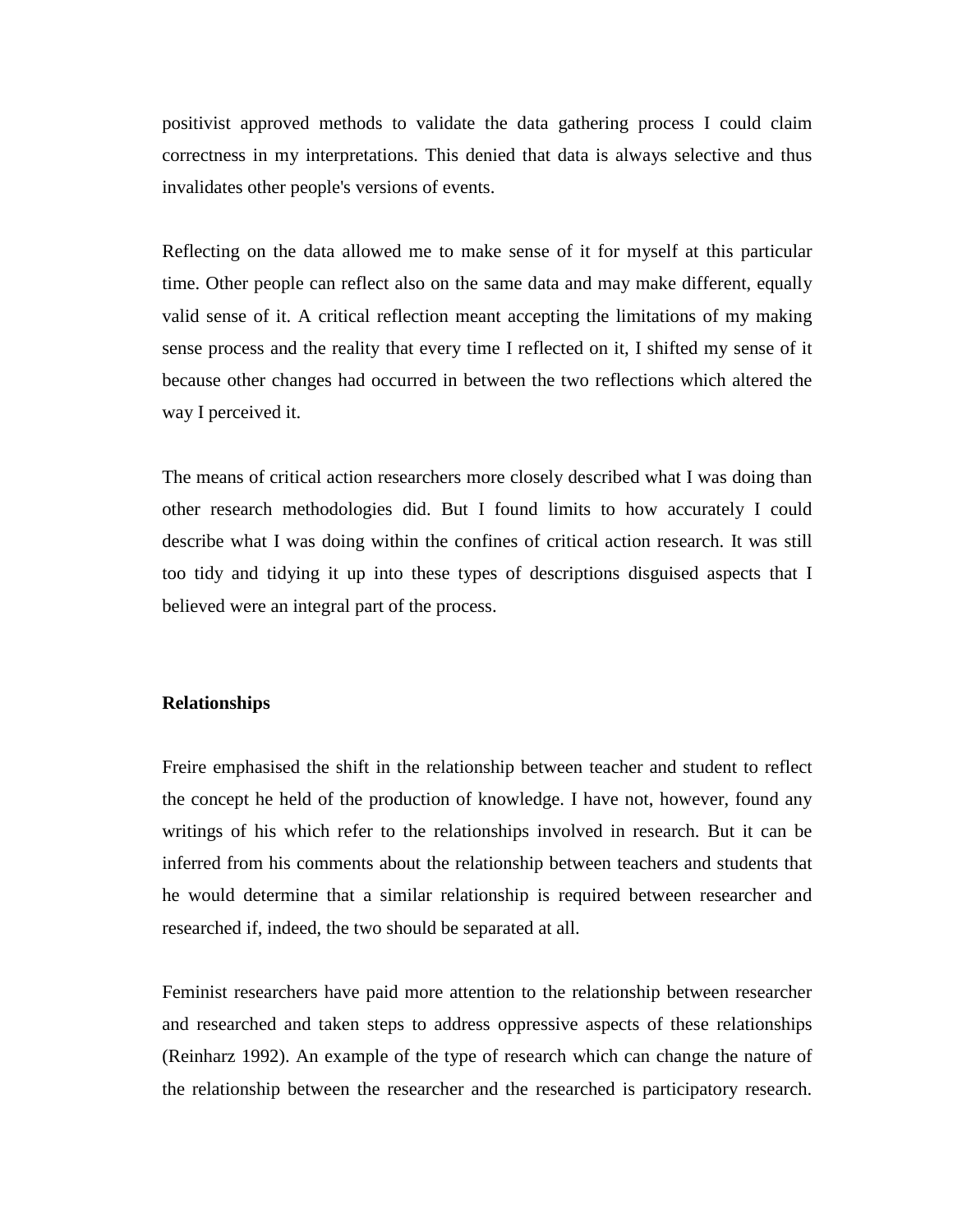positivist approved methods to validate the data gathering process I could claim correctness in my interpretations. This denied that data is always selective and thus invalidates other people's versions of events.

Reflecting on the data allowed me to make sense of it for myself at this particular time. Other people can reflect also on the same data and may make different, equally valid sense of it. A critical reflection meant accepting the limitations of my making sense process and the reality that every time I reflected on it, I shifted my sense of it because other changes had occurred in between the two reflections which altered the way I perceived it.

The means of critical action researchers more closely described what I was doing than other research methodologies did. But I found limits to how accurately I could describe what I was doing within the confines of critical action research. It was still too tidy and tidying it up into these types of descriptions disguised aspects that I believed were an integral part of the process.

**Relationships**

Freire emphasised the shift in the relationship between teacher and student to reflect the concept he held of the production of knowledge. I have not, however, found any writings of his which refer to the relationships involved in research. But it can be inferred from his comments about the relationship between teachers and students that he would determine that a similar relationship is required between researcher and researched if, indeed, the two should be separated at all.

Feminist researchers have paid more attention to the relationship between researcher and researched and taken steps to address oppressive aspects of these relationships (Reinharz 1992). An example of the type of research which can change the nature of the relationship between the researcher and the researched is participatory research.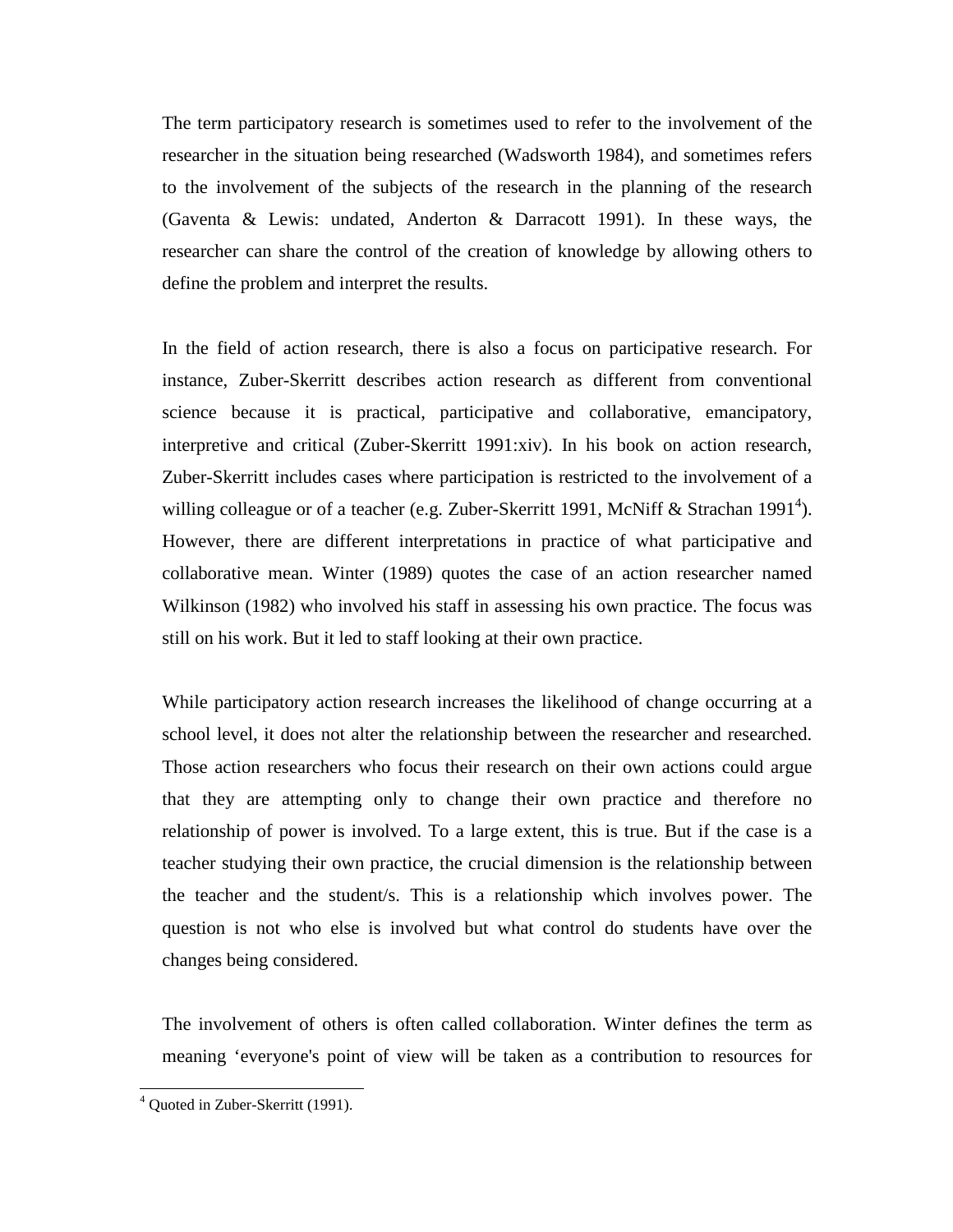The term participatory research is sometimes used to refer to the involvement of the researcher in the situation being researched (Wadsworth 1984), and sometimes refers to the involvement of the subjects of the research in the planning of the research (Gaventa & Lewis: undated, Anderton & Darracott 1991). In these ways, the researcher can share the control of the creation of knowledge by allowing others to define the problem and interpret the results.

In the field of action research, there is also a focus on participative research. For instance, Zuber-Skerritt describes action research as different from conventional science because it is practical, participative and collaborative, emancipatory, interpretive and critical (Zuber-Skerritt 1991:xiv). In his book on action research, Zuber-Skerritt includes cases where participation is restricted to the involvement of a willing colleague or of a teacher (e.g. Zuber-Skerritt 1991, McNiff & Strachan 1991[4]). However, there are different interpretations in practice of what participative and collaborative mean. Winter (1989) quotes the case of an action researcher named Wilkinson (1982) who involved his staff in assessing his own practice. The focus was still on his work. But it led to staff looking at their own practice.

While participatory action research increases the likelihood of change occurring at a school level, it does not alter the relationship between the researcher and researched. Those action researchers who focus their research on their own actions could argue that they are attempting only to change their own practice and therefore no relationship of power is involved. To a large extent, this is true. But if the case is a teacher studying their own practice, the crucial dimension is the relationship between the teacher and the student/s. This is a relationship which involves power. The question is not who else is involved but what control do students have over the changes being considered.

The involvement of others is often called collaboration. Winter defines the term as meaning 'everyone's point of view will be taken as a contribution to resources for

[4] Quoted in Zuber-Skerritt (1991).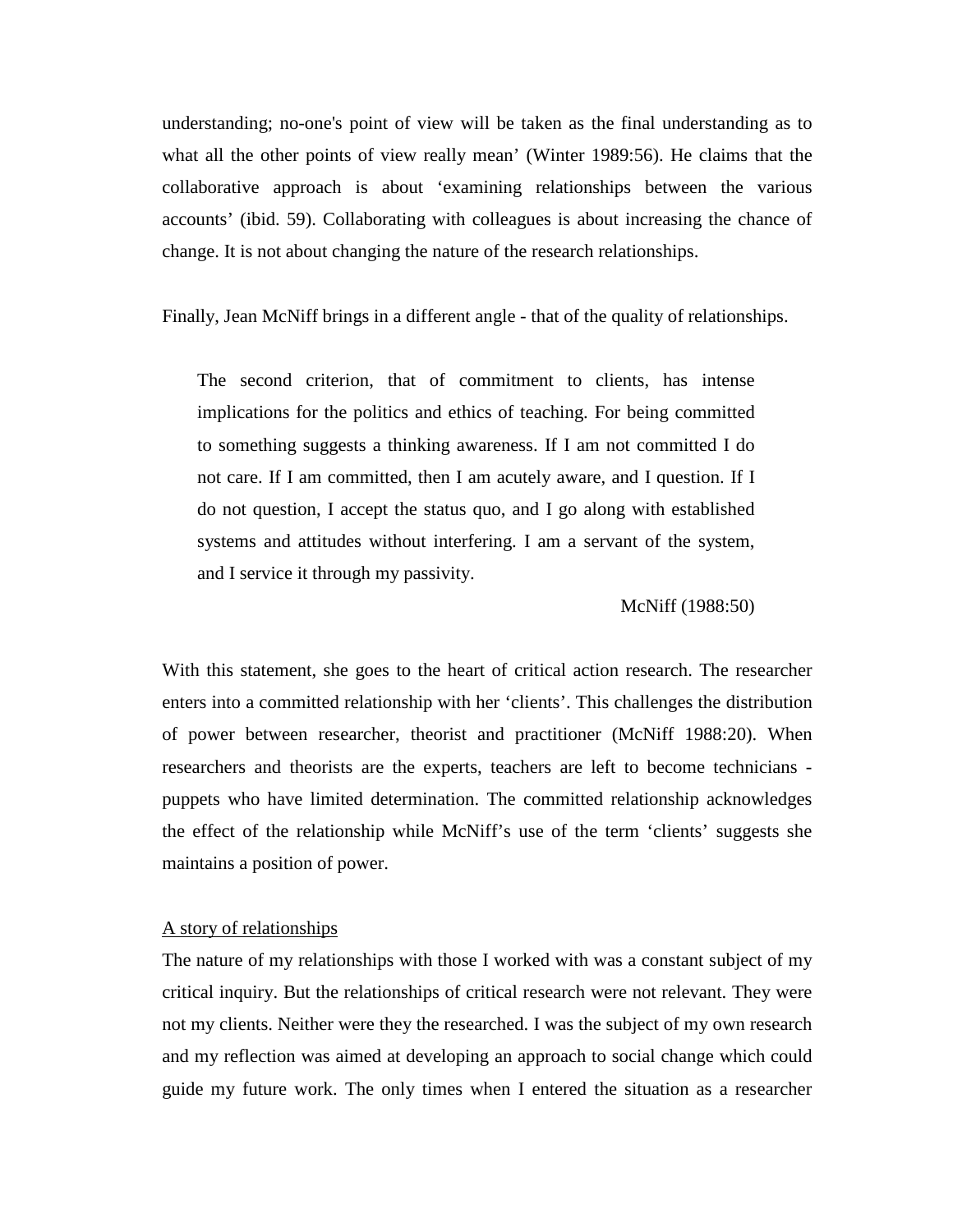understanding; no-one's point of view will be taken as the final understanding as to what all the other points of view really mean' (Winter 1989:56). He claims that the collaborative approach is about 'examining relationships between the various accounts' (ibid. 59). Collaborating with colleagues is about increasing the chance of change. It is not about changing the nature of the research relationships.

Finally, Jean McNiff brings in a different angle - that of the quality of relationships.

> The second criterion, that of commitment to clients, has intense implications for the politics and ethics of teaching. For being committed to something suggests a thinking awareness. If I am not committed I do not care. If I am committed, then I am acutely aware, and I question. If I do not question, I accept the status quo, and I go along with established systems and attitudes without interfering. I am a servant of the system, and I service it through my passivity.
>
> McNiff (1988:50)

With this statement, she goes to the heart of critical action research. The researcher enters into a committed relationship with her 'clients'. This challenges the distribution of power between researcher, theorist and practitioner (McNiff 1988:20). When researchers and theorists are the experts, teachers are left to become technicians - puppets who have limited determination. The committed relationship acknowledges the effect of the relationship while McNiff's use of the term 'clients' suggests she maintains a position of power.

<u>A story of relationships</u>

The nature of my relationships with those I worked with was a constant subject of my critical inquiry. But the relationships of critical research were not relevant. They were not my clients. Neither were they the researched. I was the subject of my own research and my reflection was aimed at developing an approach to social change which could guide my future work. The only times when I entered the situation as a researcher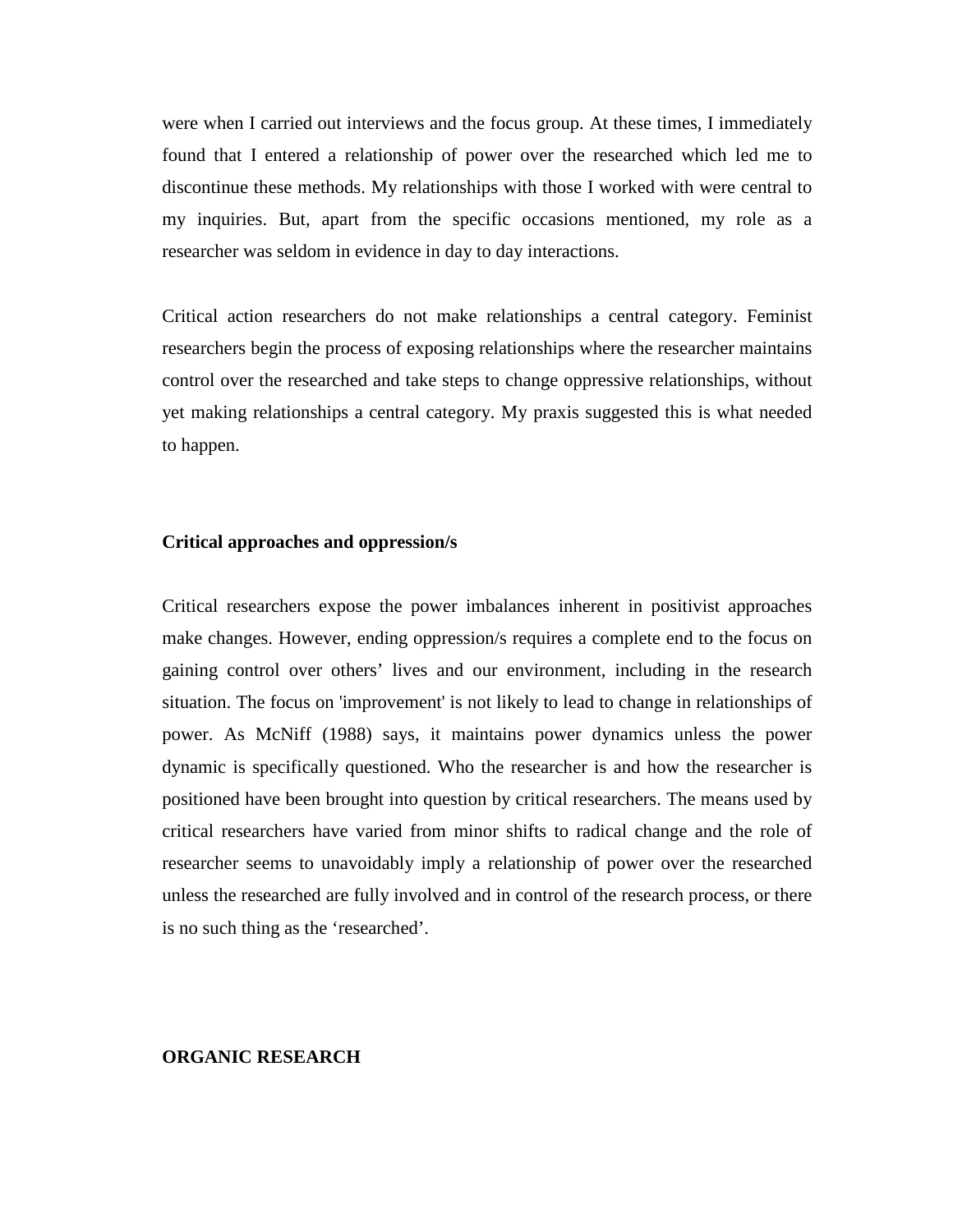were when I carried out interviews and the focus group. At these times, I immediately found that I entered a relationship of power over the researched which led me to discontinue these methods. My relationships with those I worked with were central to my inquiries. But, apart from the specific occasions mentioned, my role as a researcher was seldom in evidence in day to day interactions.

Critical action researchers do not make relationships a central category. Feminist researchers begin the process of exposing relationships where the researcher maintains control over the researched and take steps to change oppressive relationships, without yet making relationships a central category. My praxis suggested this is what needed to happen.

### Critical approaches and oppression/s

Critical researchers expose the power imbalances inherent in positivist approaches make changes. However, ending oppression/s requires a complete end to the focus on gaining control over others' lives and our environment, including in the research situation. The focus on 'improvement' is not likely to lead to change in relationships of power. As McNiff (1988) says, it maintains power dynamics unless the power dynamic is specifically questioned. Who the researcher is and how the researcher is positioned have been brought into question by critical researchers. The means used by critical researchers have varied from minor shifts to radical change and the role of researcher seems to unavoidably imply a relationship of power over the researched unless the researched are fully involved and in control of the research process, or there is no such thing as the 'researched'.

## ORGANIC RESEARCH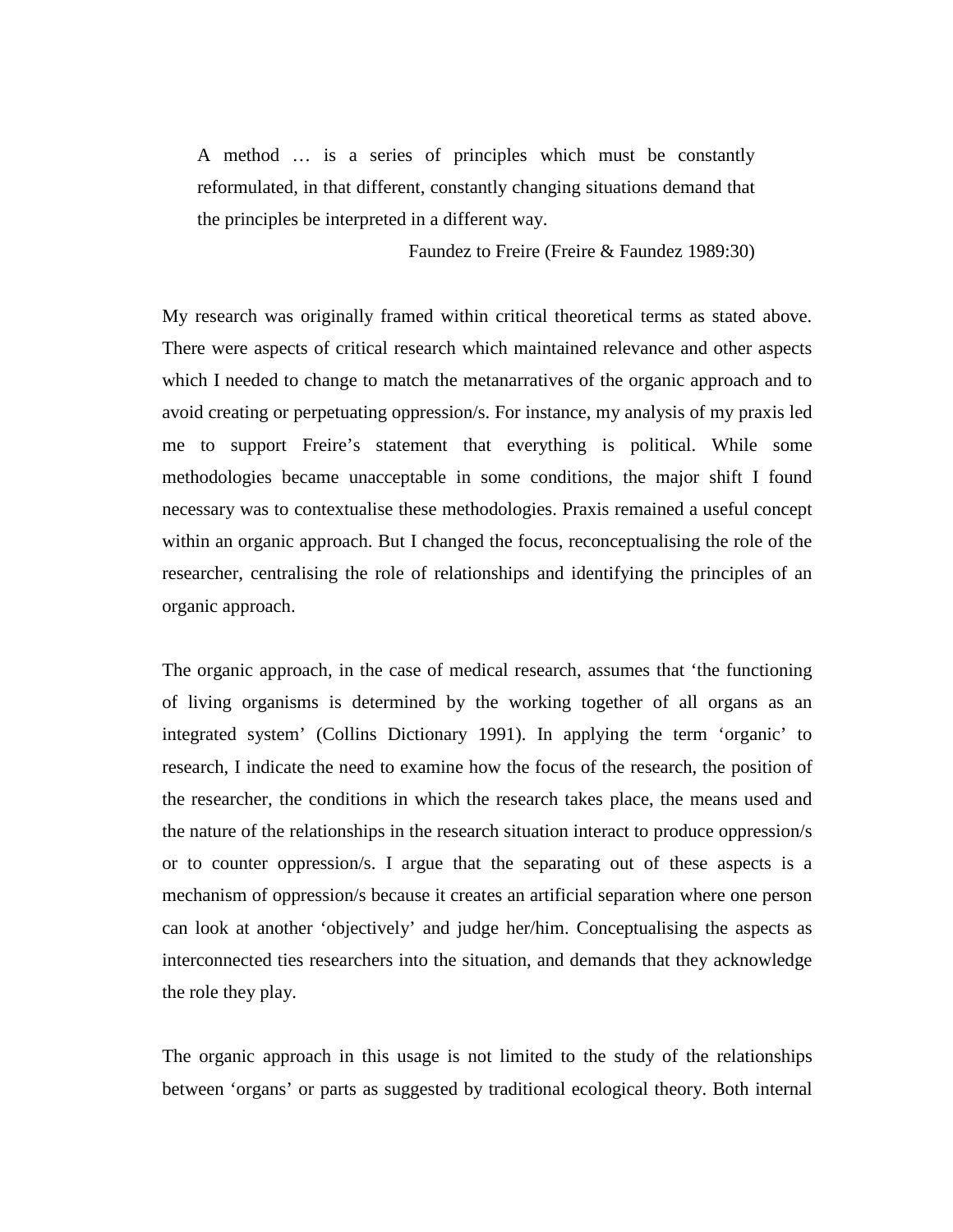> A method … is a series of principles which must be constantly reformulated, in that different, constantly changing situations demand that the principles be interpreted in a different way.
>
> Faundez to Freire (Freire & Faundez 1989:30)

My research was originally framed within critical theoretical terms as stated above. There were aspects of critical research which maintained relevance and other aspects which I needed to change to match the metanarratives of the organic approach and to avoid creating or perpetuating oppression/s. For instance, my analysis of my praxis led me to support Freire's statement that everything is political. While some methodologies became unacceptable in some conditions, the major shift I found necessary was to contextualise these methodologies. Praxis remained a useful concept within an organic approach. But I changed the focus, reconceptualising the role of the researcher, centralising the role of relationships and identifying the principles of an organic approach.

The organic approach, in the case of medical research, assumes that 'the functioning of living organisms is determined by the working together of all organs as an integrated system' (Collins Dictionary 1991). In applying the term 'organic' to research, I indicate the need to examine how the focus of the research, the position of the researcher, the conditions in which the research takes place, the means used and the nature of the relationships in the research situation interact to produce oppression/s or to counter oppression/s. I argue that the separating out of these aspects is a mechanism of oppression/s because it creates an artificial separation where one person can look at another 'objectively' and judge her/him. Conceptualising the aspects as interconnected ties researchers into the situation, and demands that they acknowledge the role they play.

The organic approach in this usage is not limited to the study of the relationships between 'organs' or parts as suggested by traditional ecological theory. Both internal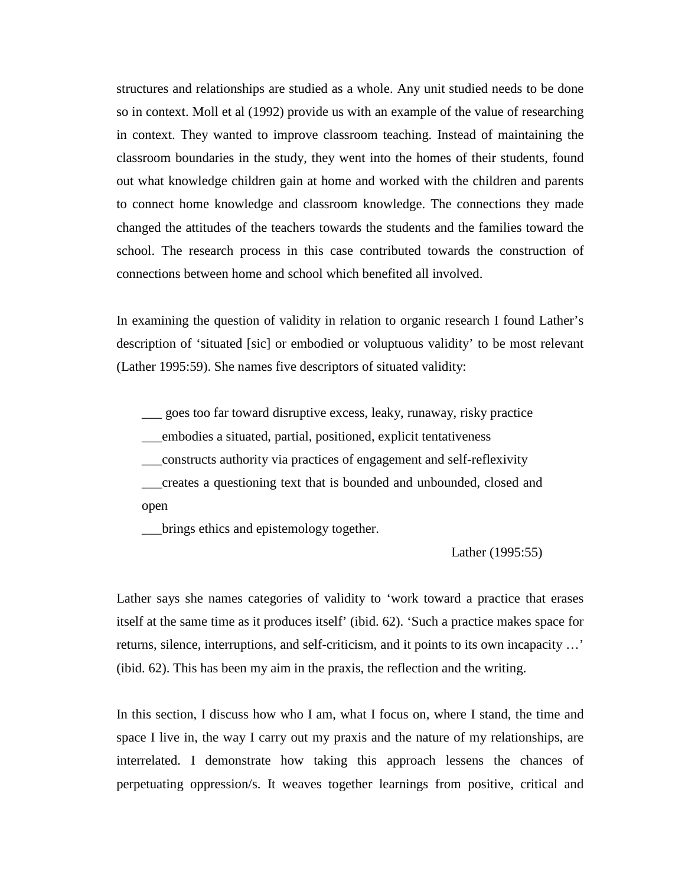structures and relationships are studied as a whole. Any unit studied needs to be done so in context. Moll et al (1992) provide us with an example of the value of researching in context. They wanted to improve classroom teaching. Instead of maintaining the classroom boundaries in the study, they went into the homes of their students, found out what knowledge children gain at home and worked with the children and parents to connect home knowledge and classroom knowledge. The connections they made changed the attitudes of the teachers towards the students and the families toward the school. The research process in this case contributed towards the construction of connections between home and school which benefited all involved.

In examining the question of validity in relation to organic research I found Lather's description of 'situated [sic] or embodied or voluptuous validity' to be most relevant (Lather 1995:59). She names five descriptors of situated validity:

> ___ goes too far toward disruptive excess, leaky, runaway, risky practice
> ___embodies a situated, partial, positioned, explicit tentativeness
> ___constructs authority via practices of engagement and self-reflexivity
> ___creates a questioning text that is bounded and unbounded, closed and open
> ___brings ethics and epistemology together.
>
> Lather (1995:55)

Lather says she names categories of validity to 'work toward a practice that erases itself at the same time as it produces itself' (ibid. 62). 'Such a practice makes space for returns, silence, interruptions, and self-criticism, and it points to its own incapacity …' (ibid. 62). This has been my aim in the praxis, the reflection and the writing.

In this section, I discuss how who I am, what I focus on, where I stand, the time and space I live in, the way I carry out my praxis and the nature of my relationships, are interrelated. I demonstrate how taking this approach lessens the chances of perpetuating oppression/s. It weaves together learnings from positive, critical and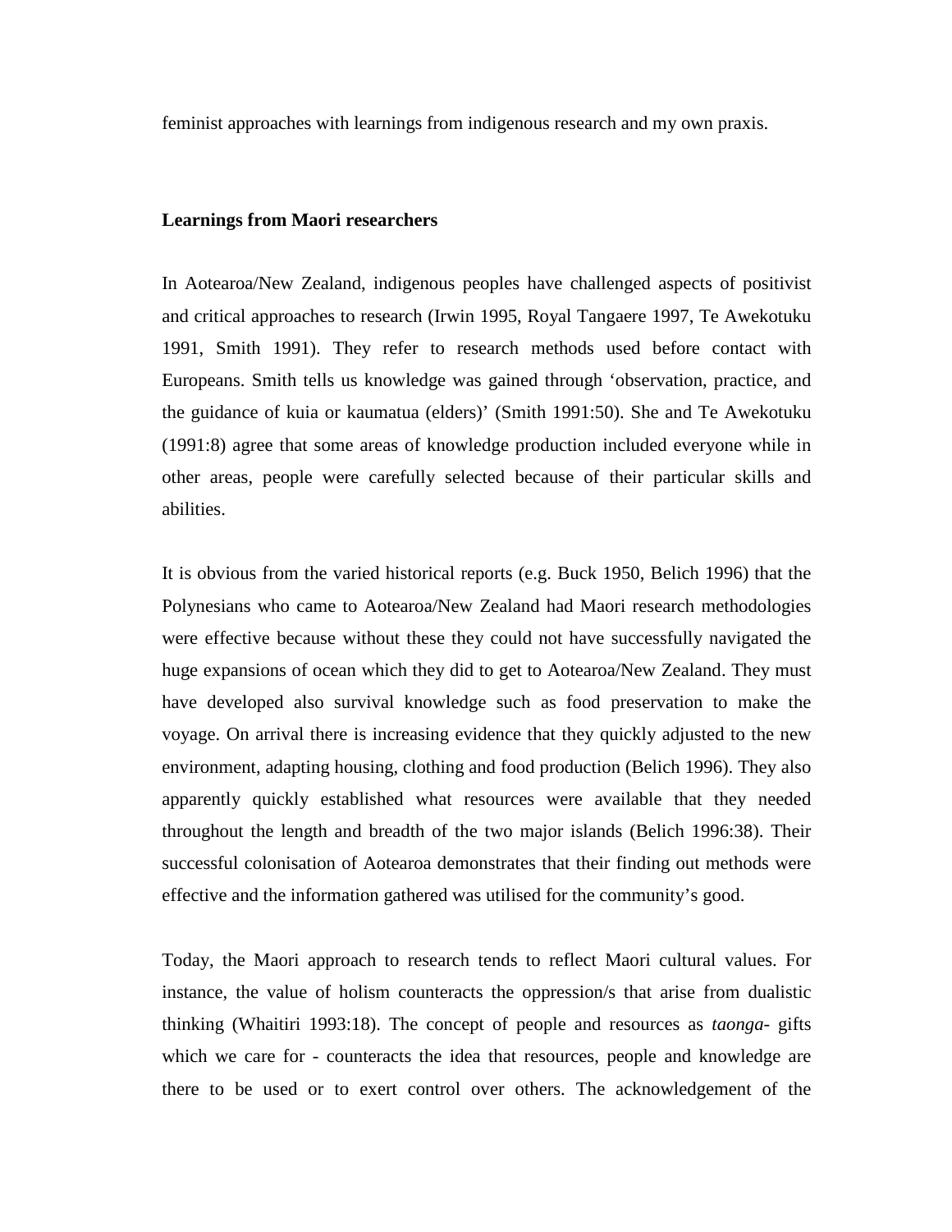feminist approaches with learnings from indigenous research and my own praxis.

**Learnings from Maori researchers**

In Aotearoa/New Zealand, indigenous peoples have challenged aspects of positivist and critical approaches to research (Irwin 1995, Royal Tangaere 1997, Te Awekotuku 1991, Smith 1991). They refer to research methods used before contact with Europeans. Smith tells us knowledge was gained through 'observation, practice, and the guidance of kuia or kaumatua (elders)' (Smith 1991:50). She and Te Awekotuku (1991:8) agree that some areas of knowledge production included everyone while in other areas, people were carefully selected because of their particular skills and abilities.

It is obvious from the varied historical reports (e.g. Buck 1950, Belich 1996) that the Polynesians who came to Aotearoa/New Zealand had Maori research methodologies were effective because without these they could not have successfully navigated the huge expansions of ocean which they did to get to Aotearoa/New Zealand. They must have developed also survival knowledge such as food preservation to make the voyage. On arrival there is increasing evidence that they quickly adjusted to the new environment, adapting housing, clothing and food production (Belich 1996). They also apparently quickly established what resources were available that they needed throughout the length and breadth of the two major islands (Belich 1996:38). Their successful colonisation of Aotearoa demonstrates that their finding out methods were effective and the information gathered was utilised for the community's good.

Today, the Maori approach to research tends to reflect Maori cultural values. For instance, the value of holism counteracts the oppression/s that arise from dualistic thinking (Whaitiri 1993:18). The concept of people and resources as *taonga*- gifts which we care for - counteracts the idea that resources, people and knowledge are there to be used or to exert control over others. The acknowledgement of the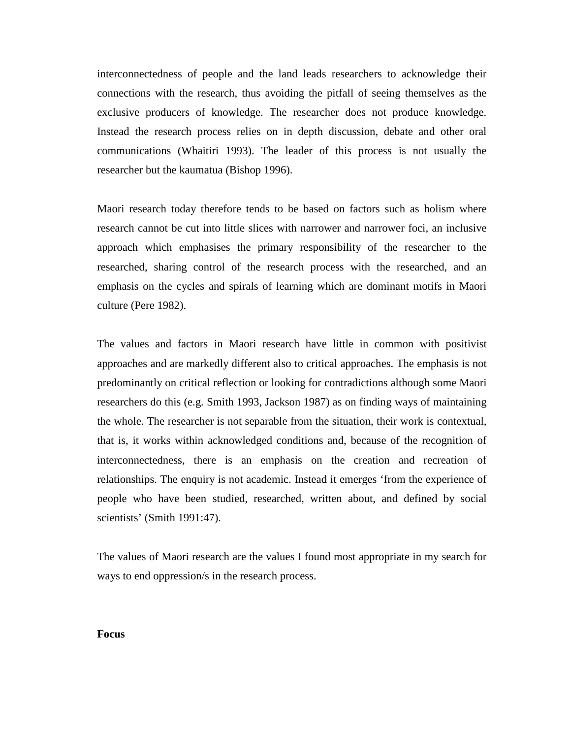interconnectedness of people and the land leads researchers to acknowledge their connections with the research, thus avoiding the pitfall of seeing themselves as the exclusive producers of knowledge. The researcher does not produce knowledge. Instead the research process relies on in depth discussion, debate and other oral communications (Whaitiri 1993). The leader of this process is not usually the researcher but the kaumatua (Bishop 1996).

Maori research today therefore tends to be based on factors such as holism where research cannot be cut into little slices with narrower and narrower foci, an inclusive approach which emphasises the primary responsibility of the researcher to the researched, sharing control of the research process with the researched, and an emphasis on the cycles and spirals of learning which are dominant motifs in Maori culture (Pere 1982).

The values and factors in Maori research have little in common with positivist approaches and are markedly different also to critical approaches. The emphasis is not predominantly on critical reflection or looking for contradictions although some Maori researchers do this (e.g. Smith 1993, Jackson 1987) as on finding ways of maintaining the whole. The researcher is not separable from the situation, their work is contextual, that is, it works within acknowledged conditions and, because of the recognition of interconnectedness, there is an emphasis on the creation and recreation of relationships. The enquiry is not academic. Instead it emerges 'from the experience of people who have been studied, researched, written about, and defined by social scientists' (Smith 1991:47).

The values of Maori research are the values I found most appropriate in my search for ways to end oppression/s in the research process.

**Focus**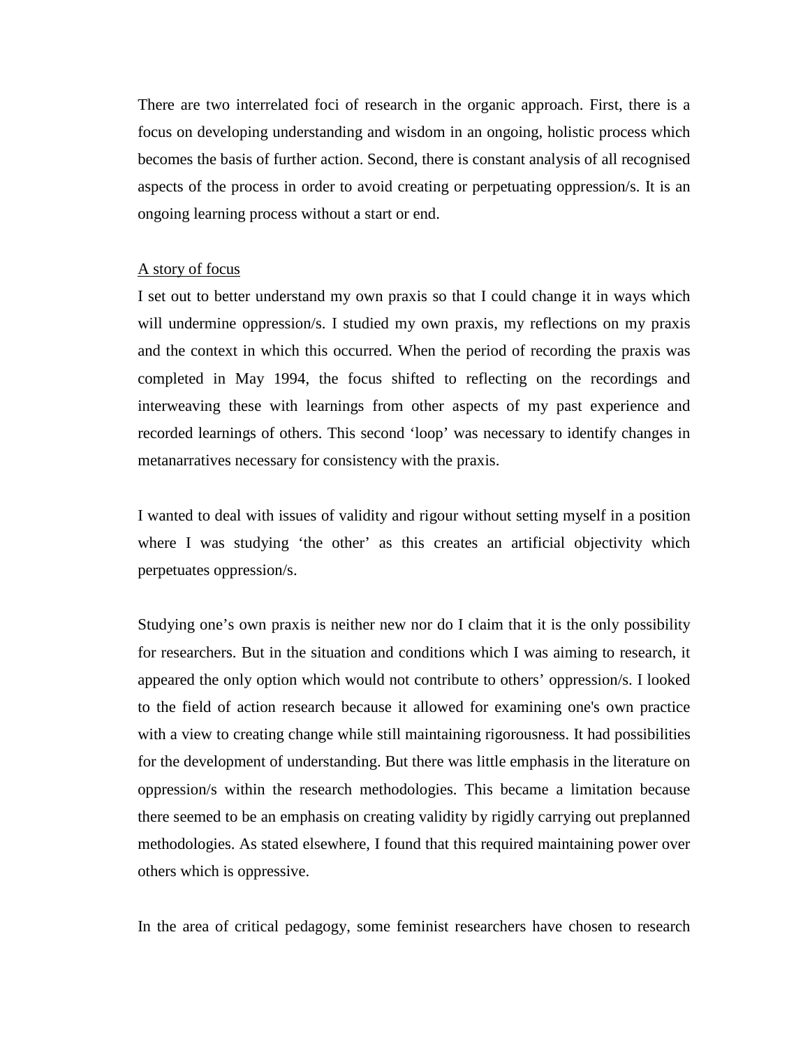There are two interrelated foci of research in the organic approach. First, there is a focus on developing understanding and wisdom in an ongoing, holistic process which becomes the basis of further action. Second, there is constant analysis of all recognised aspects of the process in order to avoid creating or perpetuating oppression/s. It is an ongoing learning process without a start or end.

<u>A story of focus</u>

I set out to better understand my own praxis so that I could change it in ways which will undermine oppression/s. I studied my own praxis, my reflections on my praxis and the context in which this occurred. When the period of recording the praxis was completed in May 1994, the focus shifted to reflecting on the recordings and interweaving these with learnings from other aspects of my past experience and recorded learnings of others. This second 'loop' was necessary to identify changes in metanarratives necessary for consistency with the praxis.

I wanted to deal with issues of validity and rigour without setting myself in a position where I was studying 'the other' as this creates an artificial objectivity which perpetuates oppression/s.

Studying one's own praxis is neither new nor do I claim that it is the only possibility for researchers. But in the situation and conditions which I was aiming to research, it appeared the only option which would not contribute to others' oppression/s. I looked to the field of action research because it allowed for examining one's own practice with a view to creating change while still maintaining rigorousness. It had possibilities for the development of understanding. But there was little emphasis in the literature on oppression/s within the research methodologies. This became a limitation because there seemed to be an emphasis on creating validity by rigidly carrying out preplanned methodologies. As stated elsewhere, I found that this required maintaining power over others which is oppressive.

In the area of critical pedagogy, some feminist researchers have chosen to research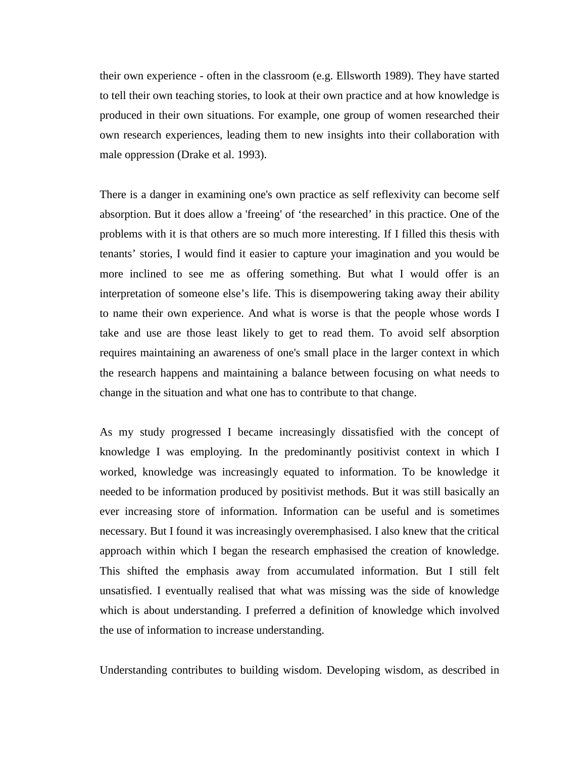their own experience - often in the classroom (e.g. Ellsworth 1989). They have started to tell their own teaching stories, to look at their own practice and at how knowledge is produced in their own situations. For example, one group of women researched their own research experiences, leading them to new insights into their collaboration with male oppression (Drake et al. 1993).

There is a danger in examining one's own practice as self reflexivity can become self absorption. But it does allow a 'freeing' of ‘the researched’ in this practice. One of the problems with it is that others are so much more interesting. If I filled this thesis with tenants’ stories, I would find it easier to capture your imagination and you would be more inclined to see me as offering something. But what I would offer is an interpretation of someone else’s life. This is disempowering taking away their ability to name their own experience. And what is worse is that the people whose words I take and use are those least likely to get to read them. To avoid self absorption requires maintaining an awareness of one's small place in the larger context in which the research happens and maintaining a balance between focusing on what needs to change in the situation and what one has to contribute to that change.

As my study progressed I became increasingly dissatisfied with the concept of knowledge I was employing. In the predominantly positivist context in which I worked, knowledge was increasingly equated to information. To be knowledge it needed to be information produced by positivist methods. But it was still basically an ever increasing store of information. Information can be useful and is sometimes necessary. But I found it was increasingly overemphasised. I also knew that the critical approach within which I began the research emphasised the creation of knowledge. This shifted the emphasis away from accumulated information. But I still felt unsatisfied. I eventually realised that what was missing was the side of knowledge which is about understanding. I preferred a definition of knowledge which involved the use of information to increase understanding.

Understanding contributes to building wisdom. Developing wisdom, as described in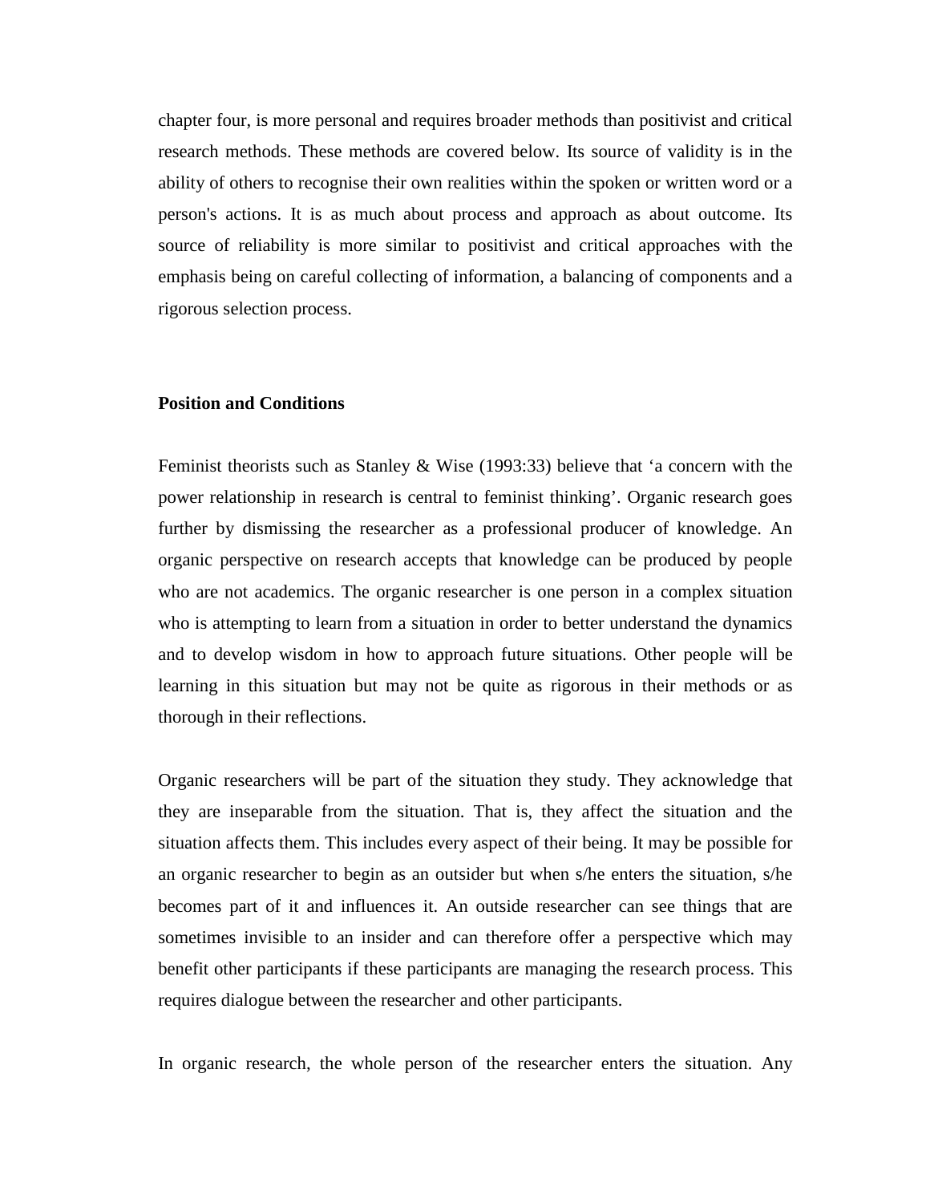chapter four, is more personal and requires broader methods than positivist and critical research methods. These methods are covered below. Its source of validity is in the ability of others to recognise their own realities within the spoken or written word or a person's actions. It is as much about process and approach as about outcome. Its source of reliability is more similar to positivist and critical approaches with the emphasis being on careful collecting of information, a balancing of components and a rigorous selection process.

**Position and Conditions**

Feminist theorists such as Stanley & Wise (1993:33) believe that 'a concern with the power relationship in research is central to feminist thinking'. Organic research goes further by dismissing the researcher as a professional producer of knowledge. An organic perspective on research accepts that knowledge can be produced by people who are not academics. The organic researcher is one person in a complex situation who is attempting to learn from a situation in order to better understand the dynamics and to develop wisdom in how to approach future situations. Other people will be learning in this situation but may not be quite as rigorous in their methods or as thorough in their reflections.

Organic researchers will be part of the situation they study. They acknowledge that they are inseparable from the situation. That is, they affect the situation and the situation affects them. This includes every aspect of their being. It may be possible for an organic researcher to begin as an outsider but when s/he enters the situation, s/he becomes part of it and influences it. An outside researcher can see things that are sometimes invisible to an insider and can therefore offer a perspective which may benefit other participants if these participants are managing the research process. This requires dialogue between the researcher and other participants.

In organic research, the whole person of the researcher enters the situation. Any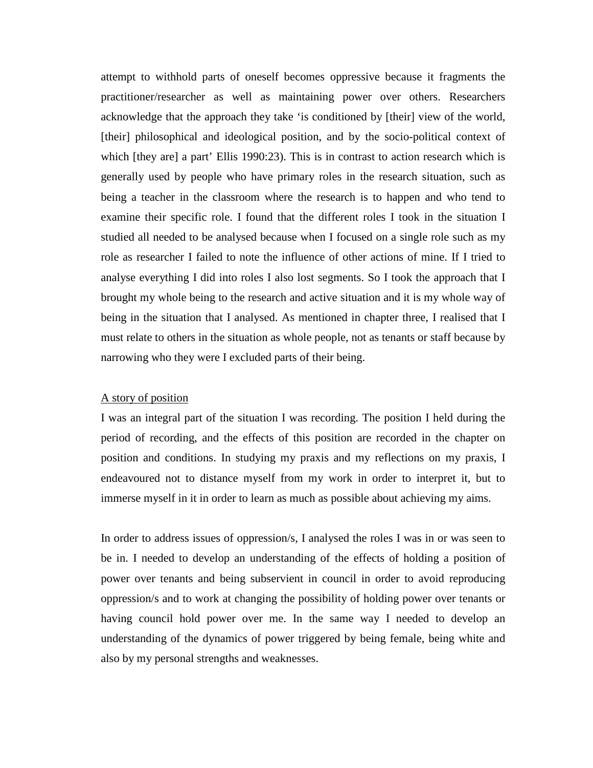attempt to withhold parts of oneself becomes oppressive because it fragments the practitioner/researcher as well as maintaining power over others. Researchers acknowledge that the approach they take 'is conditioned by [their] view of the world, [their] philosophical and ideological position, and by the socio-political context of which [they are] a part' Ellis 1990:23). This is in contrast to action research which is generally used by people who have primary roles in the research situation, such as being a teacher in the classroom where the research is to happen and who tend to examine their specific role. I found that the different roles I took in the situation I studied all needed to be analysed because when I focused on a single role such as my role as researcher I failed to note the influence of other actions of mine. If I tried to analyse everything I did into roles I also lost segments. So I took the approach that I brought my whole being to the research and active situation and it is my whole way of being in the situation that I analysed. As mentioned in chapter three, I realised that I must relate to others in the situation as whole people, not as tenants or staff because by narrowing who they were I excluded parts of their being.

<u>A story of position</u>

I was an integral part of the situation I was recording. The position I held during the period of recording, and the effects of this position are recorded in the chapter on position and conditions. In studying my praxis and my reflections on my praxis, I endeavoured not to distance myself from my work in order to interpret it, but to immerse myself in it in order to learn as much as possible about achieving my aims.

In order to address issues of oppression/s, I analysed the roles I was in or was seen to be in. I needed to develop an understanding of the effects of holding a position of power over tenants and being subservient in council in order to avoid reproducing oppression/s and to work at changing the possibility of holding power over tenants or having council hold power over me. In the same way I needed to develop an understanding of the dynamics of power triggered by being female, being white and also by my personal strengths and weaknesses.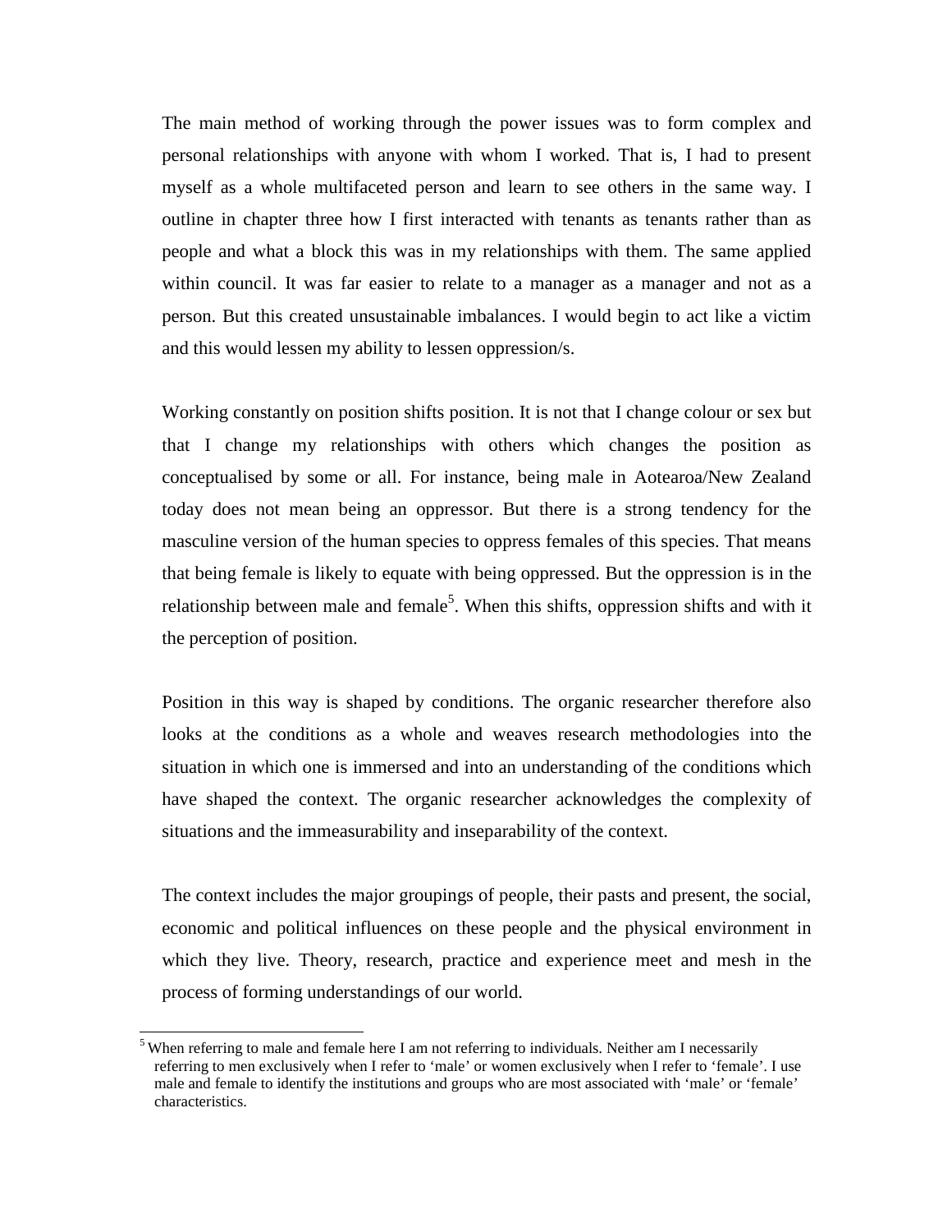The main method of working through the power issues was to form complex and personal relationships with anyone with whom I worked. That is, I had to present myself as a whole multifaceted person and learn to see others in the same way. I outline in chapter three how I first interacted with tenants as tenants rather than as people and what a block this was in my relationships with them. The same applied within council. It was far easier to relate to a manager as a manager and not as a person. But this created unsustainable imbalances. I would begin to act like a victim and this would lessen my ability to lessen oppression/s.

Working constantly on position shifts position. It is not that I change colour or sex but that I change my relationships with others which changes the position as conceptualised by some or all. For instance, being male in Aotearoa/New Zealand today does not mean being an oppressor. But there is a strong tendency for the masculine version of the human species to oppress females of this species. That means that being female is likely to equate with being oppressed. But the oppression is in the relationship between male and female[5]. When this shifts, oppression shifts and with it the perception of position.

Position in this way is shaped by conditions. The organic researcher therefore also looks at the conditions as a whole and weaves research methodologies into the situation in which one is immersed and into an understanding of the conditions which have shaped the context. The organic researcher acknowledges the complexity of situations and the immeasurability and inseparability of the context.

The context includes the major groupings of people, their pasts and present, the social, economic and political influences on these people and the physical environment in which they live. Theory, research, practice and experience meet and mesh in the process of forming understandings of our world.

---

[5] When referring to male and female here I am not referring to individuals. Neither am I necessarily referring to men exclusively when I refer to 'male' or women exclusively when I refer to 'female'. I use male and female to identify the institutions and groups who are most associated with 'male' or 'female' characteristics.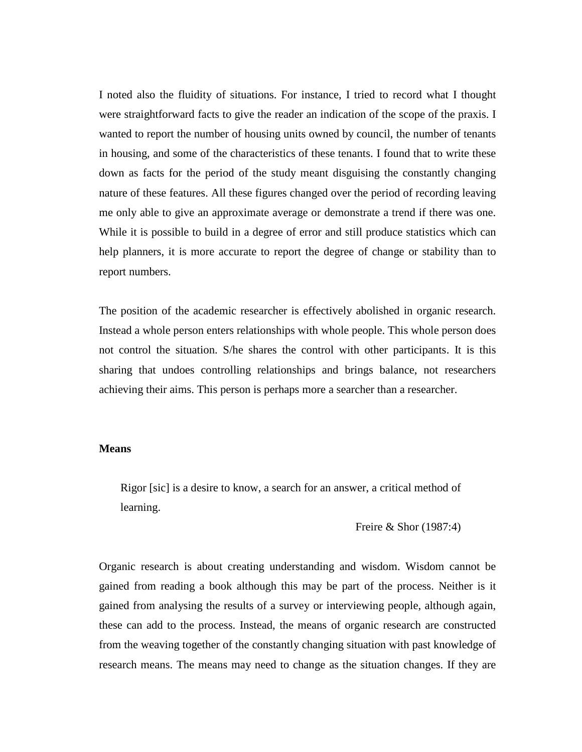I noted also the fluidity of situations. For instance, I tried to record what I thought were straightforward facts to give the reader an indication of the scope of the praxis. I wanted to report the number of housing units owned by council, the number of tenants in housing, and some of the characteristics of these tenants. I found that to write these down as facts for the period of the study meant disguising the constantly changing nature of these features. All these figures changed over the period of recording leaving me only able to give an approximate average or demonstrate a trend if there was one. While it is possible to build in a degree of error and still produce statistics which can help planners, it is more accurate to report the degree of change or stability than to report numbers.

The position of the academic researcher is effectively abolished in organic research. Instead a whole person enters relationships with whole people. This whole person does not control the situation. S/he shares the control with other participants. It is this sharing that undoes controlling relationships and brings balance, not researchers achieving their aims. This person is perhaps more a searcher than a researcher.

**Means**

> Rigor [sic] is a desire to know, a search for an answer, a critical method of learning.
>
> Freire & Shor (1987:4)

Organic research is about creating understanding and wisdom. Wisdom cannot be gained from reading a book although this may be part of the process. Neither is it gained from analysing the results of a survey or interviewing people, although again, these can add to the process. Instead, the means of organic research are constructed from the weaving together of the constantly changing situation with past knowledge of research means. The means may need to change as the situation changes. If they are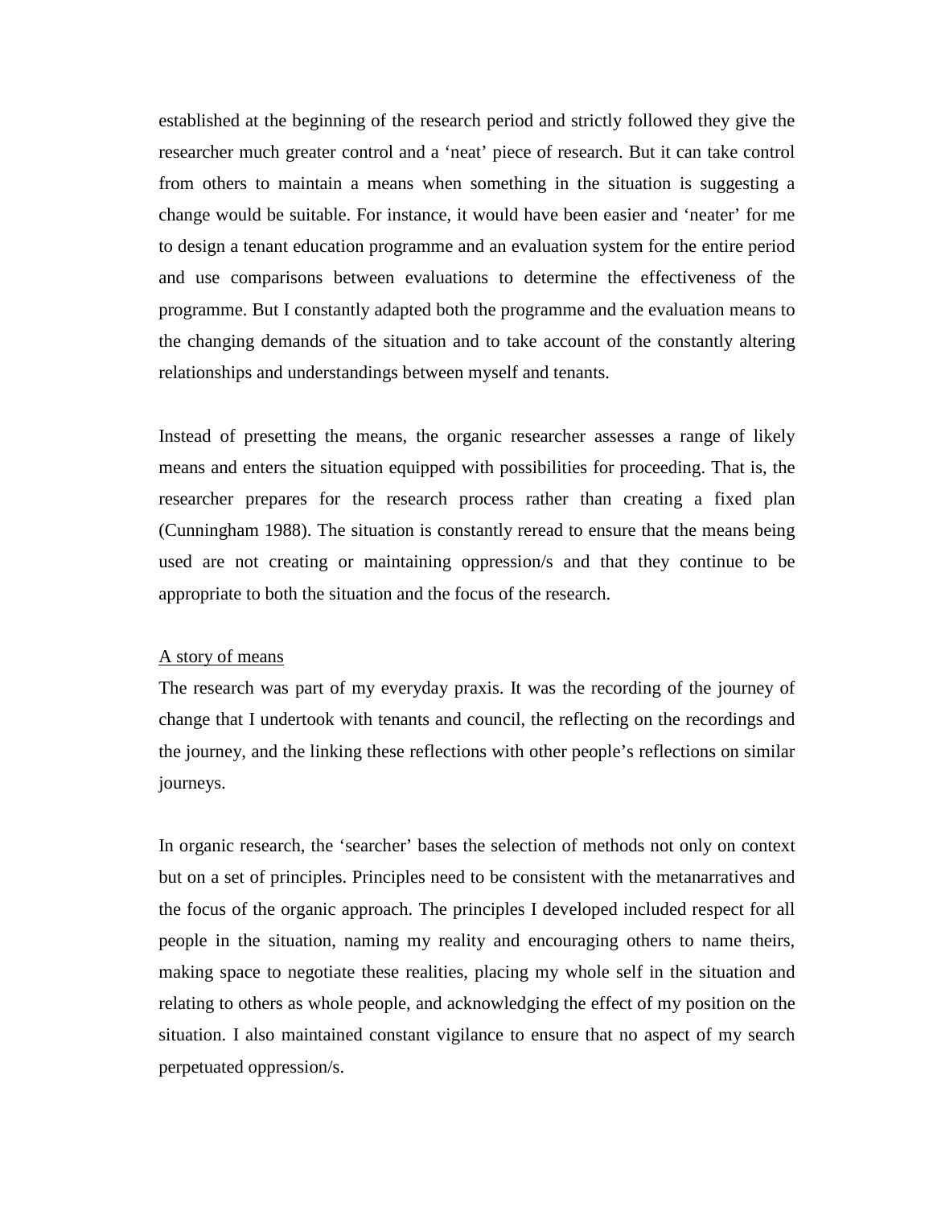established at the beginning of the research period and strictly followed they give the researcher much greater control and a 'neat' piece of research. But it can take control from others to maintain a means when something in the situation is suggesting a change would be suitable. For instance, it would have been easier and 'neater' for me to design a tenant education programme and an evaluation system for the entire period and use comparisons between evaluations to determine the effectiveness of the programme. But I constantly adapted both the programme and the evaluation means to the changing demands of the situation and to take account of the constantly altering relationships and understandings between myself and tenants.

Instead of presetting the means, the organic researcher assesses a range of likely means and enters the situation equipped with possibilities for proceeding. That is, the researcher prepares for the research process rather than creating a fixed plan (Cunningham 1988). The situation is constantly reread to ensure that the means being used are not creating or maintaining oppression/s and that they continue to be appropriate to both the situation and the focus of the research.

A story of means

The research was part of my everyday praxis. It was the recording of the journey of change that I undertook with tenants and council, the reflecting on the recordings and the journey, and the linking these reflections with other people's reflections on similar journeys.

In organic research, the 'searcher' bases the selection of methods not only on context but on a set of principles. Principles need to be consistent with the metanarratives and the focus of the organic approach. The principles I developed included respect for all people in the situation, naming my reality and encouraging others to name theirs, making space to negotiate these realities, placing my whole self in the situation and relating to others as whole people, and acknowledging the effect of my position on the situation. I also maintained constant vigilance to ensure that no aspect of my search perpetuated oppression/s.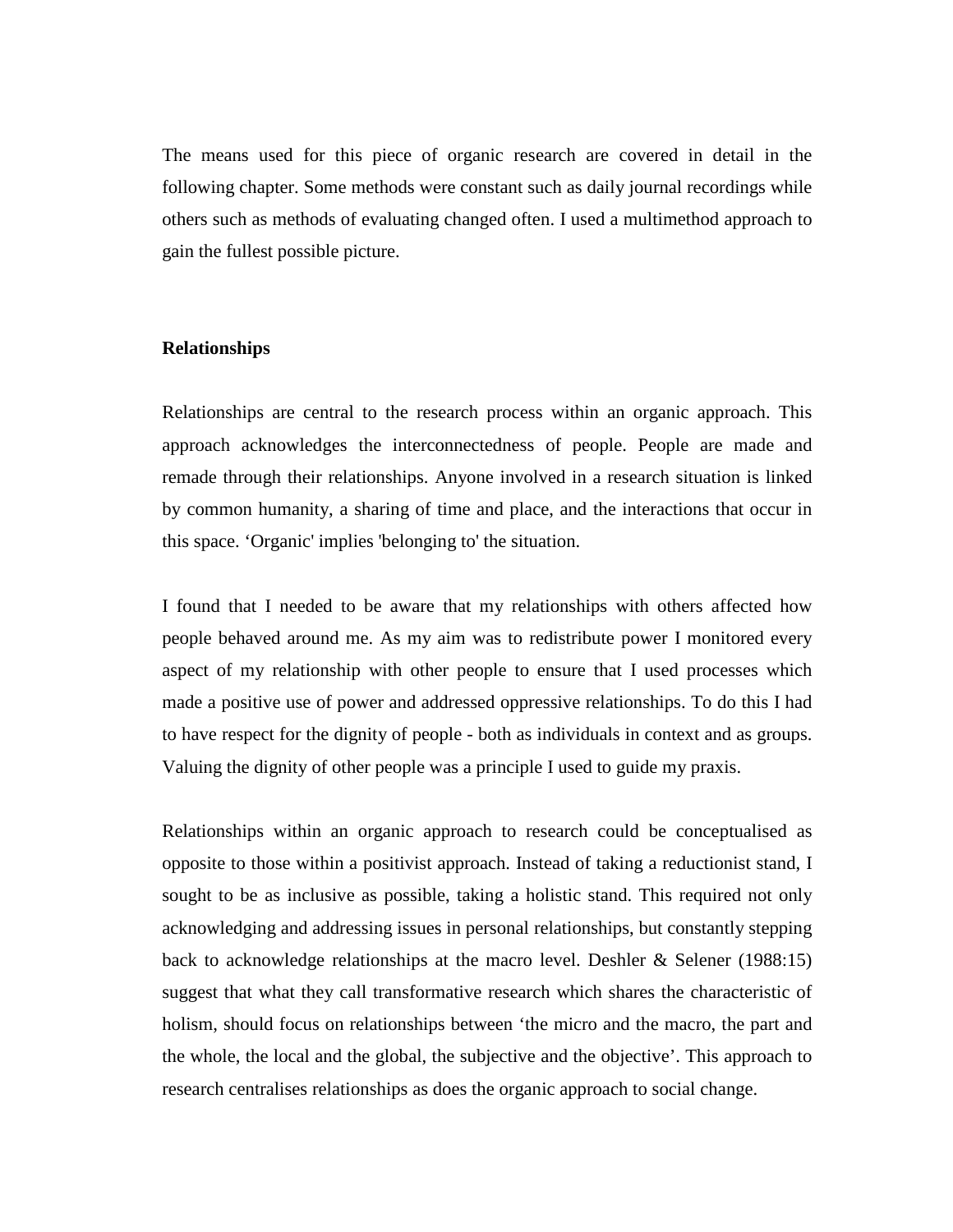The means used for this piece of organic research are covered in detail in the following chapter. Some methods were constant such as daily journal recordings while others such as methods of evaluating changed often. I used a multimethod approach to gain the fullest possible picture.

**Relationships**

Relationships are central to the research process within an organic approach. This approach acknowledges the interconnectedness of people. People are made and remade through their relationships. Anyone involved in a research situation is linked by common humanity, a sharing of time and place, and the interactions that occur in this space. ‘Organic' implies 'belonging to' the situation.

I found that I needed to be aware that my relationships with others affected how people behaved around me. As my aim was to redistribute power I monitored every aspect of my relationship with other people to ensure that I used processes which made a positive use of power and addressed oppressive relationships. To do this I had to have respect for the dignity of people - both as individuals in context and as groups. Valuing the dignity of other people was a principle I used to guide my praxis.

Relationships within an organic approach to research could be conceptualised as opposite to those within a positivist approach. Instead of taking a reductionist stand, I sought to be as inclusive as possible, taking a holistic stand. This required not only acknowledging and addressing issues in personal relationships, but constantly stepping back to acknowledge relationships at the macro level. Deshler & Selener (1988:15) suggest that what they call transformative research which shares the characteristic of holism, should focus on relationships between ‘the micro and the macro, the part and the whole, the local and the global, the subjective and the objective’. This approach to research centralises relationships as does the organic approach to social change.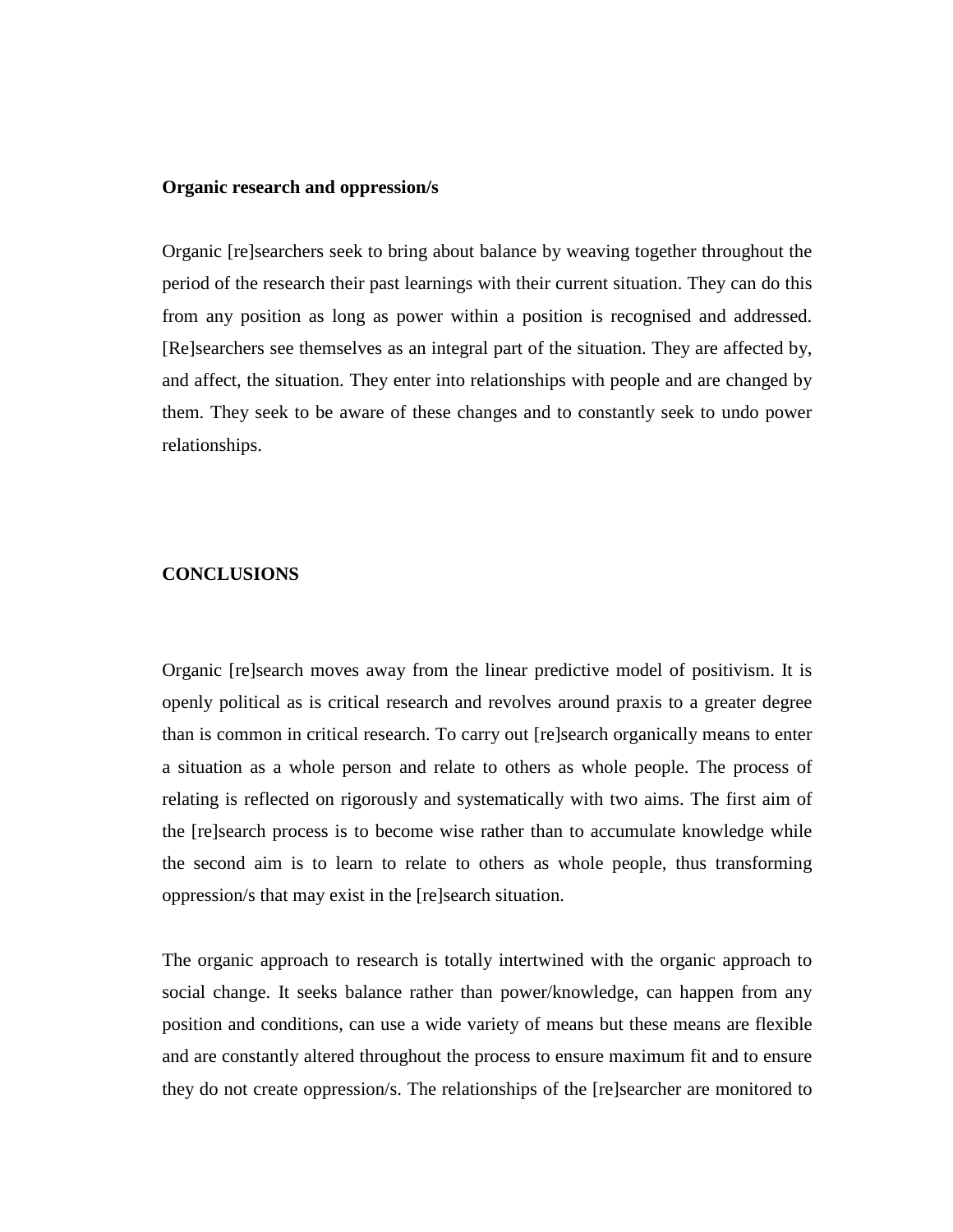**Organic research and oppression/s**

Organic [re]searchers seek to bring about balance by weaving together throughout the period of the research their past learnings with their current situation. They can do this from any position as long as power within a position is recognised and addressed. [Re]searchers see themselves as an integral part of the situation. They are affected by, and affect, the situation. They enter into relationships with people and are changed by them. They seek to be aware of these changes and to constantly seek to undo power relationships.

## CONCLUSIONS

Organic [re]search moves away from the linear predictive model of positivism. It is openly political as is critical research and revolves around praxis to a greater degree than is common in critical research. To carry out [re]search organically means to enter a situation as a whole person and relate to others as whole people. The process of relating is reflected on rigorously and systematically with two aims. The first aim of the [re]search process is to become wise rather than to accumulate knowledge while the second aim is to learn to relate to others as whole people, thus transforming oppression/s that may exist in the [re]search situation.

The organic approach to research is totally intertwined with the organic approach to social change. It seeks balance rather than power/knowledge, can happen from any position and conditions, can use a wide variety of means but these means are flexible and are constantly altered throughout the process to ensure maximum fit and to ensure they do not create oppression/s. The relationships of the [re]searcher are monitored to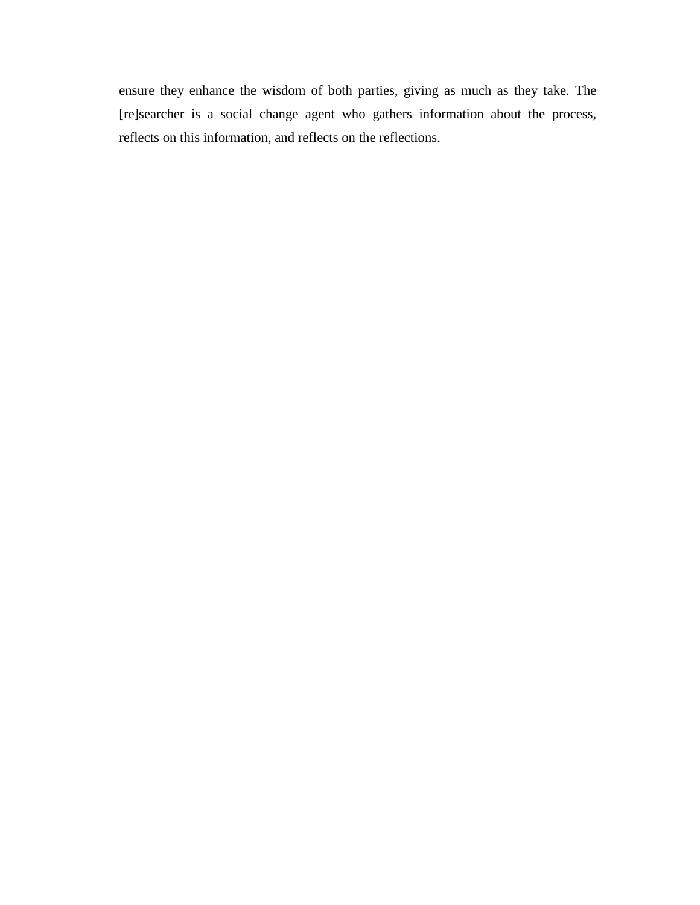ensure they enhance the wisdom of both parties, giving as much as they take. The [re]searcher is a social change agent who gathers information about the process, reflects on this information, and reflects on the reflections.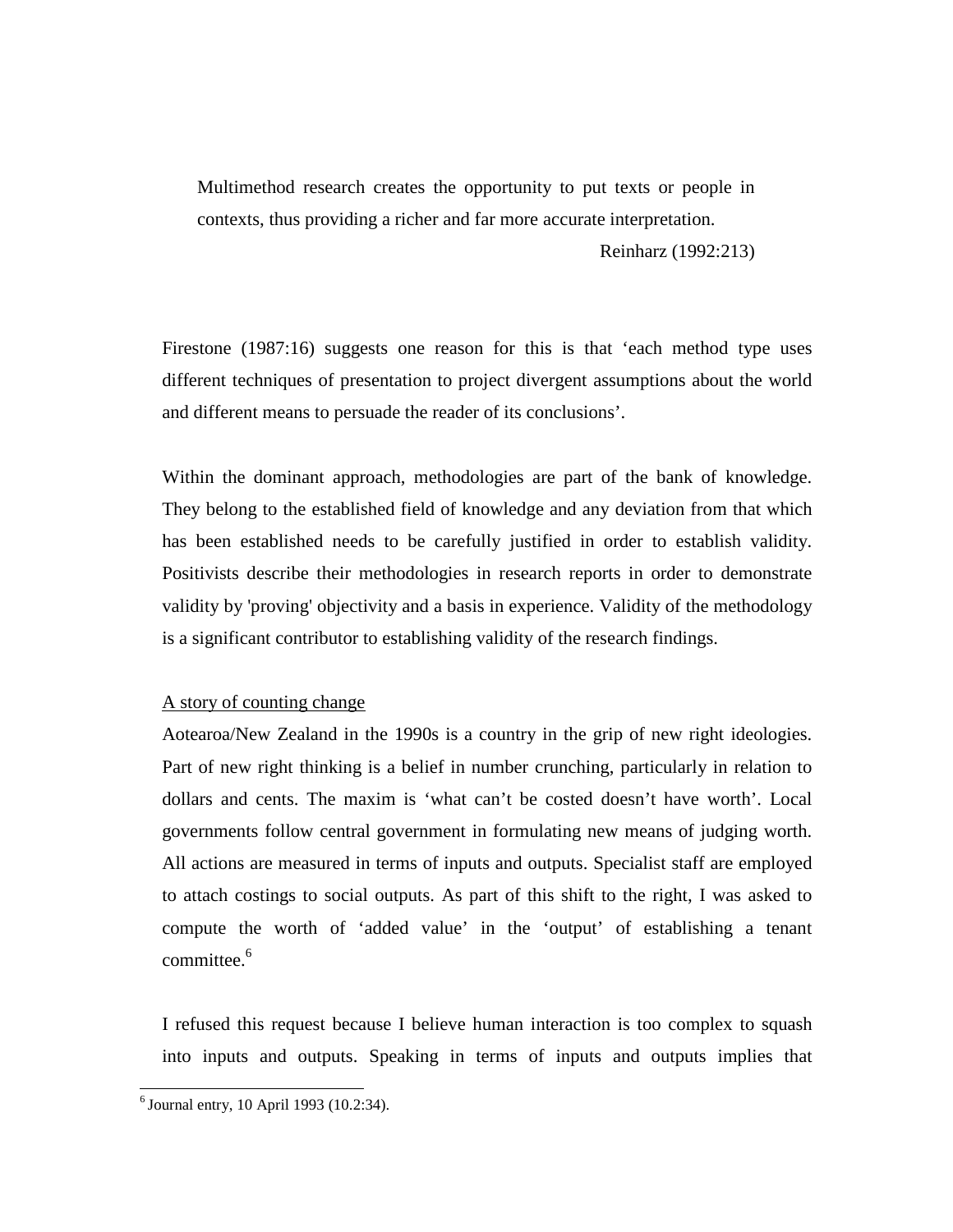> Multimethod research creates the opportunity to put texts or people in contexts, thus providing a richer and far more accurate interpretation.
>
> Reinharz (1992:213)

Firestone (1987:16) suggests one reason for this is that 'each method type uses different techniques of presentation to project divergent assumptions about the world and different means to persuade the reader of its conclusions'.

Within the dominant approach, methodologies are part of the bank of knowledge. They belong to the established field of knowledge and any deviation from that which has been established needs to be carefully justified in order to establish validity. Positivists describe their methodologies in research reports in order to demonstrate validity by 'proving' objectivity and a basis in experience. Validity of the methodology is a significant contributor to establishing validity of the research findings.

<u>A story of counting change</u>

Aotearoa/New Zealand in the 1990s is a country in the grip of new right ideologies. Part of new right thinking is a belief in number crunching, particularly in relation to dollars and cents. The maxim is 'what can't be costed doesn't have worth'. Local governments follow central government in formulating new means of judging worth. All actions are measured in terms of inputs and outputs. Specialist staff are employed to attach costings to social outputs. As part of this shift to the right, I was asked to compute the worth of 'added value' in the 'output' of establishing a tenant committee.[6]

I refused this request because I believe human interaction is too complex to squash into inputs and outputs. Speaking in terms of inputs and outputs implies that

[6] Journal entry, 10 April 1993 (10.2:34).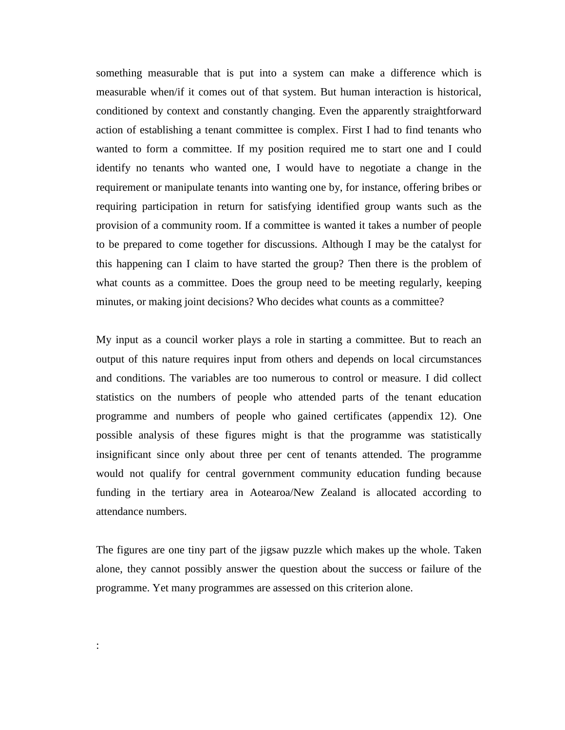something measurable that is put into a system can make a difference which is measurable when/if it comes out of that system. But human interaction is historical, conditioned by context and constantly changing. Even the apparently straightforward action of establishing a tenant committee is complex. First I had to find tenants who wanted to form a committee. If my position required me to start one and I could identify no tenants who wanted one, I would have to negotiate a change in the requirement or manipulate tenants into wanting one by, for instance, offering bribes or requiring participation in return for satisfying identified group wants such as the provision of a community room. If a committee is wanted it takes a number of people to be prepared to come together for discussions. Although I may be the catalyst for this happening can I claim to have started the group? Then there is the problem of what counts as a committee. Does the group need to be meeting regularly, keeping minutes, or making joint decisions? Who decides what counts as a committee?

My input as a council worker plays a role in starting a committee. But to reach an output of this nature requires input from others and depends on local circumstances and conditions. The variables are too numerous to control or measure. I did collect statistics on the numbers of people who attended parts of the tenant education programme and numbers of people who gained certificates (appendix 12). One possible analysis of these figures might is that the programme was statistically insignificant since only about three per cent of tenants attended. The programme would not qualify for central government community education funding because funding in the tertiary area in Aotearoa/New Zealand is allocated according to attendance numbers.

The figures are one tiny part of the jigsaw puzzle which makes up the whole. Taken alone, they cannot possibly answer the question about the success or failure of the programme. Yet many programmes are assessed on this criterion alone.

: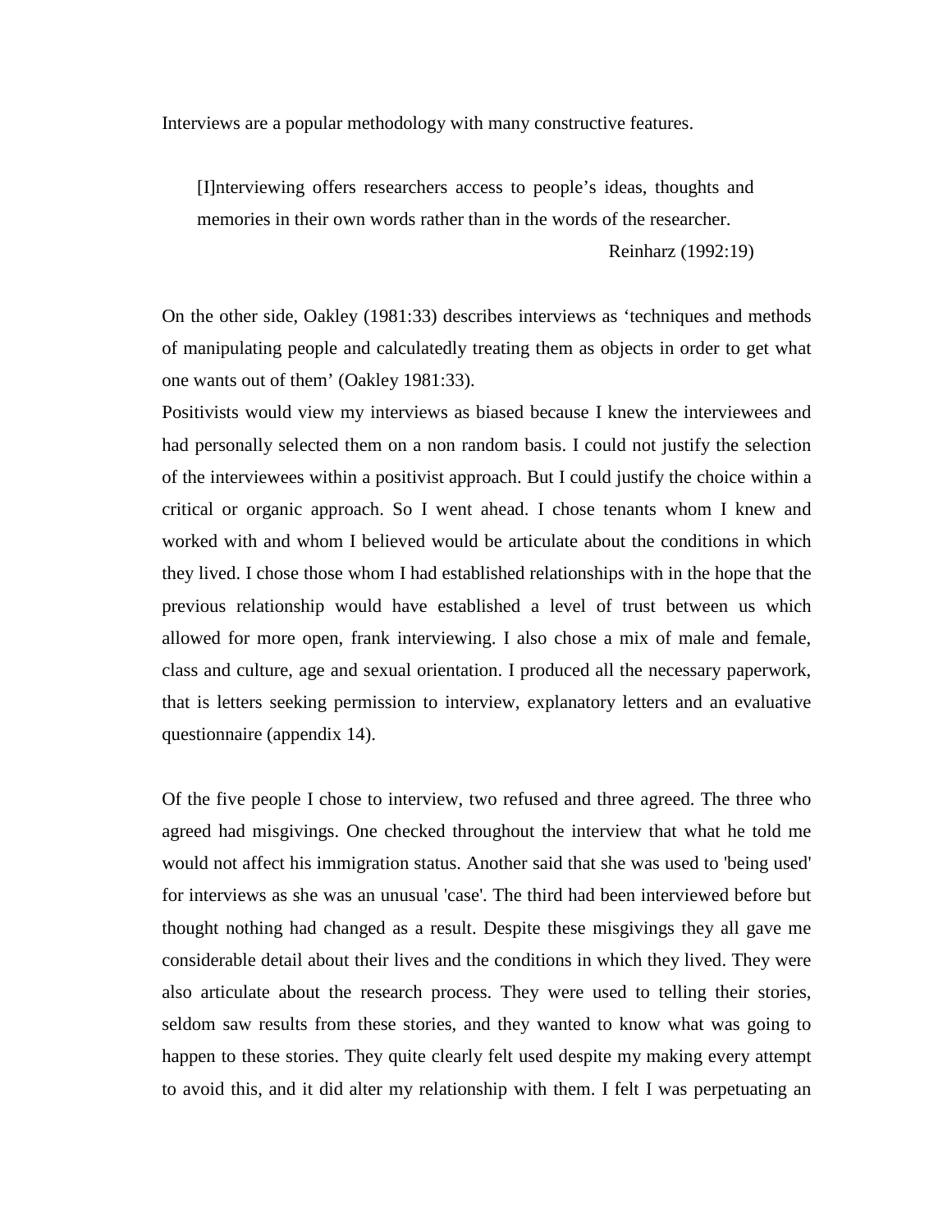Interviews are a popular methodology with many constructive features.

> [I]nterviewing offers researchers access to people's ideas, thoughts and memories in their own words rather than in the words of the researcher.
>
> Reinharz (1992:19)

On the other side, Oakley (1981:33) describes interviews as 'techniques and methods of manipulating people and calculatedly treating them as objects in order to get what one wants out of them' (Oakley 1981:33).

Positivists would view my interviews as biased because I knew the interviewees and had personally selected them on a non random basis. I could not justify the selection of the interviewees within a positivist approach. But I could justify the choice within a critical or organic approach. So I went ahead. I chose tenants whom I knew and worked with and whom I believed would be articulate about the conditions in which they lived. I chose those whom I had established relationships with in the hope that the previous relationship would have established a level of trust between us which allowed for more open, frank interviewing. I also chose a mix of male and female, class and culture, age and sexual orientation. I produced all the necessary paperwork, that is letters seeking permission to interview, explanatory letters and an evaluative questionnaire (appendix 14).

Of the five people I chose to interview, two refused and three agreed. The three who agreed had misgivings. One checked throughout the interview that what he told me would not affect his immigration status. Another said that she was used to 'being used' for interviews as she was an unusual 'case'. The third had been interviewed before but thought nothing had changed as a result. Despite these misgivings they all gave me considerable detail about their lives and the conditions in which they lived. They were also articulate about the research process. They were used to telling their stories, seldom saw results from these stories, and they wanted to know what was going to happen to these stories. They quite clearly felt used despite my making every attempt to avoid this, and it did alter my relationship with them. I felt I was perpetuating an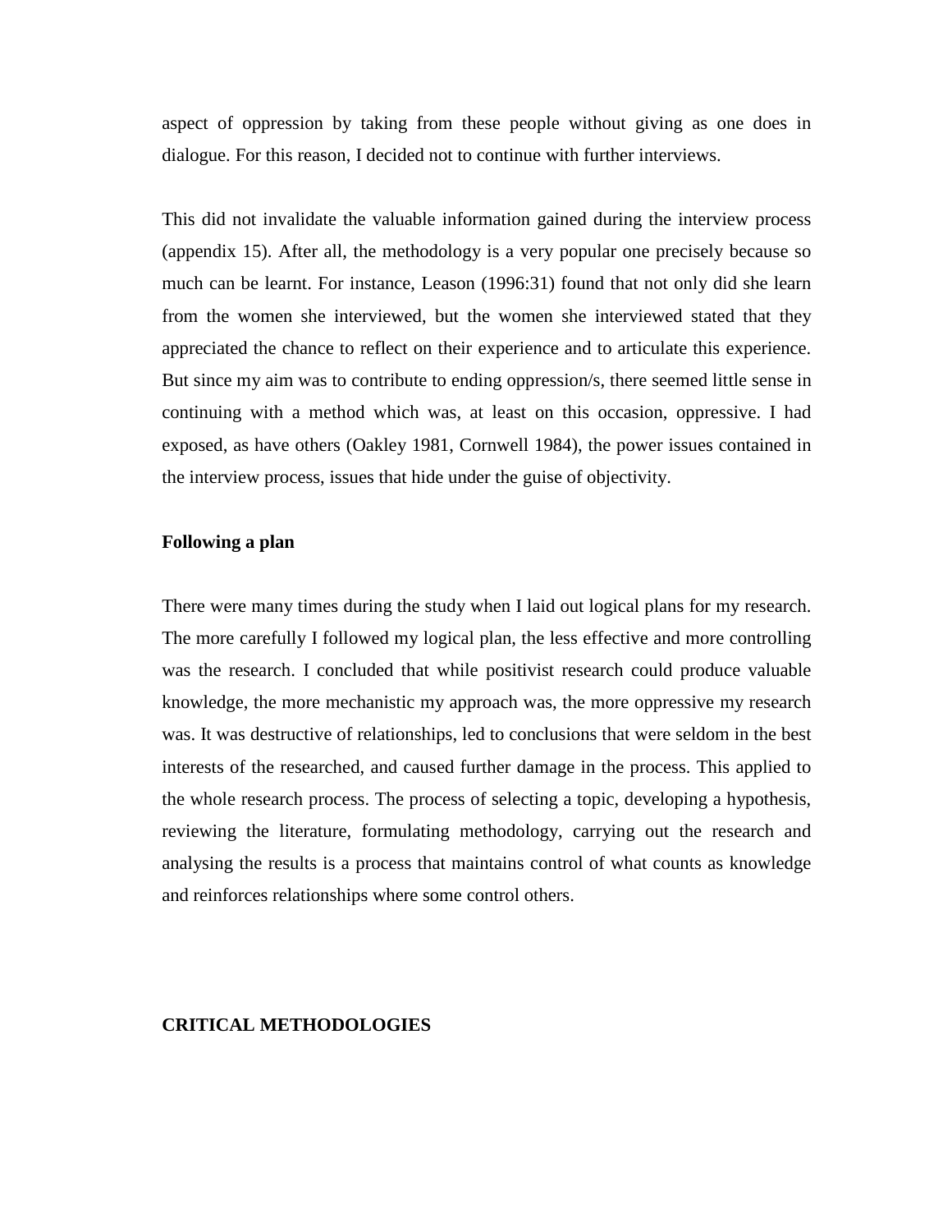aspect of oppression by taking from these people without giving as one does in dialogue. For this reason, I decided not to continue with further interviews.

This did not invalidate the valuable information gained during the interview process (appendix 15). After all, the methodology is a very popular one precisely because so much can be learnt. For instance, Leason (1996:31) found that not only did she learn from the women she interviewed, but the women she interviewed stated that they appreciated the chance to reflect on their experience and to articulate this experience. But since my aim was to contribute to ending oppression/s, there seemed little sense in continuing with a method which was, at least on this occasion, oppressive. I had exposed, as have others (Oakley 1981, Cornwell 1984), the power issues contained in the interview process, issues that hide under the guise of objectivity.

**Following a plan**

There were many times during the study when I laid out logical plans for my research. The more carefully I followed my logical plan, the less effective and more controlling was the research. I concluded that while positivist research could produce valuable knowledge, the more mechanistic my approach was, the more oppressive my research was. It was destructive of relationships, led to conclusions that were seldom in the best interests of the researched, and caused further damage in the process. This applied to the whole research process. The process of selecting a topic, developing a hypothesis, reviewing the literature, formulating methodology, carrying out the research and analysing the results is a process that maintains control of what counts as knowledge and reinforces relationships where some control others.

**CRITICAL METHODOLOGIES**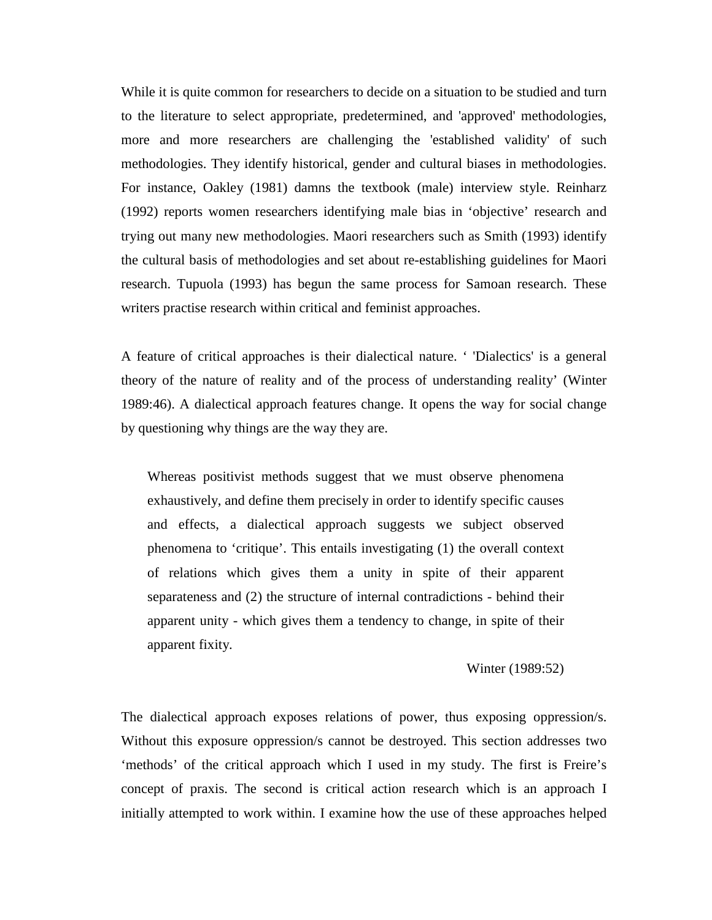While it is quite common for researchers to decide on a situation to be studied and turn to the literature to select appropriate, predetermined, and 'approved' methodologies, more and more researchers are challenging the 'established validity' of such methodologies. They identify historical, gender and cultural biases in methodologies. For instance, Oakley (1981) damns the textbook (male) interview style. Reinharz (1992) reports women researchers identifying male bias in ‘objective’ research and trying out many new methodologies. Maori researchers such as Smith (1993) identify the cultural basis of methodologies and set about re-establishing guidelines for Maori research. Tupuola (1993) has begun the same process for Samoan research. These writers practise research within critical and feminist approaches.

A feature of critical approaches is their dialectical nature. ‘ 'Dialectics' is a general theory of the nature of reality and of the process of understanding reality’ (Winter 1989:46). A dialectical approach features change. It opens the way for social change by questioning why things are the way they are.

> Whereas positivist methods suggest that we must observe phenomena exhaustively, and define them precisely in order to identify specific causes and effects, a dialectical approach suggests we subject observed phenomena to ‘critique’. This entails investigating (1) the overall context of relations which gives them a unity in spite of their apparent separateness and (2) the structure of internal contradictions - behind their apparent unity - which gives them a tendency to change, in spite of their apparent fixity.
>
> Winter (1989:52)

The dialectical approach exposes relations of power, thus exposing oppression/s. Without this exposure oppression/s cannot be destroyed. This section addresses two ‘methods’ of the critical approach which I used in my study. The first is Freire’s concept of praxis. The second is critical action research which is an approach I initially attempted to work within. I examine how the use of these approaches helped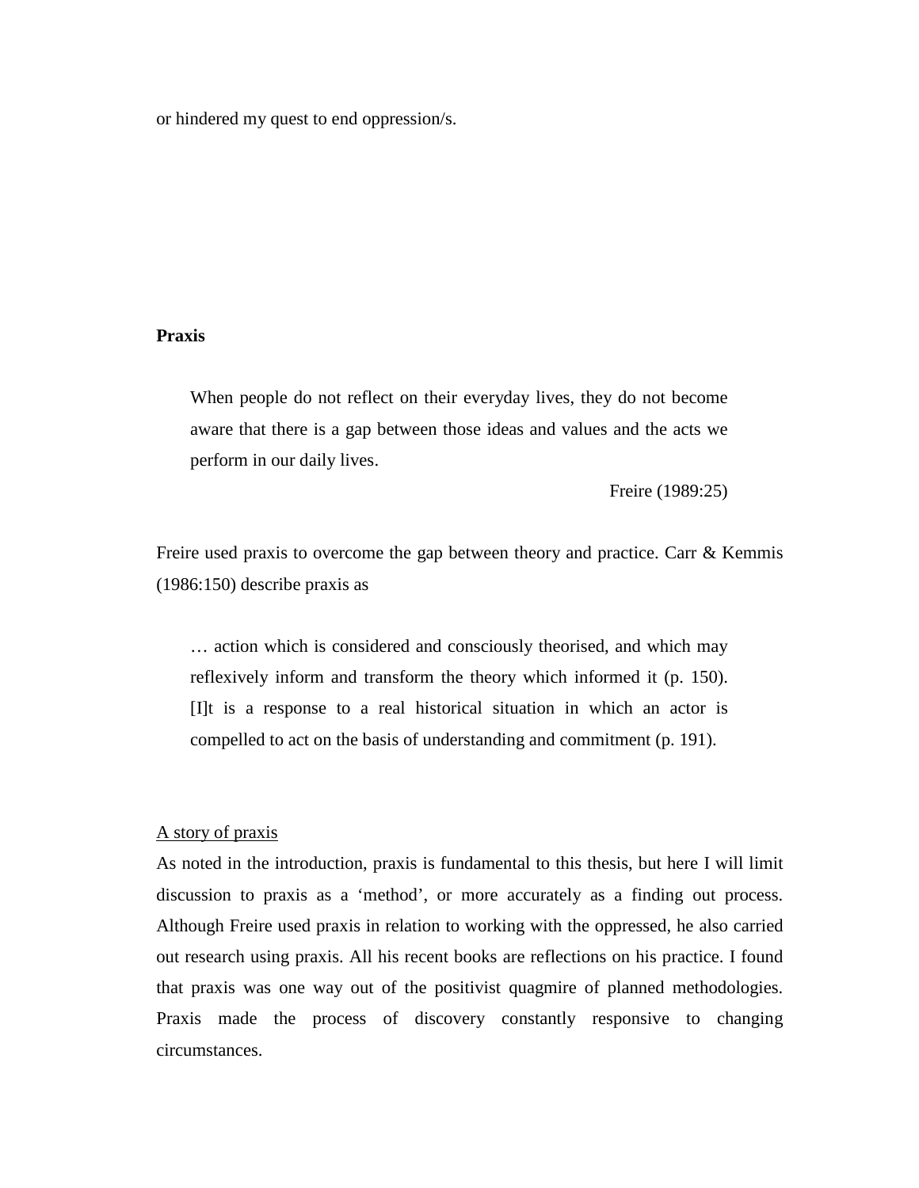or hindered my quest to end oppression/s.

**Praxis**

> When people do not reflect on their everyday lives, they do not become aware that there is a gap between those ideas and values and the acts we perform in our daily lives.
>
> Freire (1989:25)

Freire used praxis to overcome the gap between theory and practice. Carr & Kemmis (1986:150) describe praxis as

> … action which is considered and consciously theorised, and which may reflexively inform and transform the theory which informed it (p. 150). [I]t is a response to a real historical situation in which an actor is compelled to act on the basis of understanding and commitment (p. 191).

<u>A story of praxis</u>

As noted in the introduction, praxis is fundamental to this thesis, but here I will limit discussion to praxis as a 'method', or more accurately as a finding out process. Although Freire used praxis in relation to working with the oppressed, he also carried out research using praxis. All his recent books are reflections on his practice. I found that praxis was one way out of the positivist quagmire of planned methodologies. Praxis made the process of discovery constantly responsive to changing circumstances.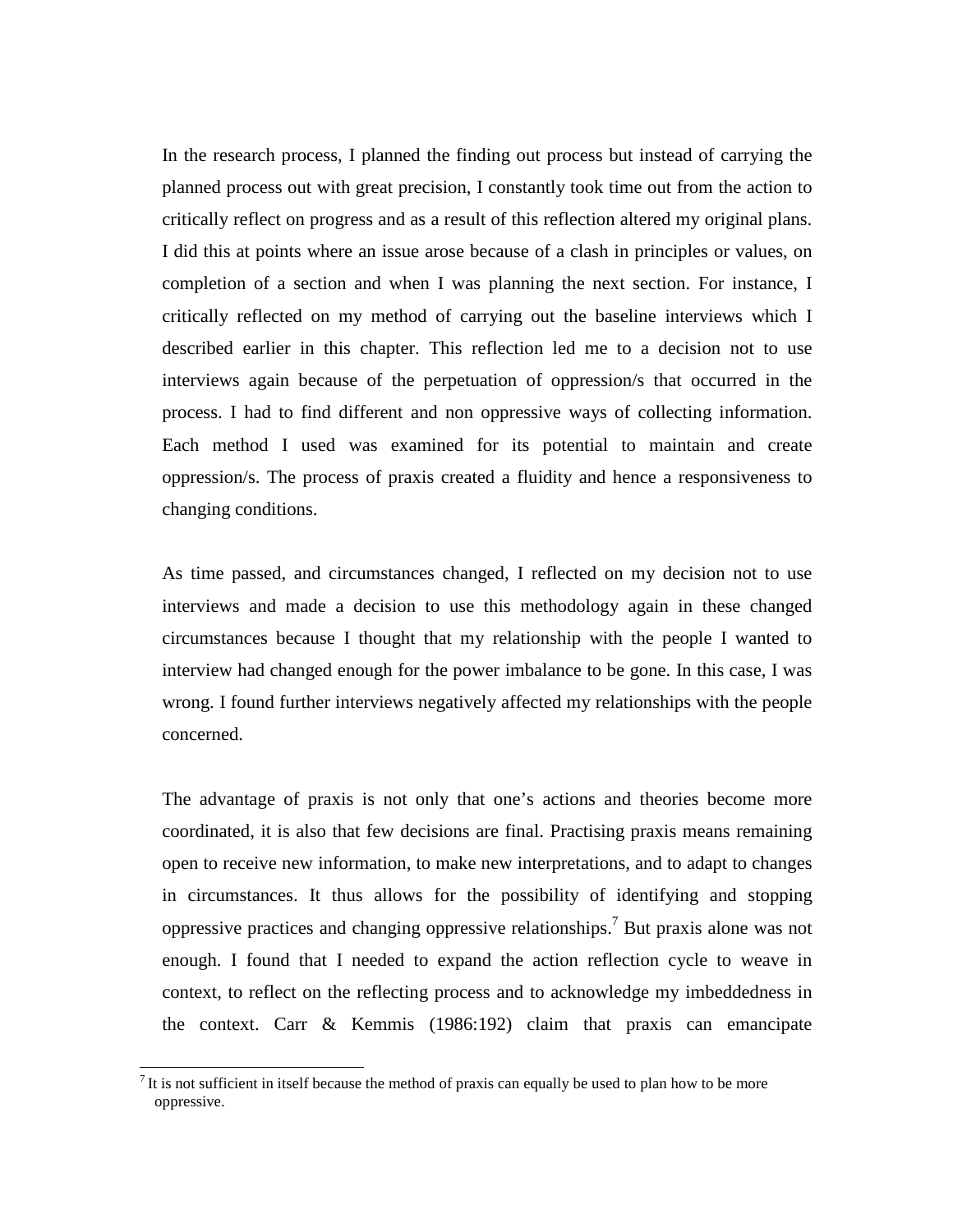In the research process, I planned the finding out process but instead of carrying the planned process out with great precision, I constantly took time out from the action to critically reflect on progress and as a result of this reflection altered my original plans. I did this at points where an issue arose because of a clash in principles or values, on completion of a section and when I was planning the next section. For instance, I critically reflected on my method of carrying out the baseline interviews which I described earlier in this chapter. This reflection led me to a decision not to use interviews again because of the perpetuation of oppression/s that occurred in the process. I had to find different and non oppressive ways of collecting information. Each method I used was examined for its potential to maintain and create oppression/s. The process of praxis created a fluidity and hence a responsiveness to changing conditions.

As time passed, and circumstances changed, I reflected on my decision not to use interviews and made a decision to use this methodology again in these changed circumstances because I thought that my relationship with the people I wanted to interview had changed enough for the power imbalance to be gone. In this case, I was wrong. I found further interviews negatively affected my relationships with the people concerned.

The advantage of praxis is not only that one's actions and theories become more coordinated, it is also that few decisions are final. Practising praxis means remaining open to receive new information, to make new interpretations, and to adapt to changes in circumstances. It thus allows for the possibility of identifying and stopping oppressive practices and changing oppressive relationships.[7] But praxis alone was not enough. I found that I needed to expand the action reflection cycle to weave in context, to reflect on the reflecting process and to acknowledge my imbeddedness in the context. Carr & Kemmis (1986:192) claim that praxis can emancipate

[7] It is not sufficient in itself because the method of praxis can equally be used to plan how to be more oppressive.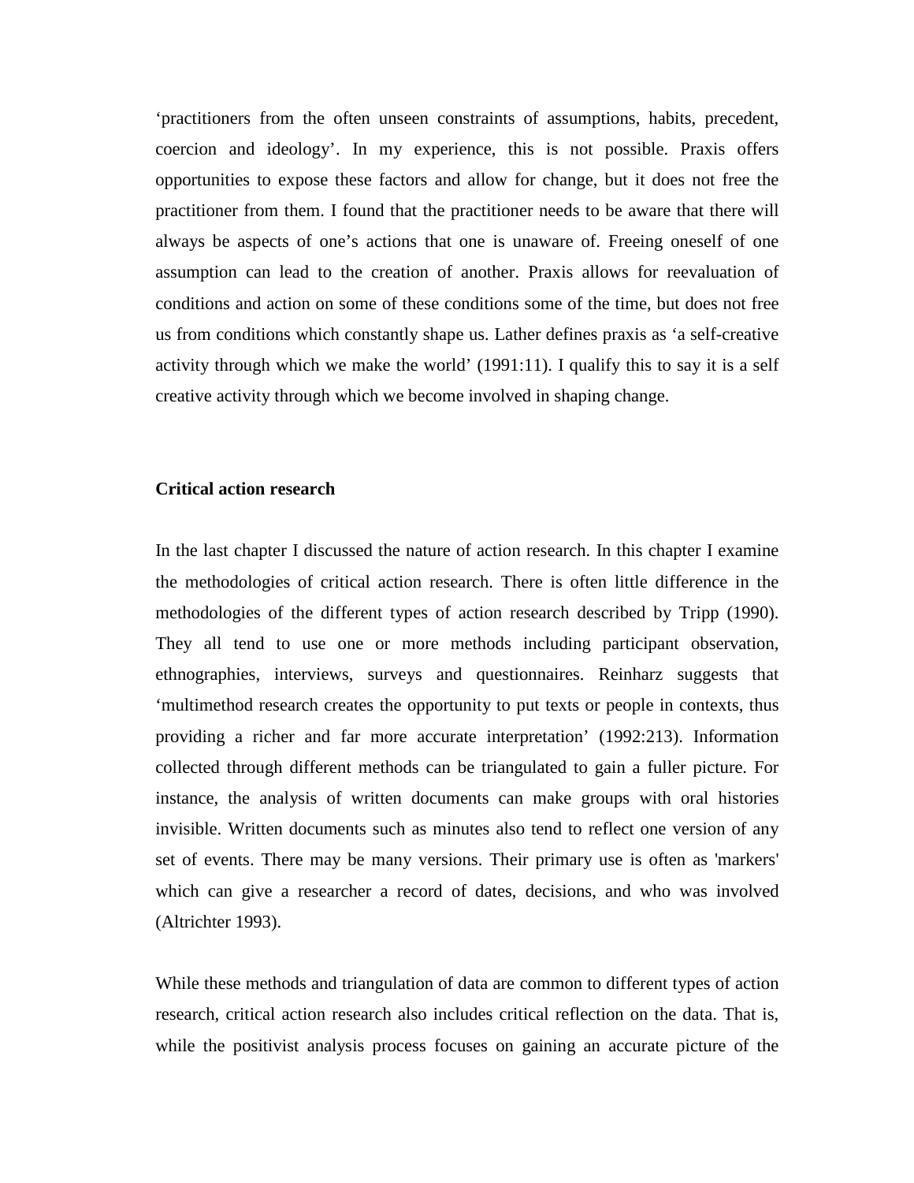'practitioners from the often unseen constraints of assumptions, habits, precedent, coercion and ideology'. In my experience, this is not possible. Praxis offers opportunities to expose these factors and allow for change, but it does not free the practitioner from them. I found that the practitioner needs to be aware that there will always be aspects of one's actions that one is unaware of. Freeing oneself of one assumption can lead to the creation of another. Praxis allows for reevaluation of conditions and action on some of these conditions some of the time, but does not free us from conditions which constantly shape us. Lather defines praxis as 'a self-creative activity through which we make the world' (1991:11). I qualify this to say it is a self creative activity through which we become involved in shaping change.

**Critical action research**

In the last chapter I discussed the nature of action research. In this chapter I examine the methodologies of critical action research. There is often little difference in the methodologies of the different types of action research described by Tripp (1990). They all tend to use one or more methods including participant observation, ethnographies, interviews, surveys and questionnaires. Reinharz suggests that 'multimethod research creates the opportunity to put texts or people in contexts, thus providing a richer and far more accurate interpretation' (1992:213). Information collected through different methods can be triangulated to gain a fuller picture. For instance, the analysis of written documents can make groups with oral histories invisible. Written documents such as minutes also tend to reflect one version of any set of events. There may be many versions. Their primary use is often as 'markers' which can give a researcher a record of dates, decisions, and who was involved (Altrichter 1993).

While these methods and triangulation of data are common to different types of action research, critical action research also includes critical reflection on the data. That is, while the positivist analysis process focuses on gaining an accurate picture of the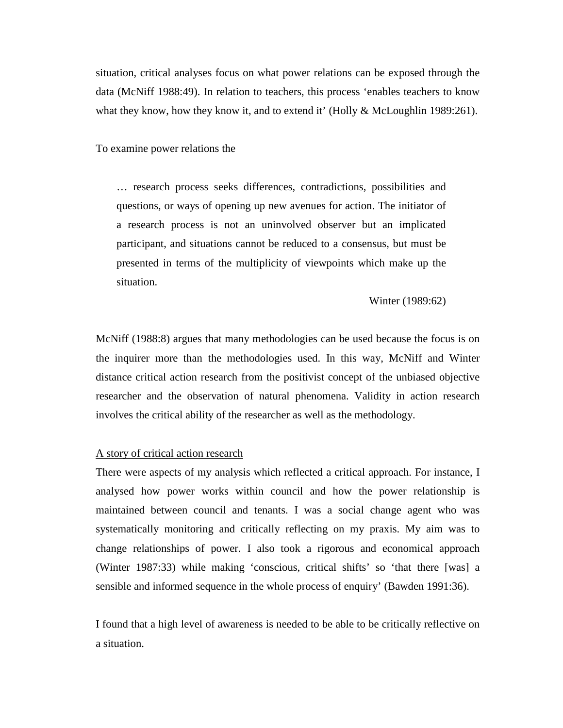situation, critical analyses focus on what power relations can be exposed through the data (McNiff 1988:49). In relation to teachers, this process 'enables teachers to know what they know, how they know it, and to extend it' (Holly & McLoughlin 1989:261).

To examine power relations the

> … research process seeks differences, contradictions, possibilities and questions, or ways of opening up new avenues for action. The initiator of a research process is not an uninvolved observer but an implicated participant, and situations cannot be reduced to a consensus, but must be presented in terms of the multiplicity of viewpoints which make up the situation.
>
> Winter (1989:62)

McNiff (1988:8) argues that many methodologies can be used because the focus is on the inquirer more than the methodologies used. In this way, McNiff and Winter distance critical action research from the positivist concept of the unbiased objective researcher and the observation of natural phenomena. Validity in action research involves the critical ability of the researcher as well as the methodology.

<u>A story of critical action research</u>

There were aspects of my analysis which reflected a critical approach. For instance, I analysed how power works within council and how the power relationship is maintained between council and tenants. I was a social change agent who was systematically monitoring and critically reflecting on my praxis. My aim was to change relationships of power. I also took a rigorous and economical approach (Winter 1987:33) while making 'conscious, critical shifts' so 'that there [was] a sensible and informed sequence in the whole process of enquiry' (Bawden 1991:36).

I found that a high level of awareness is needed to be able to be critically reflective on a situation.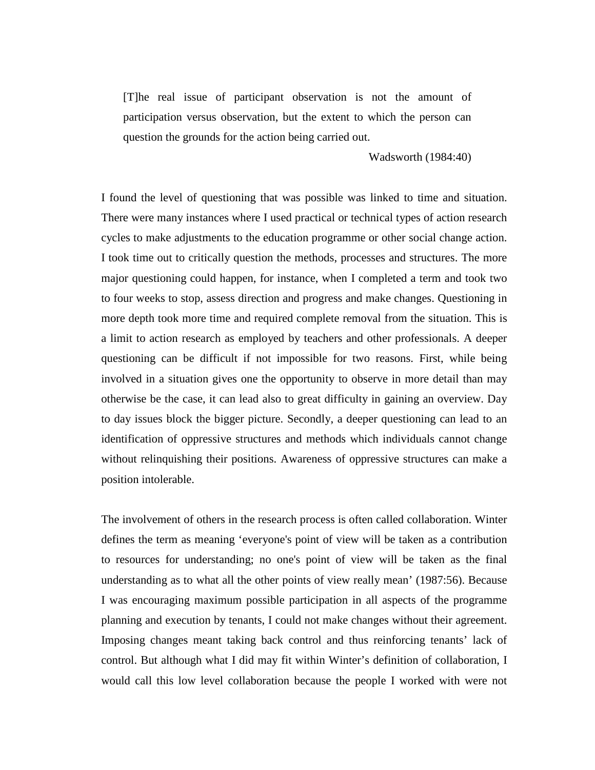> [T]he real issue of participant observation is not the amount of participation versus observation, but the extent to which the person can question the grounds for the action being carried out.
>
> Wadsworth (1984:40)

I found the level of questioning that was possible was linked to time and situation. There were many instances where I used practical or technical types of action research cycles to make adjustments to the education programme or other social change action. I took time out to critically question the methods, processes and structures. The more major questioning could happen, for instance, when I completed a term and took two to four weeks to stop, assess direction and progress and make changes. Questioning in more depth took more time and required complete removal from the situation. This is a limit to action research as employed by teachers and other professionals. A deeper questioning can be difficult if not impossible for two reasons. First, while being involved in a situation gives one the opportunity to observe in more detail than may otherwise be the case, it can lead also to great difficulty in gaining an overview. Day to day issues block the bigger picture. Secondly, a deeper questioning can lead to an identification of oppressive structures and methods which individuals cannot change without relinquishing their positions. Awareness of oppressive structures can make a position intolerable.

The involvement of others in the research process is often called collaboration. Winter defines the term as meaning 'everyone's point of view will be taken as a contribution to resources for understanding; no one's point of view will be taken as the final understanding as to what all the other points of view really mean' (1987:56). Because I was encouraging maximum possible participation in all aspects of the programme planning and execution by tenants, I could not make changes without their agreement. Imposing changes meant taking back control and thus reinforcing tenants' lack of control. But although what I did may fit within Winter's definition of collaboration, I would call this low level collaboration because the people I worked with were not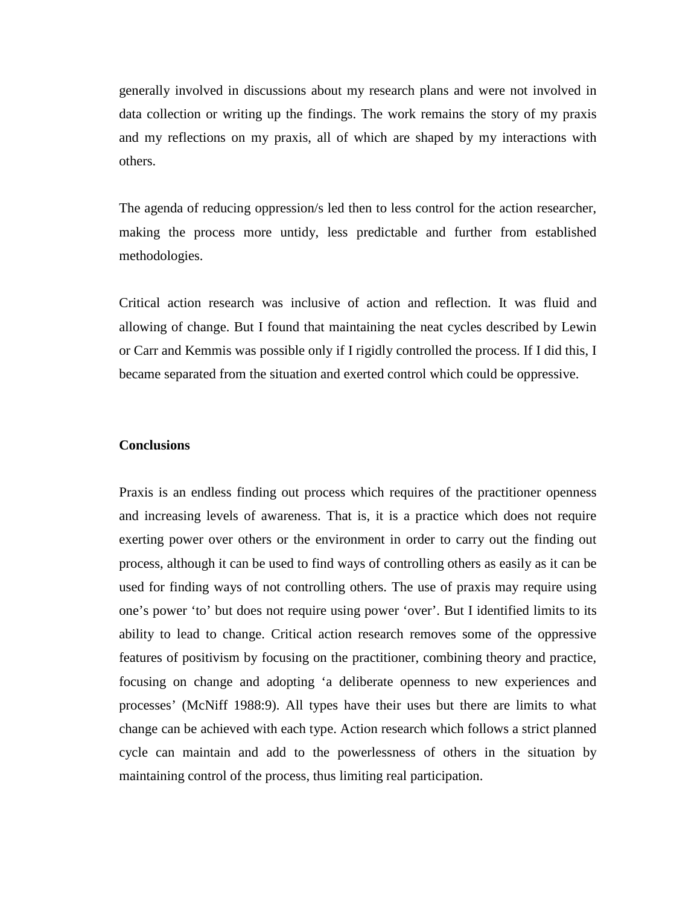generally involved in discussions about my research plans and were not involved in data collection or writing up the findings. The work remains the story of my praxis and my reflections on my praxis, all of which are shaped by my interactions with others.

The agenda of reducing oppression/s led then to less control for the action researcher, making the process more untidy, less predictable and further from established methodologies.

Critical action research was inclusive of action and reflection. It was fluid and allowing of change. But I found that maintaining the neat cycles described by Lewin or Carr and Kemmis was possible only if I rigidly controlled the process. If I did this, I became separated from the situation and exerted control which could be oppressive.

**Conclusions**

Praxis is an endless finding out process which requires of the practitioner openness and increasing levels of awareness. That is, it is a practice which does not require exerting power over others or the environment in order to carry out the finding out process, although it can be used to find ways of controlling others as easily as it can be used for finding ways of not controlling others. The use of praxis may require using one's power 'to' but does not require using power 'over'. But I identified limits to its ability to lead to change. Critical action research removes some of the oppressive features of positivism by focusing on the practitioner, combining theory and practice, focusing on change and adopting 'a deliberate openness to new experiences and processes' (McNiff 1988:9). All types have their uses but there are limits to what change can be achieved with each type. Action research which follows a strict planned cycle can maintain and add to the powerlessness of others in the situation by maintaining control of the process, thus limiting real participation.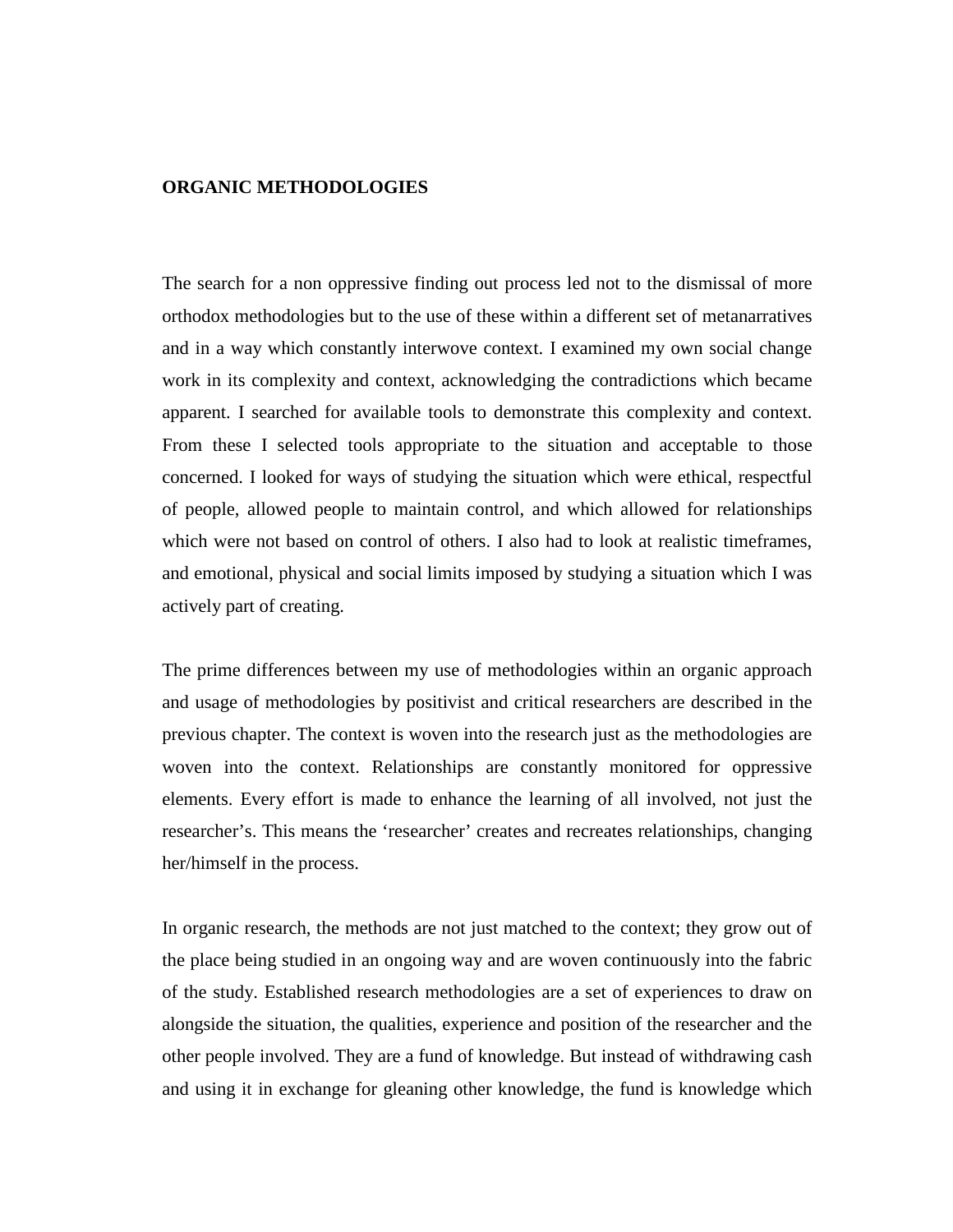**ORGANIC METHODOLOGIES**

The search for a non oppressive finding out process led not to the dismissal of more orthodox methodologies but to the use of these within a different set of metanarratives and in a way which constantly interwove context. I examined my own social change work in its complexity and context, acknowledging the contradictions which became apparent. I searched for available tools to demonstrate this complexity and context. From these I selected tools appropriate to the situation and acceptable to those concerned. I looked for ways of studying the situation which were ethical, respectful of people, allowed people to maintain control, and which allowed for relationships which were not based on control of others. I also had to look at realistic timeframes, and emotional, physical and social limits imposed by studying a situation which I was actively part of creating.

The prime differences between my use of methodologies within an organic approach and usage of methodologies by positivist and critical researchers are described in the previous chapter. The context is woven into the research just as the methodologies are woven into the context. Relationships are constantly monitored for oppressive elements. Every effort is made to enhance the learning of all involved, not just the researcher's. This means the 'researcher' creates and recreates relationships, changing her/himself in the process.

In organic research, the methods are not just matched to the context; they grow out of the place being studied in an ongoing way and are woven continuously into the fabric of the study. Established research methodologies are a set of experiences to draw on alongside the situation, the qualities, experience and position of the researcher and the other people involved. They are a fund of knowledge. But instead of withdrawing cash and using it in exchange for gleaning other knowledge, the fund is knowledge which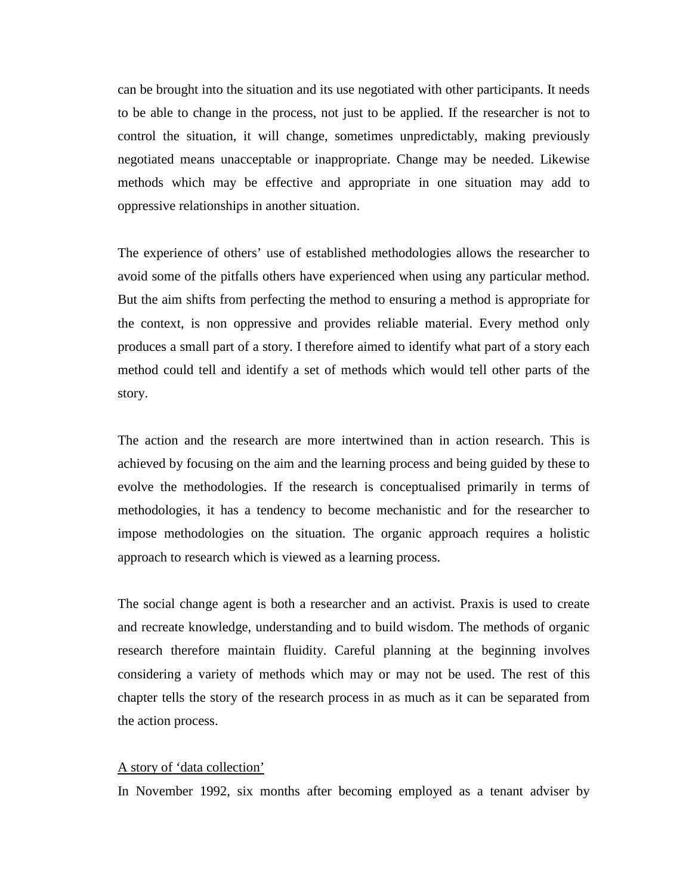can be brought into the situation and its use negotiated with other participants. It needs to be able to change in the process, not just to be applied. If the researcher is not to control the situation, it will change, sometimes unpredictably, making previously negotiated means unacceptable or inappropriate. Change may be needed. Likewise methods which may be effective and appropriate in one situation may add to oppressive relationships in another situation.

The experience of others' use of established methodologies allows the researcher to avoid some of the pitfalls others have experienced when using any particular method. But the aim shifts from perfecting the method to ensuring a method is appropriate for the context, is non oppressive and provides reliable material. Every method only produces a small part of a story. I therefore aimed to identify what part of a story each method could tell and identify a set of methods which would tell other parts of the story.

The action and the research are more intertwined than in action research. This is achieved by focusing on the aim and the learning process and being guided by these to evolve the methodologies. If the research is conceptualised primarily in terms of methodologies, it has a tendency to become mechanistic and for the researcher to impose methodologies on the situation. The organic approach requires a holistic approach to research which is viewed as a learning process.

The social change agent is both a researcher and an activist. Praxis is used to create and recreate knowledge, understanding and to build wisdom. The methods of organic research therefore maintain fluidity. Careful planning at the beginning involves considering a variety of methods which may or may not be used. The rest of this chapter tells the story of the research process in as much as it can be separated from the action process.

<u>A story of 'data collection'</u>

In November 1992, six months after becoming employed as a tenant adviser by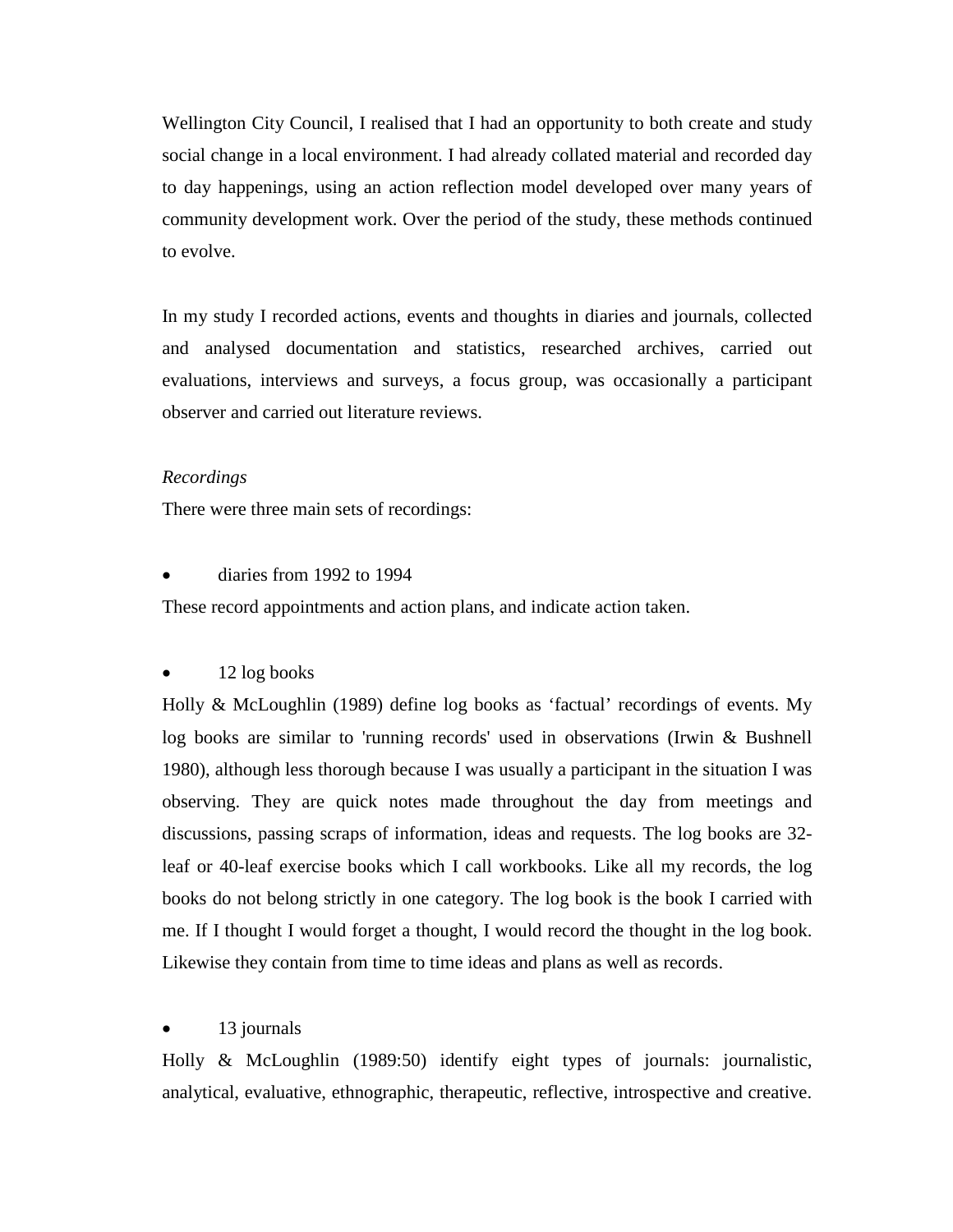Wellington City Council, I realised that I had an opportunity to both create and study social change in a local environment. I had already collated material and recorded day to day happenings, using an action reflection model developed over many years of community development work. Over the period of the study, these methods continued to evolve.

In my study I recorded actions, events and thoughts in diaries and journals, collected and analysed documentation and statistics, researched archives, carried out evaluations, interviews and surveys, a focus group, was occasionally a participant observer and carried out literature reviews.

*Recordings*

There were three main sets of recordings:

- diaries from 1992 to 1994

These record appointments and action plans, and indicate action taken.

- 12 log books

Holly & McLoughlin (1989) define log books as 'factual' recordings of events. My log books are similar to 'running records' used in observations (Irwin & Bushnell 1980), although less thorough because I was usually a participant in the situation I was observing. They are quick notes made throughout the day from meetings and discussions, passing scraps of information, ideas and requests. The log books are 32-leaf or 40-leaf exercise books which I call workbooks. Like all my records, the log books do not belong strictly in one category. The log book is the book I carried with me. If I thought I would forget a thought, I would record the thought in the log book. Likewise they contain from time to time ideas and plans as well as records.

- 13 journals

Holly & McLoughlin (1989:50) identify eight types of journals: journalistic, analytical, evaluative, ethnographic, therapeutic, reflective, introspective and creative.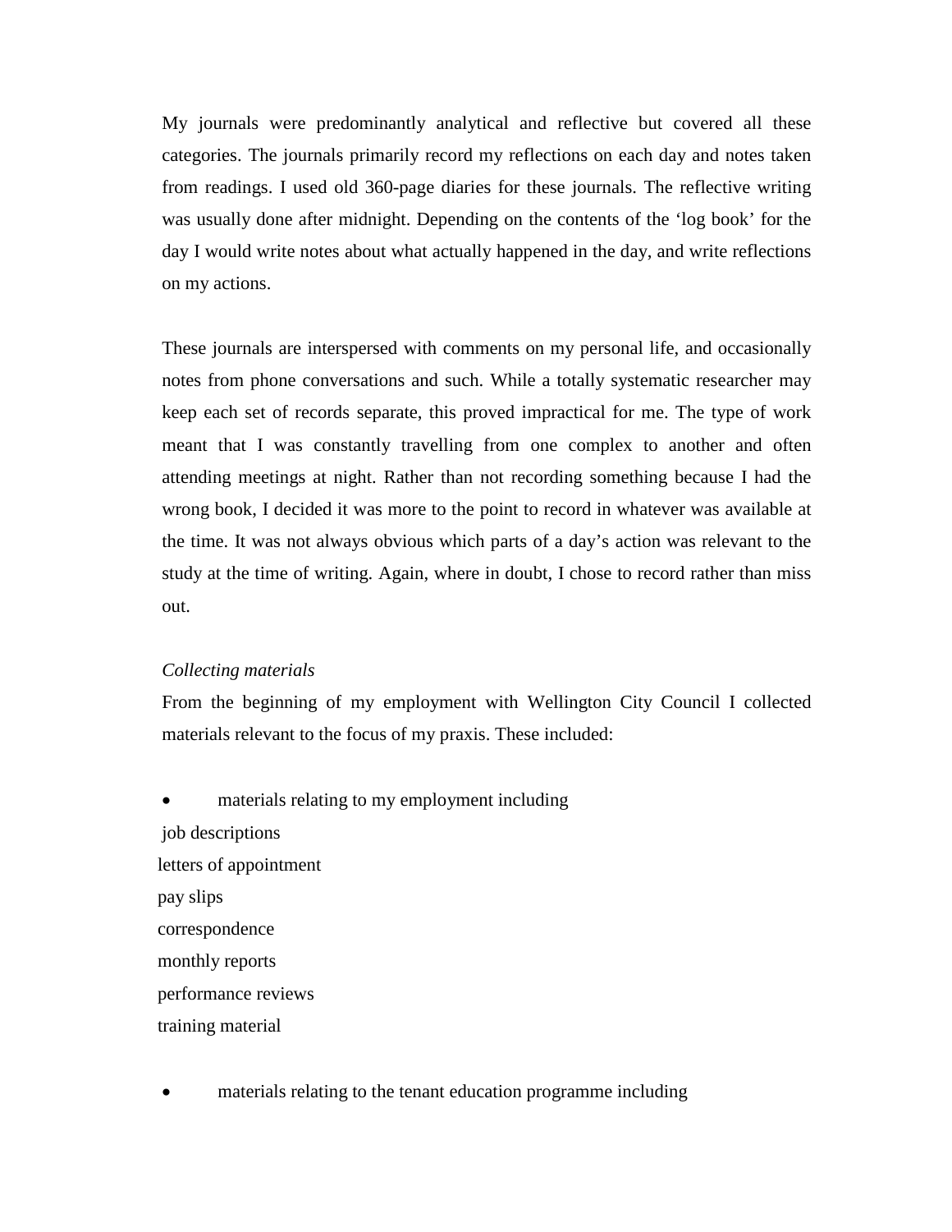My journals were predominantly analytical and reflective but covered all these categories. The journals primarily record my reflections on each day and notes taken from readings. I used old 360-page diaries for these journals. The reflective writing was usually done after midnight. Depending on the contents of the 'log book' for the day I would write notes about what actually happened in the day, and write reflections on my actions.

These journals are interspersed with comments on my personal life, and occasionally notes from phone conversations and such. While a totally systematic researcher may keep each set of records separate, this proved impractical for me. The type of work meant that I was constantly travelling from one complex to another and often attending meetings at night. Rather than not recording something because I had the wrong book, I decided it was more to the point to record in whatever was available at the time. It was not always obvious which parts of a day's action was relevant to the study at the time of writing. Again, where in doubt, I chose to record rather than miss out.

*Collecting materials*

From the beginning of my employment with Wellington City Council I collected materials relevant to the focus of my praxis. These included:

- materials relating to my employment including

job descriptions
letters of appointment
pay slips
correspondence
monthly reports
performance reviews
training material

- materials relating to the tenant education programme including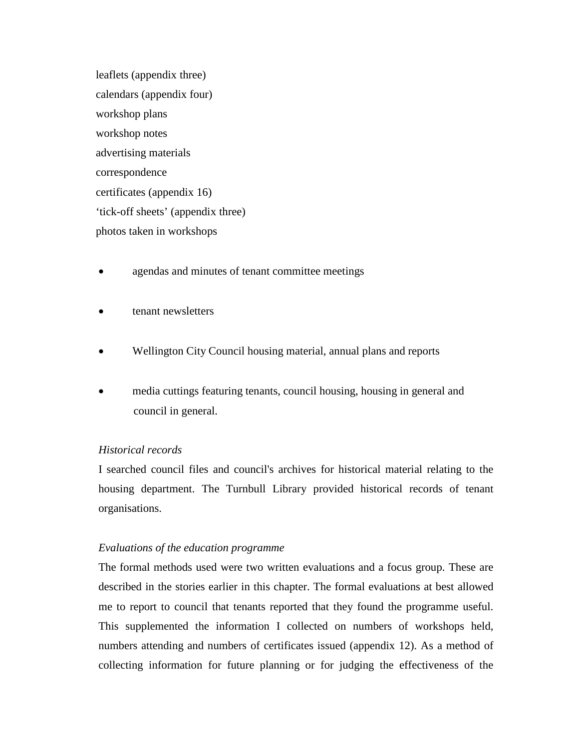leaflets (appendix three)  
calendars (appendix four)  
workshop plans  
workshop notes  
advertising materials  
correspondence  
certificates (appendix 16)  
'tick-off sheets' (appendix three)  
photos taken in workshops

- agendas and minutes of tenant committee meetings
- tenant newsletters
- Wellington City Council housing material, annual plans and reports
- media cuttings featuring tenants, council housing, housing in general and council in general.

*Historical records*

I searched council files and council's archives for historical material relating to the housing department. The Turnbull Library provided historical records of tenant organisations.

*Evaluations of the education programme*

The formal methods used were two written evaluations and a focus group. These are described in the stories earlier in this chapter. The formal evaluations at best allowed me to report to council that tenants reported that they found the programme useful. This supplemented the information I collected on numbers of workshops held, numbers attending and numbers of certificates issued (appendix 12). As a method of collecting information for future planning or for judging the effectiveness of the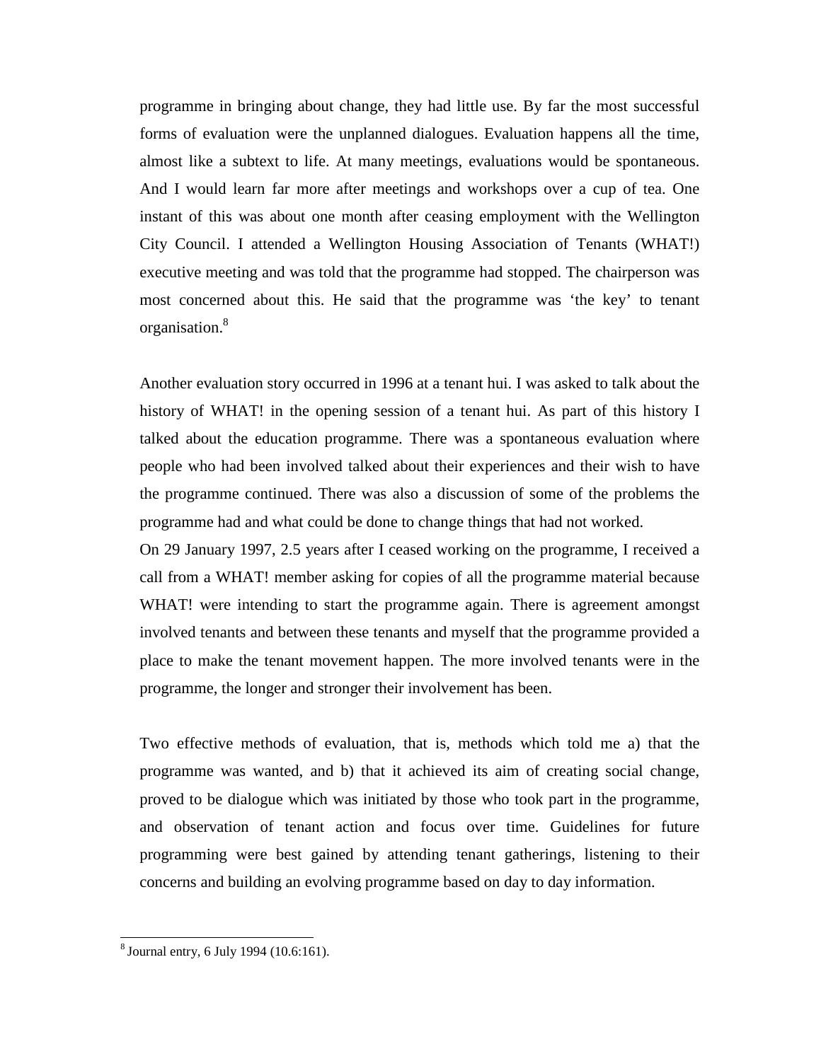programme in bringing about change, they had little use. By far the most successful forms of evaluation were the unplanned dialogues. Evaluation happens all the time, almost like a subtext to life. At many meetings, evaluations would be spontaneous. And I would learn far more after meetings and workshops over a cup of tea. One instant of this was about one month after ceasing employment with the Wellington City Council. I attended a Wellington Housing Association of Tenants (WHAT!) executive meeting and was told that the programme had stopped. The chairperson was most concerned about this. He said that the programme was 'the key' to tenant organisation.[8]

Another evaluation story occurred in 1996 at a tenant hui. I was asked to talk about the history of WHAT! in the opening session of a tenant hui. As part of this history I talked about the education programme. There was a spontaneous evaluation where people who had been involved talked about their experiences and their wish to have the programme continued. There was also a discussion of some of the problems the programme had and what could be done to change things that had not worked.

On 29 January 1997, 2.5 years after I ceased working on the programme, I received a call from a WHAT! member asking for copies of all the programme material because WHAT! were intending to start the programme again. There is agreement amongst involved tenants and between these tenants and myself that the programme provided a place to make the tenant movement happen. The more involved tenants were in the programme, the longer and stronger their involvement has been.

Two effective methods of evaluation, that is, methods which told me a) that the programme was wanted, and b) that it achieved its aim of creating social change, proved to be dialogue which was initiated by those who took part in the programme, and observation of tenant action and focus over time. Guidelines for future programming were best gained by attending tenant gatherings, listening to their concerns and building an evolving programme based on day to day information.

[8] Journal entry, 6 July 1994 (10.6:161).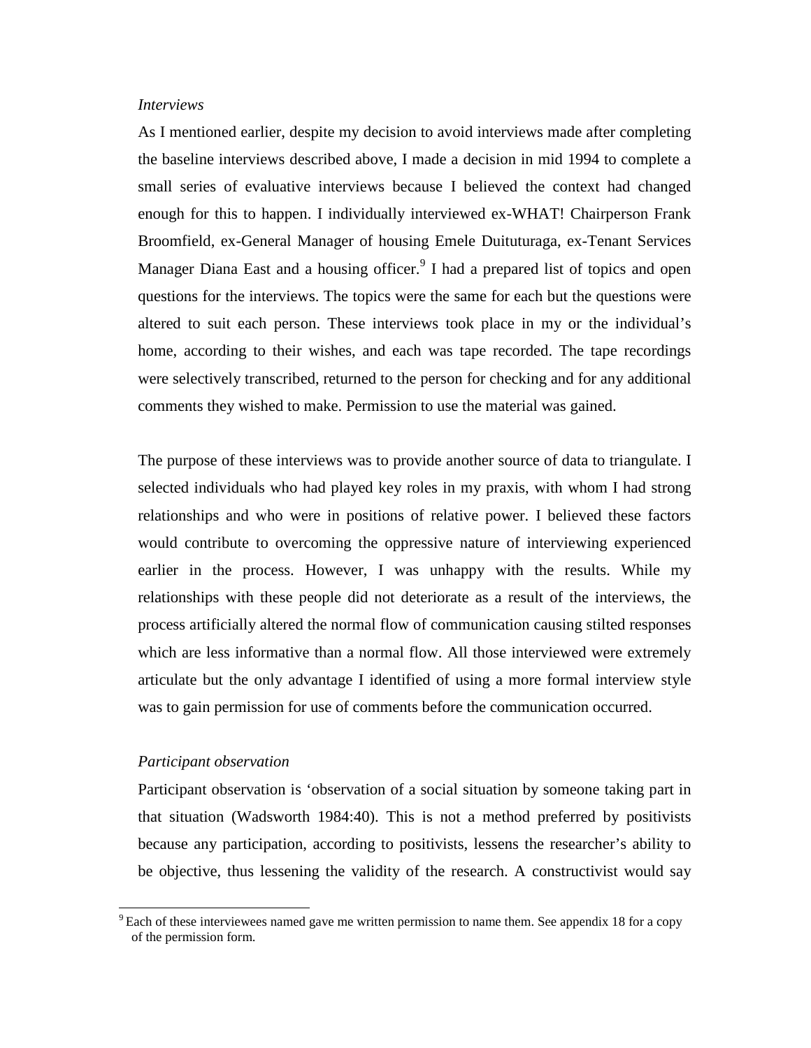*Interviews*

As I mentioned earlier, despite my decision to avoid interviews made after completing the baseline interviews described above, I made a decision in mid 1994 to complete a small series of evaluative interviews because I believed the context had changed enough for this to happen. I individually interviewed ex-WHAT! Chairperson Frank Broomfield, ex-General Manager of housing Emele Duituturaga, ex-Tenant Services Manager Diana East and a housing officer.[9] I had a prepared list of topics and open questions for the interviews. The topics were the same for each but the questions were altered to suit each person. These interviews took place in my or the individual's home, according to their wishes, and each was tape recorded. The tape recordings were selectively transcribed, returned to the person for checking and for any additional comments they wished to make. Permission to use the material was gained.

The purpose of these interviews was to provide another source of data to triangulate. I selected individuals who had played key roles in my praxis, with whom I had strong relationships and who were in positions of relative power. I believed these factors would contribute to overcoming the oppressive nature of interviewing experienced earlier in the process. However, I was unhappy with the results. While my relationships with these people did not deteriorate as a result of the interviews, the process artificially altered the normal flow of communication causing stilted responses which are less informative than a normal flow. All those interviewed were extremely articulate but the only advantage I identified of using a more formal interview style was to gain permission for use of comments before the communication occurred.

*Participant observation*

Participant observation is 'observation of a social situation by someone taking part in that situation (Wadsworth 1984:40). This is not a method preferred by positivists because any participation, according to positivists, lessens the researcher's ability to be objective, thus lessening the validity of the research. A constructivist would say

---

[9] Each of these interviewees named gave me written permission to name them. See appendix 18 for a copy of the permission form.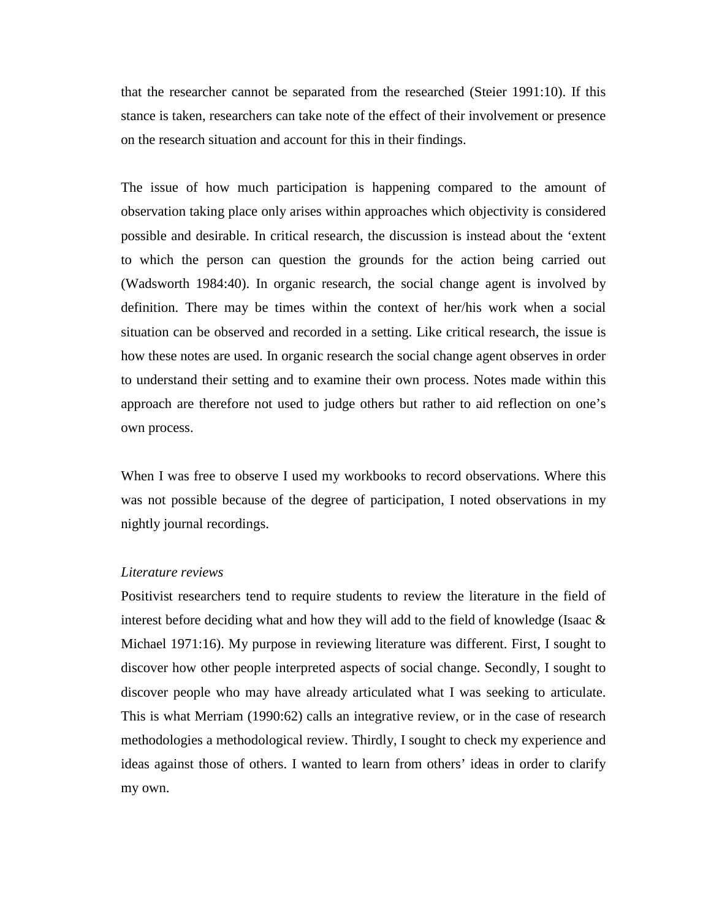that the researcher cannot be separated from the researched (Steier 1991:10). If this stance is taken, researchers can take note of the effect of their involvement or presence on the research situation and account for this in their findings.

The issue of how much participation is happening compared to the amount of observation taking place only arises within approaches which objectivity is considered possible and desirable. In critical research, the discussion is instead about the 'extent to which the person can question the grounds for the action being carried out (Wadsworth 1984:40). In organic research, the social change agent is involved by definition. There may be times within the context of her/his work when a social situation can be observed and recorded in a setting. Like critical research, the issue is how these notes are used. In organic research the social change agent observes in order to understand their setting and to examine their own process. Notes made within this approach are therefore not used to judge others but rather to aid reflection on one's own process.

When I was free to observe I used my workbooks to record observations. Where this was not possible because of the degree of participation, I noted observations in my nightly journal recordings.

*Literature reviews*

Positivist researchers tend to require students to review the literature in the field of interest before deciding what and how they will add to the field of knowledge (Isaac & Michael 1971:16). My purpose in reviewing literature was different. First, I sought to discover how other people interpreted aspects of social change. Secondly, I sought to discover people who may have already articulated what I was seeking to articulate. This is what Merriam (1990:62) calls an integrative review, or in the case of research methodologies a methodological review. Thirdly, I sought to check my experience and ideas against those of others. I wanted to learn from others' ideas in order to clarify my own.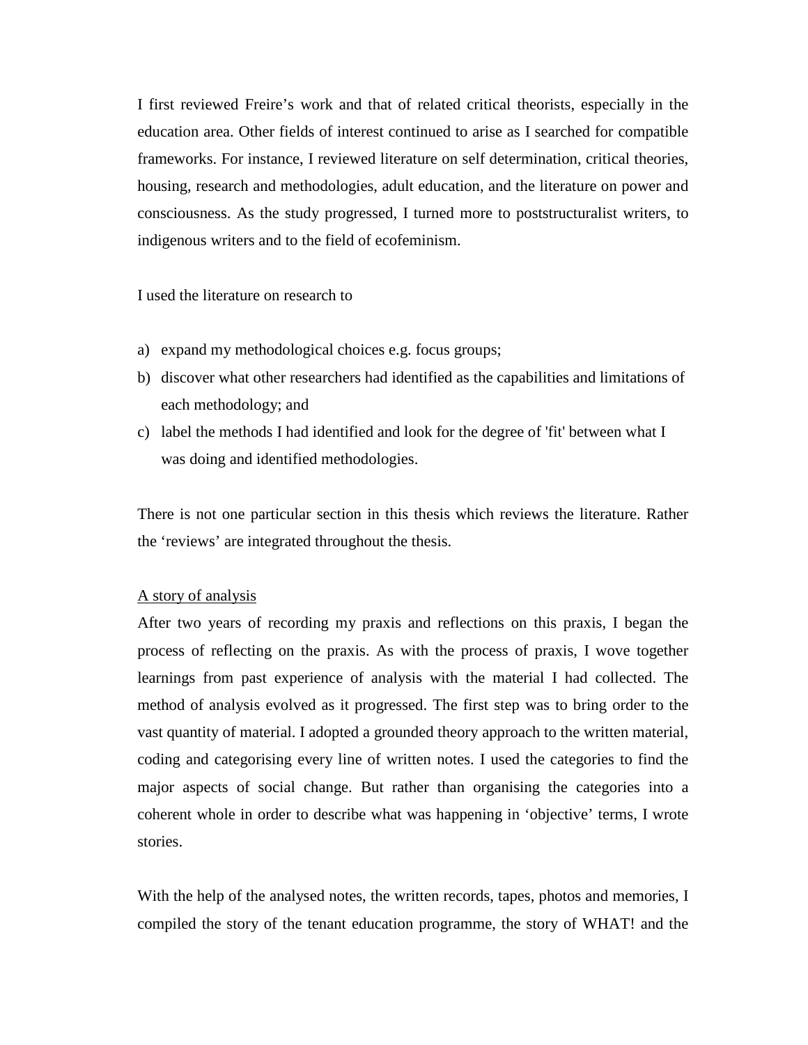I first reviewed Freire's work and that of related critical theorists, especially in the education area. Other fields of interest continued to arise as I searched for compatible frameworks. For instance, I reviewed literature on self determination, critical theories, housing, research and methodologies, adult education, and the literature on power and consciousness. As the study progressed, I turned more to poststructuralist writers, to indigenous writers and to the field of ecofeminism.

I used the literature on research to

a) expand my methodological choices e.g. focus groups;
b) discover what other researchers had identified as the capabilities and limitations of each methodology; and
c) label the methods I had identified and look for the degree of 'fit' between what I was doing and identified methodologies.

There is not one particular section in this thesis which reviews the literature. Rather the 'reviews' are integrated throughout the thesis.

<u>A story of analysis</u>

After two years of recording my praxis and reflections on this praxis, I began the process of reflecting on the praxis. As with the process of praxis, I wove together learnings from past experience of analysis with the material I had collected. The method of analysis evolved as it progressed. The first step was to bring order to the vast quantity of material. I adopted a grounded theory approach to the written material, coding and categorising every line of written notes. I used the categories to find the major aspects of social change. But rather than organising the categories into a coherent whole in order to describe what was happening in 'objective' terms, I wrote stories.

With the help of the analysed notes, the written records, tapes, photos and memories, I compiled the story of the tenant education programme, the story of WHAT! and the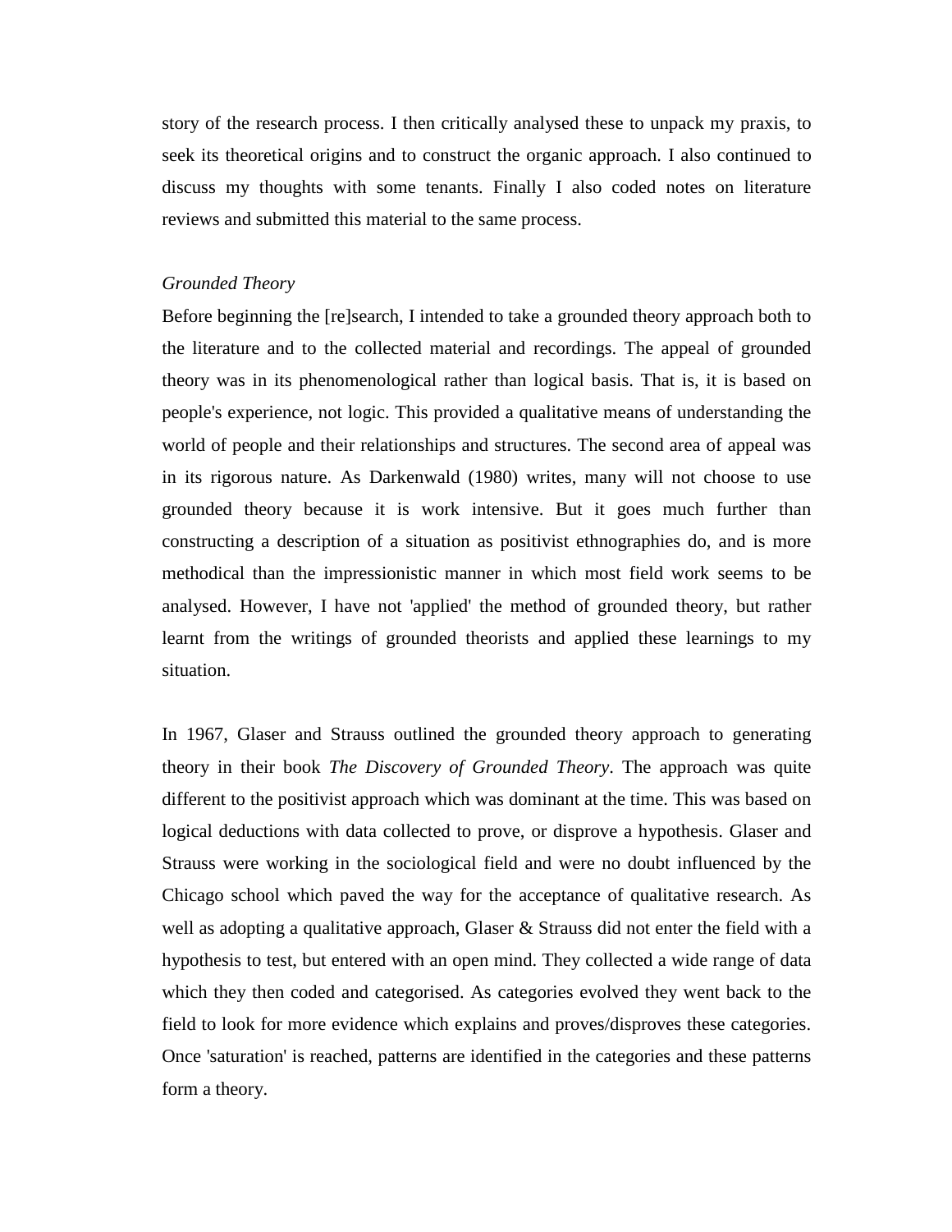story of the research process. I then critically analysed these to unpack my praxis, to seek its theoretical origins and to construct the organic approach. I also continued to discuss my thoughts with some tenants. Finally I also coded notes on literature reviews and submitted this material to the same process.

*Grounded Theory*

Before beginning the [re]search, I intended to take a grounded theory approach both to the literature and to the collected material and recordings. The appeal of grounded theory was in its phenomenological rather than logical basis. That is, it is based on people's experience, not logic. This provided a qualitative means of understanding the world of people and their relationships and structures. The second area of appeal was in its rigorous nature. As Darkenwald (1980) writes, many will not choose to use grounded theory because it is work intensive. But it goes much further than constructing a description of a situation as positivist ethnographies do, and is more methodical than the impressionistic manner in which most field work seems to be analysed. However, I have not 'applied' the method of grounded theory, but rather learnt from the writings of grounded theorists and applied these learnings to my situation.

In 1967, Glaser and Strauss outlined the grounded theory approach to generating theory in their book *The Discovery of Grounded Theory*. The approach was quite different to the positivist approach which was dominant at the time. This was based on logical deductions with data collected to prove, or disprove a hypothesis. Glaser and Strauss were working in the sociological field and were no doubt influenced by the Chicago school which paved the way for the acceptance of qualitative research. As well as adopting a qualitative approach, Glaser & Strauss did not enter the field with a hypothesis to test, but entered with an open mind. They collected a wide range of data which they then coded and categorised. As categories evolved they went back to the field to look for more evidence which explains and proves/disproves these categories. Once 'saturation' is reached, patterns are identified in the categories and these patterns form a theory.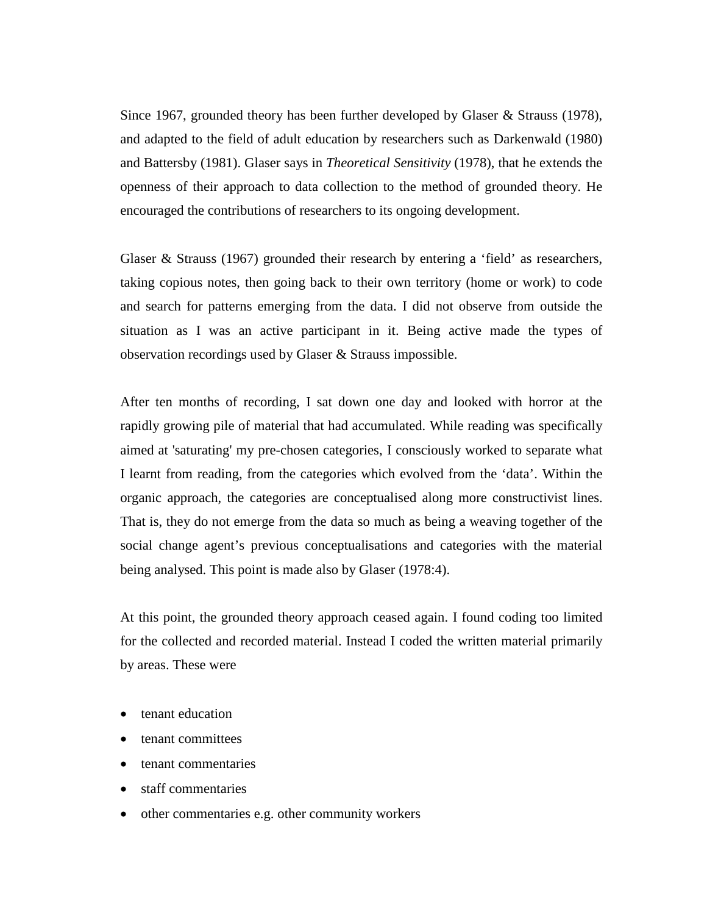Since 1967, grounded theory has been further developed by Glaser & Strauss (1978), and adapted to the field of adult education by researchers such as Darkenwald (1980) and Battersby (1981). Glaser says in *Theoretical Sensitivity* (1978), that he extends the openness of their approach to data collection to the method of grounded theory. He encouraged the contributions of researchers to its ongoing development.

Glaser & Strauss (1967) grounded their research by entering a 'field' as researchers, taking copious notes, then going back to their own territory (home or work) to code and search for patterns emerging from the data. I did not observe from outside the situation as I was an active participant in it. Being active made the types of observation recordings used by Glaser & Strauss impossible.

After ten months of recording, I sat down one day and looked with horror at the rapidly growing pile of material that had accumulated. While reading was specifically aimed at 'saturating' my pre-chosen categories, I consciously worked to separate what I learnt from reading, from the categories which evolved from the 'data'. Within the organic approach, the categories are conceptualised along more constructivist lines. That is, they do not emerge from the data so much as being a weaving together of the social change agent's previous conceptualisations and categories with the material being analysed. This point is made also by Glaser (1978:4).

At this point, the grounded theory approach ceased again. I found coding too limited for the collected and recorded material. Instead I coded the written material primarily by areas. These were

- tenant education
- tenant committees
- tenant commentaries
- staff commentaries
- other commentaries e.g. other community workers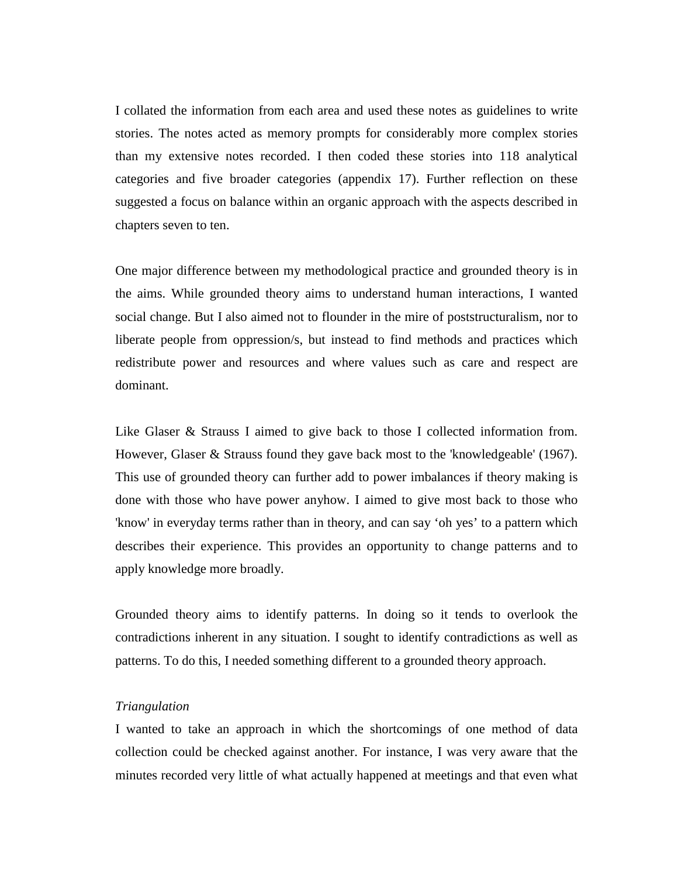I collated the information from each area and used these notes as guidelines to write stories. The notes acted as memory prompts for considerably more complex stories than my extensive notes recorded. I then coded these stories into 118 analytical categories and five broader categories (appendix 17). Further reflection on these suggested a focus on balance within an organic approach with the aspects described in chapters seven to ten.

One major difference between my methodological practice and grounded theory is in the aims. While grounded theory aims to understand human interactions, I wanted social change. But I also aimed not to flounder in the mire of poststructuralism, nor to liberate people from oppression/s, but instead to find methods and practices which redistribute power and resources and where values such as care and respect are dominant.

Like Glaser & Strauss I aimed to give back to those I collected information from. However, Glaser & Strauss found they gave back most to the 'knowledgeable' (1967). This use of grounded theory can further add to power imbalances if theory making is done with those who have power anyhow. I aimed to give most back to those who 'know' in everyday terms rather than in theory, and can say 'oh yes' to a pattern which describes their experience. This provides an opportunity to change patterns and to apply knowledge more broadly.

Grounded theory aims to identify patterns. In doing so it tends to overlook the contradictions inherent in any situation. I sought to identify contradictions as well as patterns. To do this, I needed something different to a grounded theory approach.

*Triangulation*

I wanted to take an approach in which the shortcomings of one method of data collection could be checked against another. For instance, I was very aware that the minutes recorded very little of what actually happened at meetings and that even what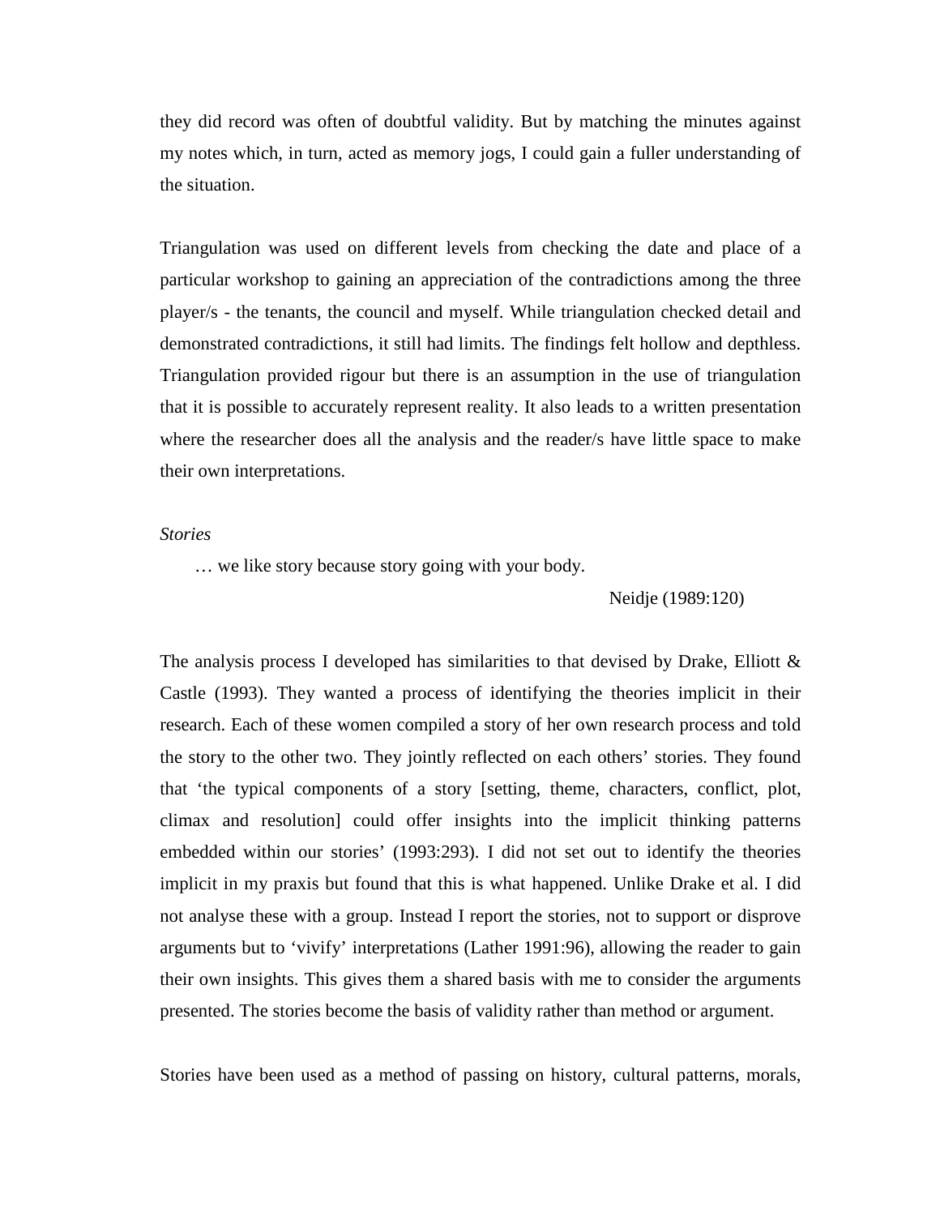they did record was often of doubtful validity. But by matching the minutes against my notes which, in turn, acted as memory jogs, I could gain a fuller understanding of the situation.

Triangulation was used on different levels from checking the date and place of a particular workshop to gaining an appreciation of the contradictions among the three player/s - the tenants, the council and myself. While triangulation checked detail and demonstrated contradictions, it still had limits. The findings felt hollow and depthless. Triangulation provided rigour but there is an assumption in the use of triangulation that it is possible to accurately represent reality. It also leads to a written presentation where the researcher does all the analysis and the reader/s have little space to make their own interpretations.

*Stories*

> … we like story because story going with your body.
>
> Neidje (1989:120)

The analysis process I developed has similarities to that devised by Drake, Elliott & Castle (1993). They wanted a process of identifying the theories implicit in their research. Each of these women compiled a story of her own research process and told the story to the other two. They jointly reflected on each others' stories. They found that 'the typical components of a story [setting, theme, characters, conflict, plot, climax and resolution] could offer insights into the implicit thinking patterns embedded within our stories' (1993:293). I did not set out to identify the theories implicit in my praxis but found that this is what happened. Unlike Drake et al. I did not analyse these with a group. Instead I report the stories, not to support or disprove arguments but to 'vivify' interpretations (Lather 1991:96), allowing the reader to gain their own insights. This gives them a shared basis with me to consider the arguments presented. The stories become the basis of validity rather than method or argument.

Stories have been used as a method of passing on history, cultural patterns, morals,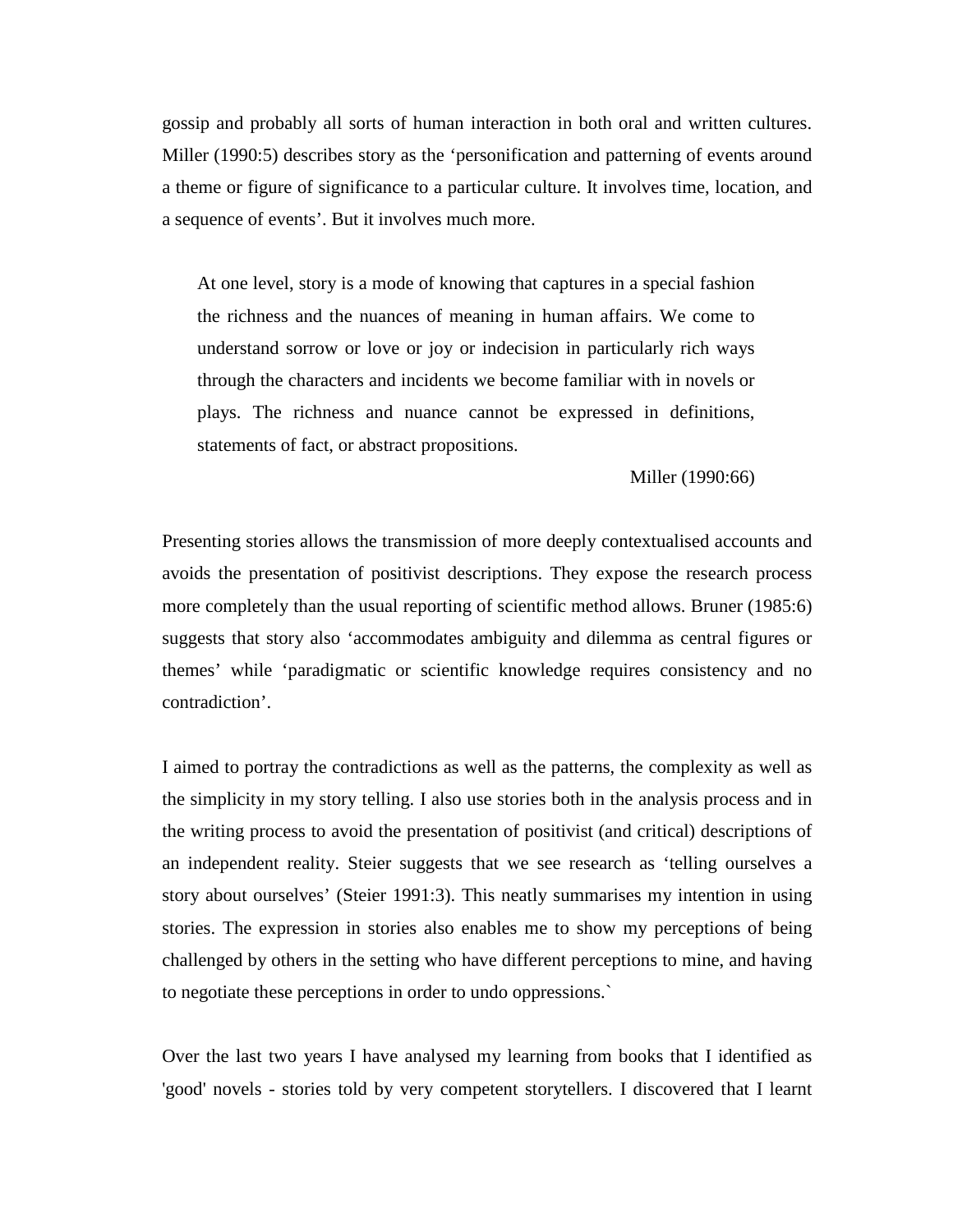gossip and probably all sorts of human interaction in both oral and written cultures. Miller (1990:5) describes story as the 'personification and patterning of events around a theme or figure of significance to a particular culture. It involves time, location, and a sequence of events'. But it involves much more.

> At one level, story is a mode of knowing that captures in a special fashion the richness and the nuances of meaning in human affairs. We come to understand sorrow or love or joy or indecision in particularly rich ways through the characters and incidents we become familiar with in novels or plays. The richness and nuance cannot be expressed in definitions, statements of fact, or abstract propositions.
>
> Miller (1990:66)

Presenting stories allows the transmission of more deeply contextualised accounts and avoids the presentation of positivist descriptions. They expose the research process more completely than the usual reporting of scientific method allows. Bruner (1985:6) suggests that story also 'accommodates ambiguity and dilemma as central figures or themes' while 'paradigmatic or scientific knowledge requires consistency and no contradiction'.

I aimed to portray the contradictions as well as the patterns, the complexity as well as the simplicity in my story telling. I also use stories both in the analysis process and in the writing process to avoid the presentation of positivist (and critical) descriptions of an independent reality. Steier suggests that we see research as 'telling ourselves a story about ourselves' (Steier 1991:3). This neatly summarises my intention in using stories. The expression in stories also enables me to show my perceptions of being challenged by others in the setting who have different perceptions to mine, and having to negotiate these perceptions in order to undo oppressions.`

Over the last two years I have analysed my learning from books that I identified as 'good' novels - stories told by very competent storytellers. I discovered that I learnt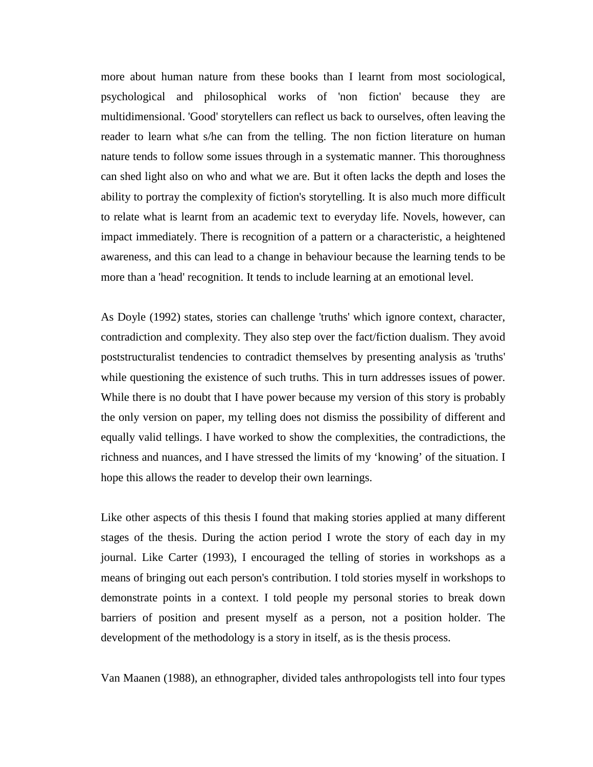more about human nature from these books than I learnt from most sociological, psychological and philosophical works of 'non fiction' because they are multidimensional. 'Good' storytellers can reflect us back to ourselves, often leaving the reader to learn what s/he can from the telling. The non fiction literature on human nature tends to follow some issues through in a systematic manner. This thoroughness can shed light also on who and what we are. But it often lacks the depth and loses the ability to portray the complexity of fiction's storytelling. It is also much more difficult to relate what is learnt from an academic text to everyday life. Novels, however, can impact immediately. There is recognition of a pattern or a characteristic, a heightened awareness, and this can lead to a change in behaviour because the learning tends to be more than a 'head' recognition. It tends to include learning at an emotional level.

As Doyle (1992) states, stories can challenge 'truths' which ignore context, character, contradiction and complexity. They also step over the fact/fiction dualism. They avoid poststructuralist tendencies to contradict themselves by presenting analysis as 'truths' while questioning the existence of such truths. This in turn addresses issues of power. While there is no doubt that I have power because my version of this story is probably the only version on paper, my telling does not dismiss the possibility of different and equally valid tellings. I have worked to show the complexities, the contradictions, the richness and nuances, and I have stressed the limits of my ‘knowing’ of the situation. I hope this allows the reader to develop their own learnings.

Like other aspects of this thesis I found that making stories applied at many different stages of the thesis. During the action period I wrote the story of each day in my journal. Like Carter (1993), I encouraged the telling of stories in workshops as a means of bringing out each person's contribution. I told stories myself in workshops to demonstrate points in a context. I told people my personal stories to break down barriers of position and present myself as a person, not a position holder. The development of the methodology is a story in itself, as is the thesis process.

Van Maanen (1988), an ethnographer, divided tales anthropologists tell into four types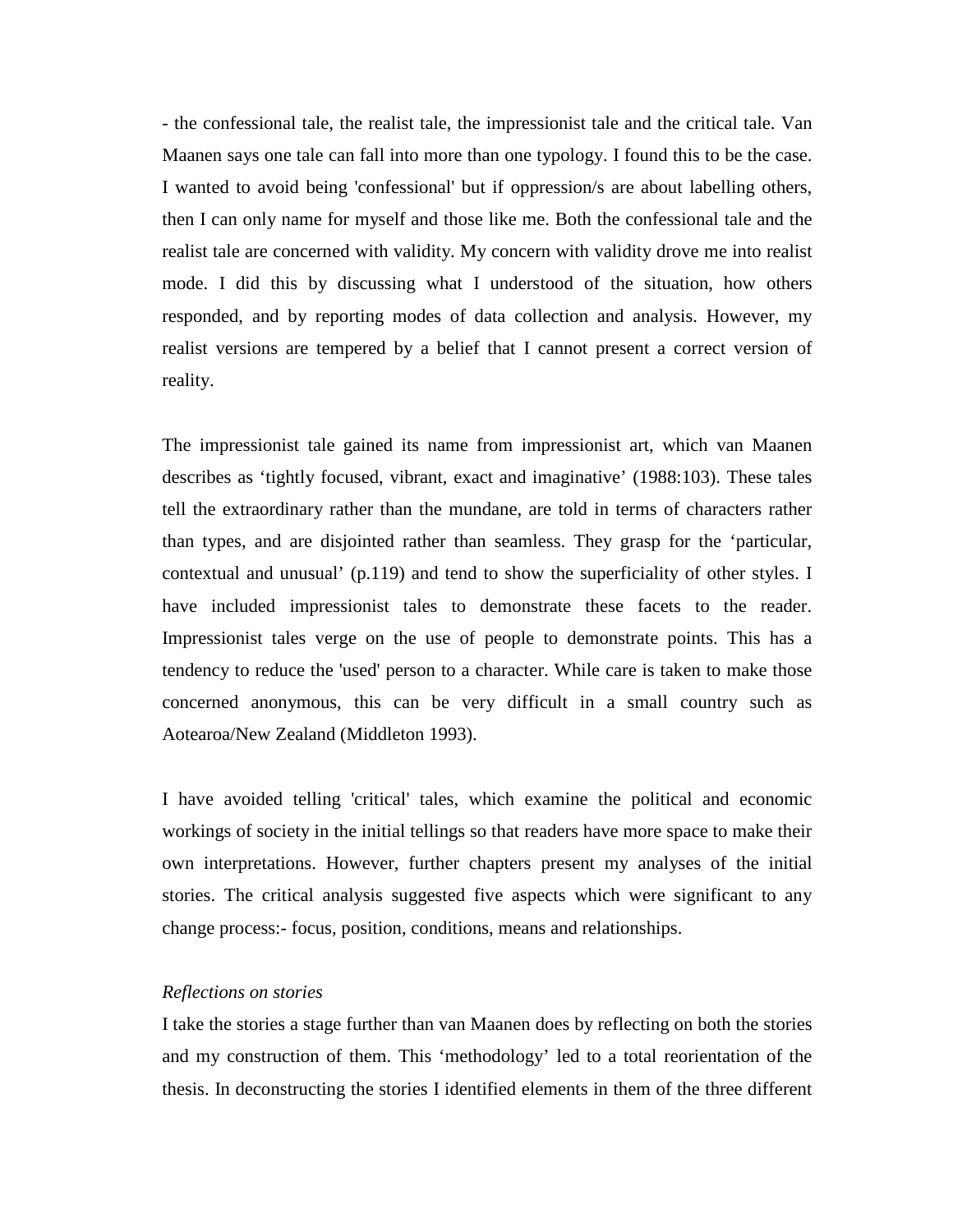- the confessional tale, the realist tale, the impressionist tale and the critical tale. Van Maanen says one tale can fall into more than one typology. I found this to be the case. I wanted to avoid being 'confessional' but if oppression/s are about labelling others, then I can only name for myself and those like me. Both the confessional tale and the realist tale are concerned with validity. My concern with validity drove me into realist mode. I did this by discussing what I understood of the situation, how others responded, and by reporting modes of data collection and analysis. However, my realist versions are tempered by a belief that I cannot present a correct version of reality.

The impressionist tale gained its name from impressionist art, which van Maanen describes as 'tightly focused, vibrant, exact and imaginative' (1988:103). These tales tell the extraordinary rather than the mundane, are told in terms of characters rather than types, and are disjointed rather than seamless. They grasp for the 'particular, contextual and unusual' (p.119) and tend to show the superficiality of other styles. I have included impressionist tales to demonstrate these facets to the reader. Impressionist tales verge on the use of people to demonstrate points. This has a tendency to reduce the 'used' person to a character. While care is taken to make those concerned anonymous, this can be very difficult in a small country such as Aotearoa/New Zealand (Middleton 1993).

I have avoided telling 'critical' tales, which examine the political and economic workings of society in the initial tellings so that readers have more space to make their own interpretations. However, further chapters present my analyses of the initial stories. The critical analysis suggested five aspects which were significant to any change process:- focus, position, conditions, means and relationships.

*Reflections on stories*

I take the stories a stage further than van Maanen does by reflecting on both the stories and my construction of them. This 'methodology' led to a total reorientation of the thesis. In deconstructing the stories I identified elements in them of the three different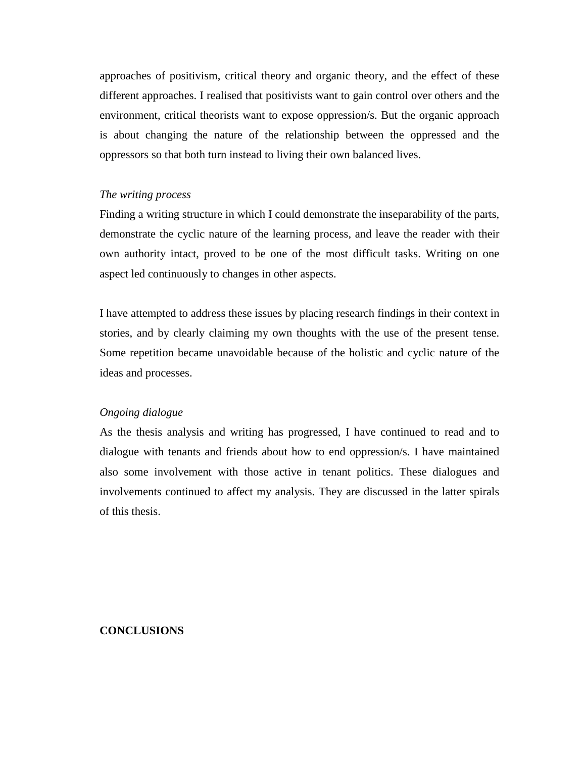approaches of positivism, critical theory and organic theory, and the effect of these different approaches. I realised that positivists want to gain control over others and the environment, critical theorists want to expose oppression/s. But the organic approach is about changing the nature of the relationship between the oppressed and the oppressors so that both turn instead to living their own balanced lives.

*The writing process*

Finding a writing structure in which I could demonstrate the inseparability of the parts, demonstrate the cyclic nature of the learning process, and leave the reader with their own authority intact, proved to be one of the most difficult tasks. Writing on one aspect led continuously to changes in other aspects.

I have attempted to address these issues by placing research findings in their context in stories, and by clearly claiming my own thoughts with the use of the present tense. Some repetition became unavoidable because of the holistic and cyclic nature of the ideas and processes.

*Ongoing dialogue*

As the thesis analysis and writing has progressed, I have continued to read and to dialogue with tenants and friends about how to end oppression/s. I have maintained also some involvement with those active in tenant politics. These dialogues and involvements continued to affect my analysis. They are discussed in the latter spirals of this thesis.

**CONCLUSIONS**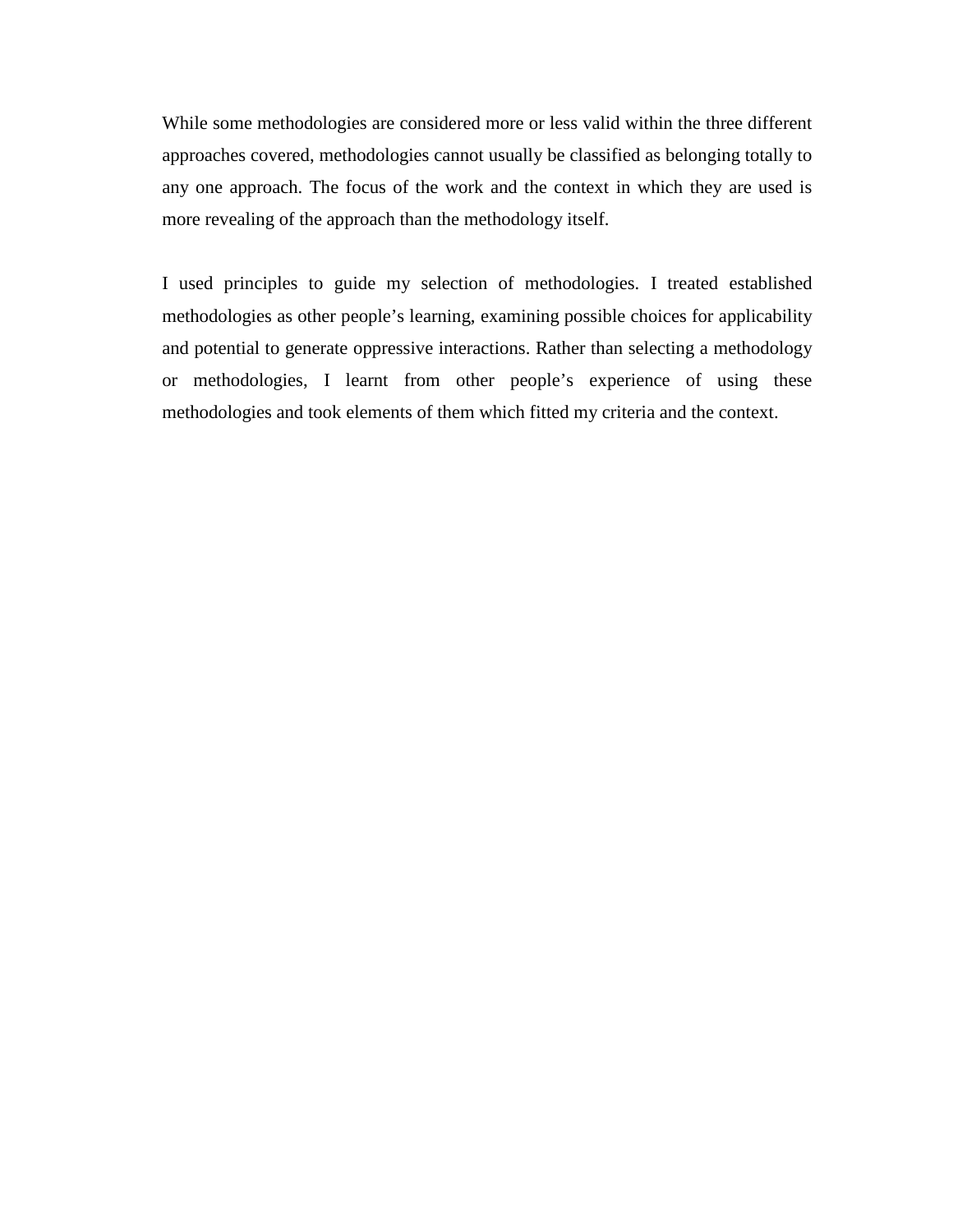While some methodologies are considered more or less valid within the three different approaches covered, methodologies cannot usually be classified as belonging totally to any one approach. The focus of the work and the context in which they are used is more revealing of the approach than the methodology itself.

I used principles to guide my selection of methodologies. I treated established methodologies as other people's learning, examining possible choices for applicability and potential to generate oppressive interactions. Rather than selecting a methodology or methodologies, I learnt from other people's experience of using these methodologies and took elements of them which fitted my criteria and the context.